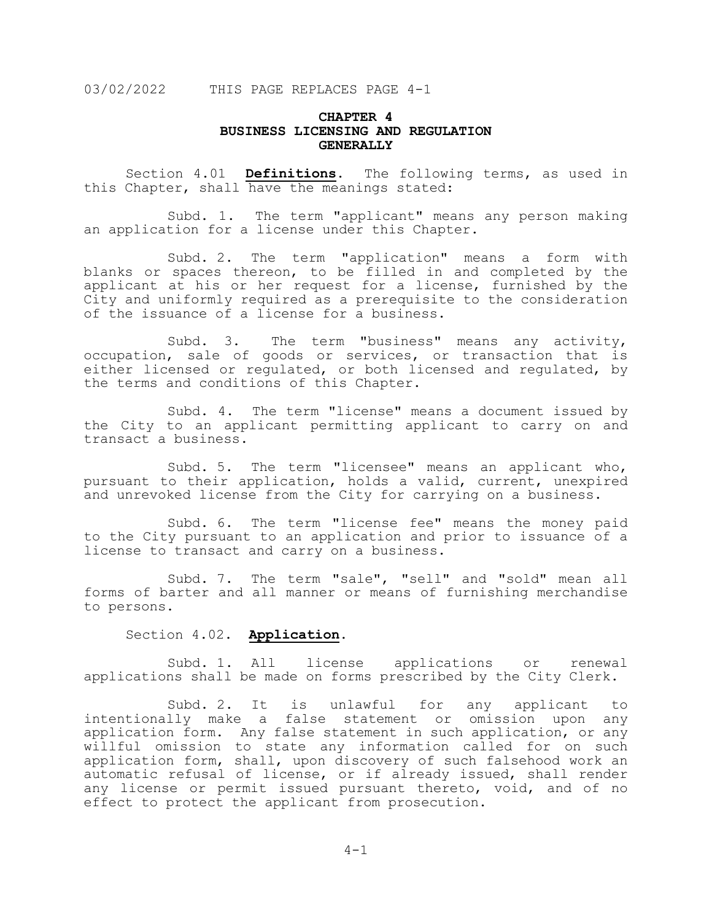03/02/2022 THIS PAGE REPLACES PAGE 4-1

# CHAPTER 4
# BUSINESS LICENSING AND REGULATION
# GENERALLY

Section 4.01 **Definitions**. The following terms, as used in this Chapter, shall have the meanings stated:

Subd. 1. The term "applicant" means any person making an application for a license under this Chapter.

Subd. 2. The term "application" means a form with blanks or spaces thereon, to be filled in and completed by the applicant at his or her request for a license, furnished by the City and uniformly required as a prerequisite to the consideration of the issuance of a license for a business.

Subd. 3. The term "business" means any activity, occupation, sale of goods or services, or transaction that is either licensed or regulated, or both licensed and regulated, by the terms and conditions of this Chapter.

Subd. 4. The term "license" means a document issued by the City to an applicant permitting applicant to carry on and transact a business.

Subd. 5. The term "licensee" means an applicant who, pursuant to their application, holds a valid, current, unexpired and unrevoked license from the City for carrying on a business.

Subd. 6. The term "license fee" means the money paid to the City pursuant to an application and prior to issuance of a license to transact and carry on a business.

Subd. 7. The term "sale", "sell" and "sold" mean all forms of barter and all manner or means of furnishing merchandise to persons.

Section 4.02. **Application**.

Subd. 1. All license applications or renewal applications shall be made on forms prescribed by the City Clerk.

Subd. 2. It is unlawful for any applicant to intentionally make a false statement or omission upon any application form. Any false statement in such application, or any willful omission to state any information called for on such application form, shall, upon discovery of such falsehood work an automatic refusal of license, or if already issued, shall render any license or permit issued pursuant thereto, void, and of no effect to protect the applicant from prosecution.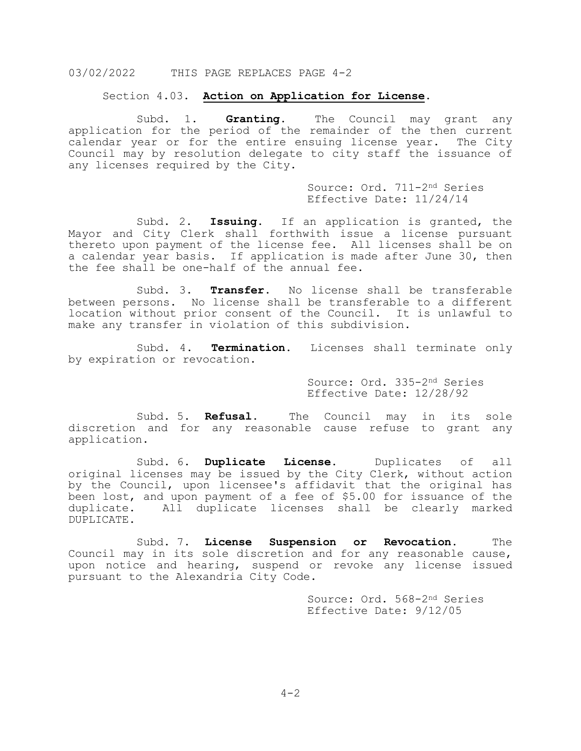03/02/2022 THIS PAGE REPLACES PAGE 4-2

## Section 4.03. **Action on Application for License.**

Subd. 1. **Granting.** The Council may grant any application for the period of the remainder of the then current calendar year or for the entire ensuing license year. The City Council may by resolution delegate to city staff the issuance of any licenses required by the City.

Source: Ord. 711-2nd Series
Effective Date: 11/24/14

Subd. 2. **Issuing.** If an application is granted, the Mayor and City Clerk shall forthwith issue a license pursuant thereto upon payment of the license fee. All licenses shall be on a calendar year basis. If application is made after June 30, then the fee shall be one-half of the annual fee.

Subd. 3. **Transfer.** No license shall be transferable between persons. No license shall be transferable to a different location without prior consent of the Council. It is unlawful to make any transfer in violation of this subdivision.

Subd. 4. **Termination.** Licenses shall terminate only by expiration or revocation.

Source: Ord. 335-2nd Series
Effective Date: 12/28/92

Subd. 5. **Refusal.** The Council may in its sole discretion and for any reasonable cause refuse to grant any application.

Subd. 6. **Duplicate License.** Duplicates of all original licenses may be issued by the City Clerk, without action by the Council, upon licensee's affidavit that the original has been lost, and upon payment of a fee of $5.00 for issuance of the duplicate. All duplicate licenses shall be clearly marked DUPLICATE.

Subd. 7. **License Suspension or Revocation.** The Council may in its sole discretion and for any reasonable cause, upon notice and hearing, suspend or revoke any license issued pursuant to the Alexandria City Code.

Source: Ord. 568-2nd Series
Effective Date: 9/12/05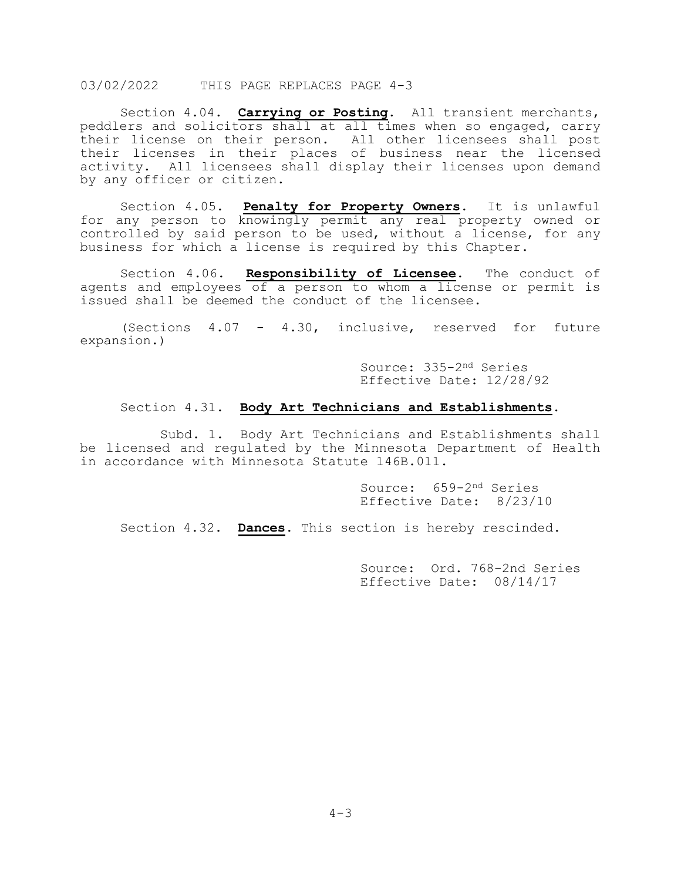03/02/2022 THIS PAGE REPLACES PAGE 4-3

Section 4.04. **Carrying or Posting**. All transient merchants, peddlers and solicitors shall at all times when so engaged, carry their license on their person. All other licensees shall post their licenses in their places of business near the licensed activity. All licensees shall display their licenses upon demand by any officer or citizen.

Section 4.05. **Penalty for Property Owners**. It is unlawful for any person to knowingly permit any real property owned or controlled by said person to be used, without a license, for any business for which a license is required by this Chapter.

Section 4.06. **Responsibility of Licensee**. The conduct of agents and employees of a person to whom a license or permit is issued shall be deemed the conduct of the licensee.

(Sections 4.07 - 4.30, inclusive, reserved for future expansion.)

Source: 335-2nd Series
Effective Date: 12/28/92

Section 4.31. **Body Art Technicians and Establishments**.

Subd. 1. Body Art Technicians and Establishments shall be licensed and regulated by the Minnesota Department of Health in accordance with Minnesota Statute 146B.011.

Source: 659-2nd Series
Effective Date: 8/23/10

Section 4.32. **Dances**. This section is hereby rescinded.

Source: Ord. 768-2nd Series
Effective Date: 08/14/17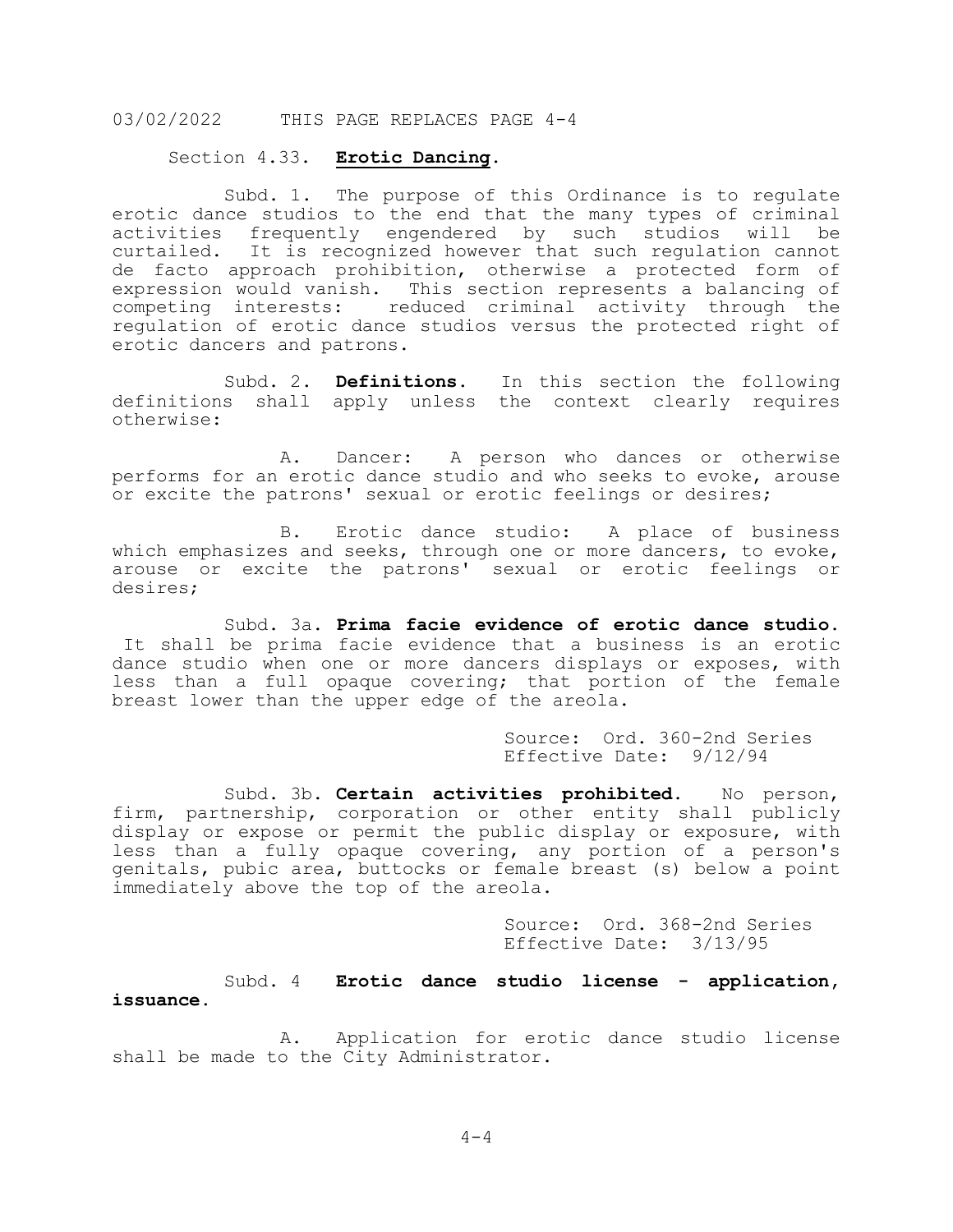03/02/2022 THIS PAGE REPLACES PAGE 4-4

Section 4.33. **Erotic Dancing.**

Subd. 1. The purpose of this Ordinance is to regulate erotic dance studios to the end that the many types of criminal activities frequently engendered by such studios will be curtailed. It is recognized however that such regulation cannot de facto approach prohibition, otherwise a protected form of expression would vanish. This section represents a balancing of competing interests: reduced criminal activity through the regulation of erotic dance studios versus the protected right of erotic dancers and patrons.

Subd. 2. **Definitions.** In this section the following definitions shall apply unless the context clearly requires otherwise:

A. Dancer: A person who dances or otherwise performs for an erotic dance studio and who seeks to evoke, arouse or excite the patrons' sexual or erotic feelings or desires;

B. Erotic dance studio: A place of business which emphasizes and seeks, through one or more dancers, to evoke, arouse or excite the patrons' sexual or erotic feelings or desires;

Subd. 3a. **Prima facie evidence of erotic dance studio.** It shall be prima facie evidence that a business is an erotic dance studio when one or more dancers displays or exposes, with less than a full opaque covering; that portion of the female breast lower than the upper edge of the areola.

Source: Ord. 360-2nd Series
Effective Date: 9/12/94

Subd. 3b. **Certain activities prohibited.** No person, firm, partnership, corporation or other entity shall publicly display or expose or permit the public display or exposure, with less than a fully opaque covering, any portion of a person's genitals, pubic area, buttocks or female breast (s) below a point immediately above the top of the areola.

Source: Ord. 368-2nd Series
Effective Date: 3/13/95

Subd. 4 **Erotic dance studio license - application, issuance.**

A. Application for erotic dance studio license shall be made to the City Administrator.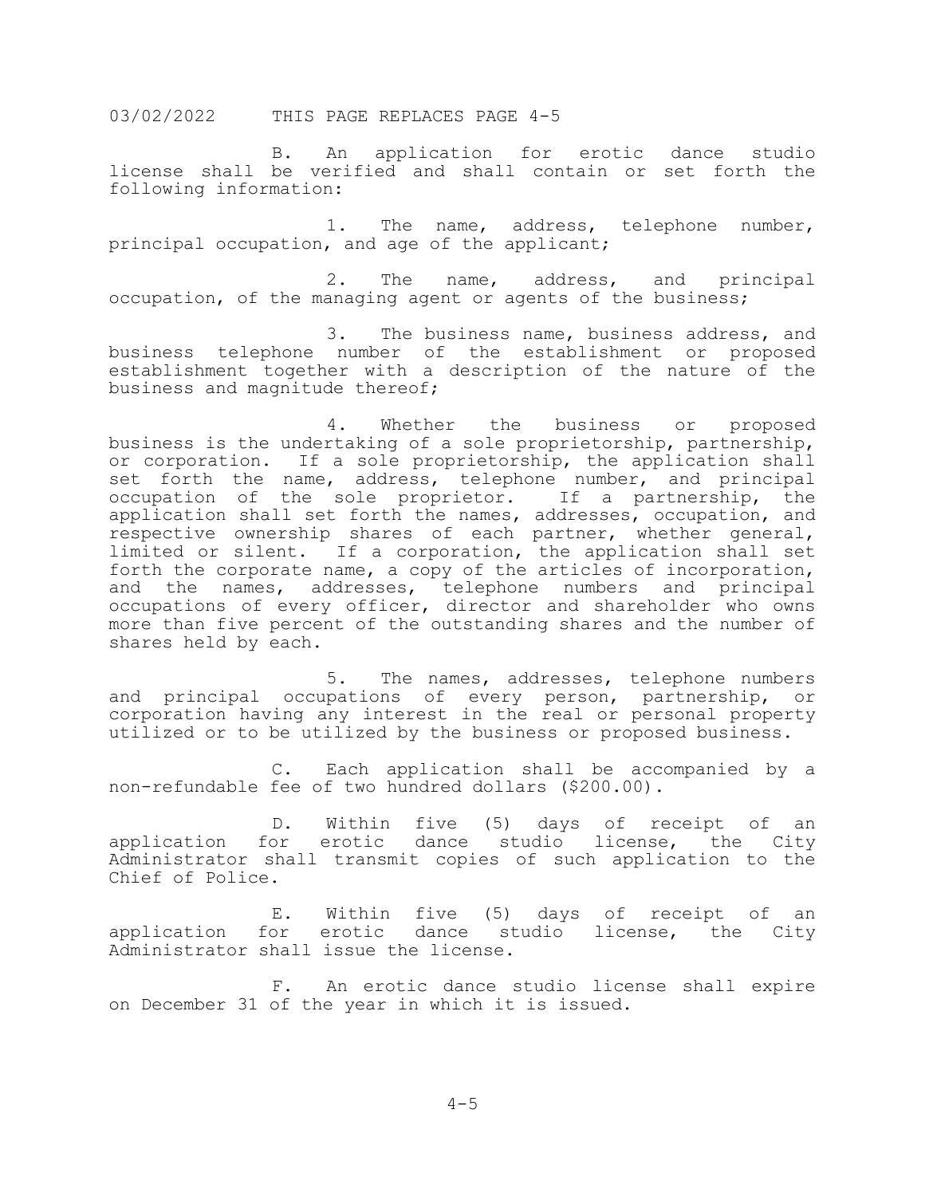03/02/2022 THIS PAGE REPLACES PAGE 4-5

B. An application for erotic dance studio license shall be verified and shall contain or set forth the following information:

1. The name, address, telephone number, principal occupation, and age of the applicant;

2. The name, address, and principal occupation, of the managing agent or agents of the business;

3. The business name, business address, and business telephone number of the establishment or proposed establishment together with a description of the nature of the business and magnitude thereof;

4. Whether the business or proposed business is the undertaking of a sole proprietorship, partnership, or corporation. If a sole proprietorship, the application shall set forth the name, address, telephone number, and principal occupation of the sole proprietor. If a partnership, the application shall set forth the names, addresses, occupation, and respective ownership shares of each partner, whether general, limited or silent. If a corporation, the application shall set forth the corporate name, a copy of the articles of incorporation, and the names, addresses, telephone numbers and principal occupations of every officer, director and shareholder who owns more than five percent of the outstanding shares and the number of shares held by each.

5. The names, addresses, telephone numbers and principal occupations of every person, partnership, or corporation having any interest in the real or personal property utilized or to be utilized by the business or proposed business.

C. Each application shall be accompanied by a non-refundable fee of two hundred dollars ($200.00).

D. Within five (5) days of receipt of an application for erotic dance studio license, the City Administrator shall transmit copies of such application to the Chief of Police.

E. Within five (5) days of receipt of an application for erotic dance studio license, the City Administrator shall issue the license.

F. An erotic dance studio license shall expire on December 31 of the year in which it is issued.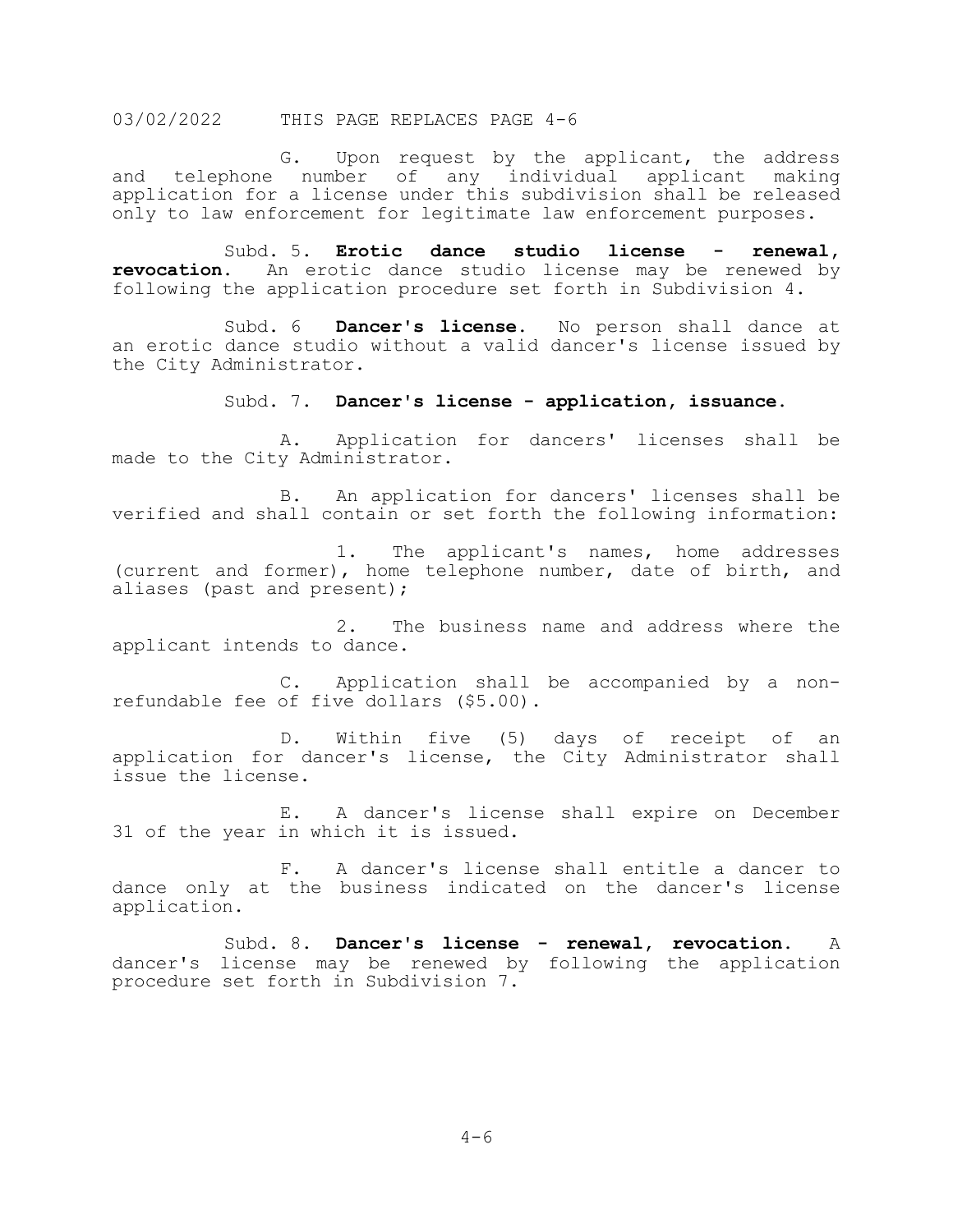G. Upon request by the applicant, the address and telephone number of any individual applicant making application for a license under this subdivision shall be released only to law enforcement for legitimate law enforcement purposes.

Subd. 5. **Erotic dance studio license - renewal, revocation.** An erotic dance studio license may be renewed by following the application procedure set forth in Subdivision 4.

Subd. 6 **Dancer's license.** No person shall dance at an erotic dance studio without a valid dancer's license issued by the City Administrator.

Subd. 7. **Dancer's license - application, issuance.**

A. Application for dancers' licenses shall be made to the City Administrator.

B. An application for dancers' licenses shall be verified and shall contain or set forth the following information:

1. The applicant's names, home addresses (current and former), home telephone number, date of birth, and aliases (past and present);

2. The business name and address where the applicant intends to dance.

C. Application shall be accompanied by a non-refundable fee of five dollars ($5.00).

D. Within five (5) days of receipt of an application for dancer's license, the City Administrator shall issue the license.

E. A dancer's license shall expire on December 31 of the year in which it is issued.

F. A dancer's license shall entitle a dancer to dance only at the business indicated on the dancer's license application.

Subd. 8. **Dancer's license - renewal, revocation.** A dancer's license may be renewed by following the application procedure set forth in Subdivision 7.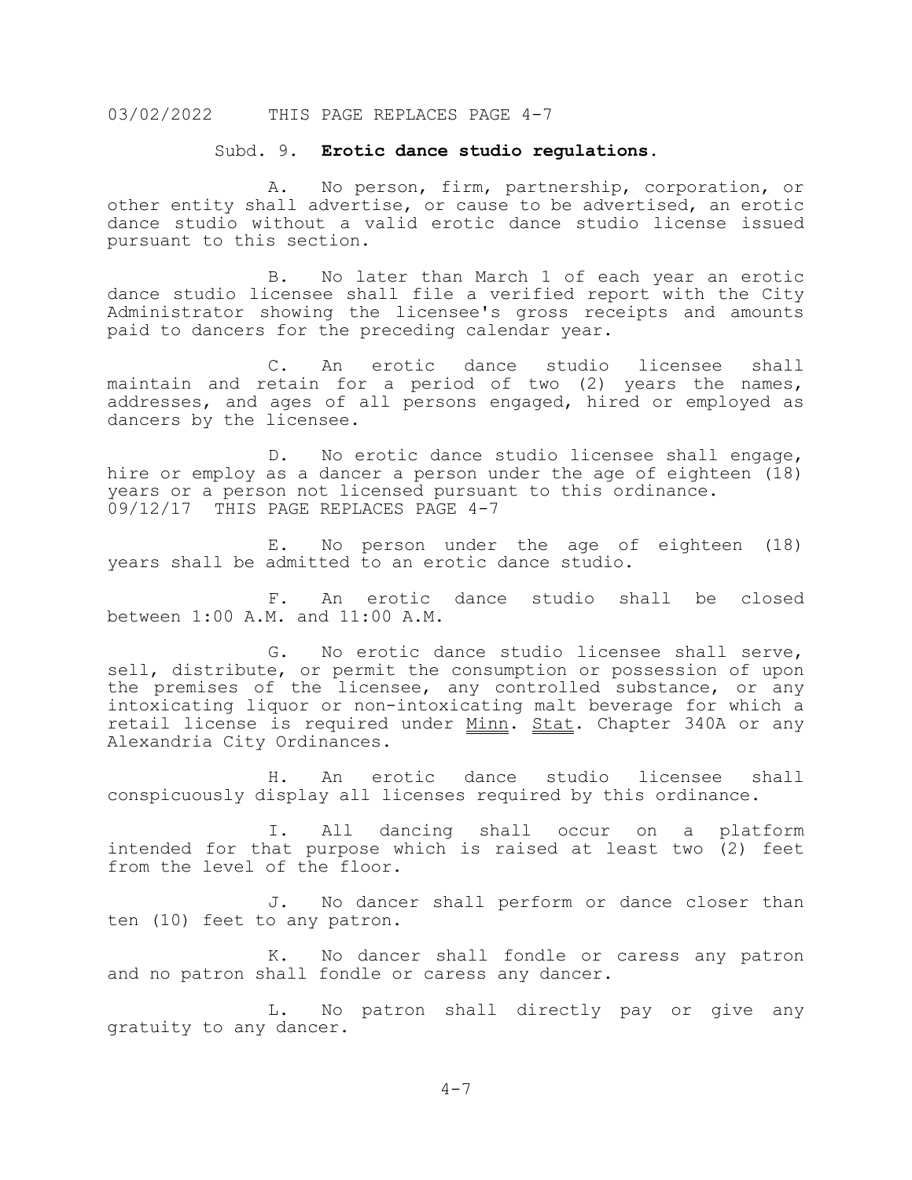### Subd. 9. **Erotic dance studio regulations.**

A. No person, firm, partnership, corporation, or other entity shall advertise, or cause to be advertised, an erotic dance studio without a valid erotic dance studio license issued pursuant to this section.

B. No later than March 1 of each year an erotic dance studio licensee shall file a verified report with the City Administrator showing the licensee's gross receipts and amounts paid to dancers for the preceding calendar year.

C. An erotic dance studio licensee shall maintain and retain for a period of two (2) years the names, addresses, and ages of all persons engaged, hired or employed as dancers by the licensee.

D. No erotic dance studio licensee shall engage, hire or employ as a dancer a person under the age of eighteen (18) years or a person not licensed pursuant to this ordinance.

E. No person under the age of eighteen (18) years shall be admitted to an erotic dance studio.

F. An erotic dance studio shall be closed between 1:00 A.M. and 11:00 A.M.

G. No erotic dance studio licensee shall serve, sell, distribute, or permit the consumption or possession of upon the premises of the licensee, any controlled substance, or any intoxicating liquor or non-intoxicating malt beverage for which a retail license is required under Minn. Stat. Chapter 340A or any Alexandria City Ordinances.

H. An erotic dance studio licensee shall conspicuously display all licenses required by this ordinance.

I. All dancing shall occur on a platform intended for that purpose which is raised at least two (2) feet from the level of the floor.

J. No dancer shall perform or dance closer than ten (10) feet to any patron.

K. No dancer shall fondle or caress any patron and no patron shall fondle or caress any dancer.

L. No patron shall directly pay or give any gratuity to any dancer.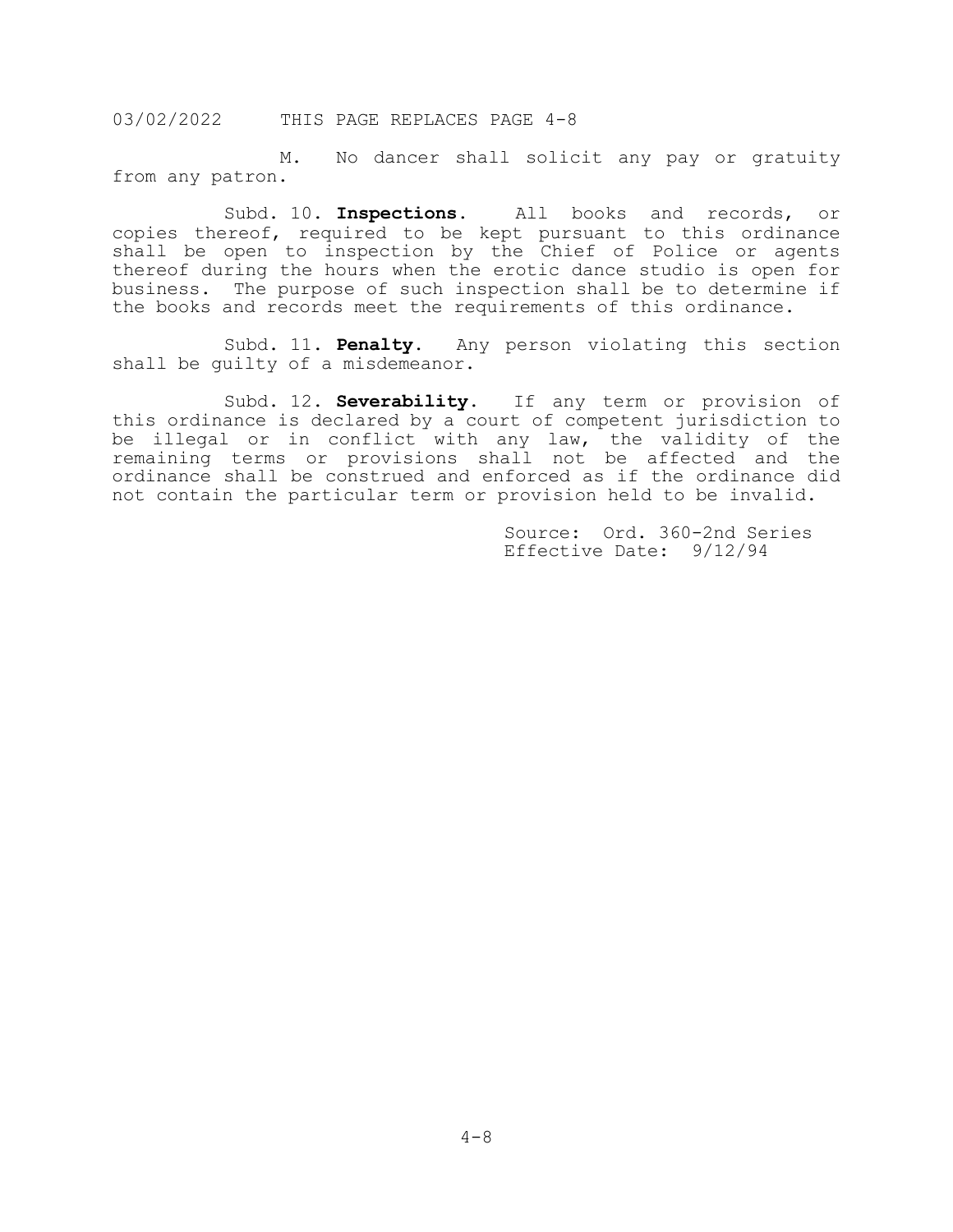03/02/2022 THIS PAGE REPLACES PAGE 4-8

M. No dancer shall solicit any pay or gratuity from any patron.

Subd. 10. **Inspections.** All books and records, or copies thereof, required to be kept pursuant to this ordinance shall be open to inspection by the Chief of Police or agents thereof during the hours when the erotic dance studio is open for business. The purpose of such inspection shall be to determine if the books and records meet the requirements of this ordinance.

Subd. 11. **Penalty.** Any person violating this section shall be guilty of a misdemeanor.

Subd. 12. **Severability.** If any term or provision of this ordinance is declared by a court of competent jurisdiction to be illegal or in conflict with any law, the validity of the remaining terms or provisions shall not be affected and the ordinance shall be construed and enforced as if the ordinance did not contain the particular term or provision held to be invalid.

Source: Ord. 360-2nd Series
Effective Date: 9/12/94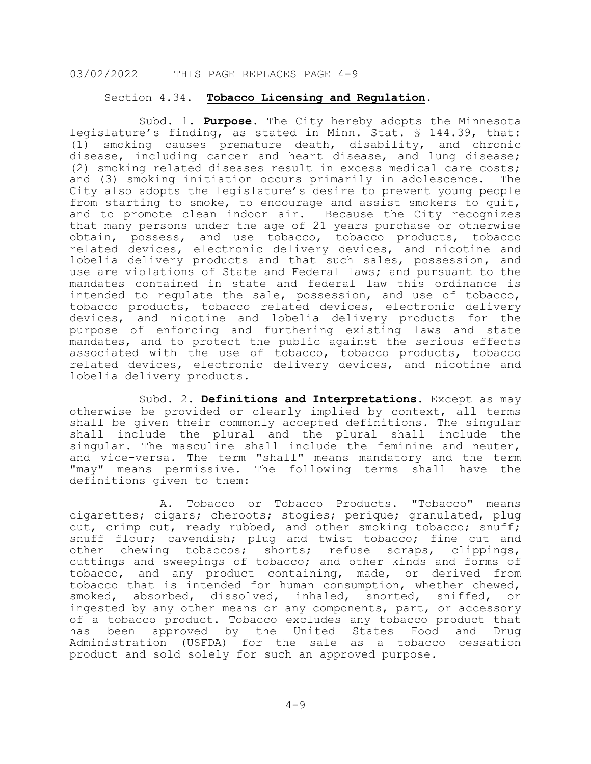03/02/2022 THIS PAGE REPLACES PAGE 4-9

## Section 4.34. **Tobacco Licensing and Regulation**.

Subd. 1. **Purpose**. The City hereby adopts the Minnesota legislature's finding, as stated in Minn. Stat. § 144.39, that: (1) smoking causes premature death, disability, and chronic disease, including cancer and heart disease, and lung disease; (2) smoking related diseases result in excess medical care costs; and (3) smoking initiation occurs primarily in adolescence. The City also adopts the legislature's desire to prevent young people from starting to smoke, to encourage and assist smokers to quit, and to promote clean indoor air. Because the City recognizes that many persons under the age of 21 years purchase or otherwise obtain, possess, and use tobacco, tobacco products, tobacco related devices, electronic delivery devices, and nicotine and lobelia delivery products and that such sales, possession, and use are violations of State and Federal laws; and pursuant to the mandates contained in state and federal law this ordinance is intended to regulate the sale, possession, and use of tobacco, tobacco products, tobacco related devices, electronic delivery devices, and nicotine and lobelia delivery products for the purpose of enforcing and furthering existing laws and state mandates, and to protect the public against the serious effects associated with the use of tobacco, tobacco products, tobacco related devices, electronic delivery devices, and nicotine and lobelia delivery products.

Subd. 2. **Definitions and Interpretations**. Except as may otherwise be provided or clearly implied by context, all terms shall be given their commonly accepted definitions. The singular shall include the plural and the plural shall include the singular. The masculine shall include the feminine and neuter, and vice-versa. The term "shall" means mandatory and the term "may" means permissive. The following terms shall have the definitions given to them:

A. Tobacco or Tobacco Products. "Tobacco" means cigarettes; cigars; cheroots; stogies; perique; granulated, plug cut, crimp cut, ready rubbed, and other smoking tobacco; snuff; snuff flour; cavendish; plug and twist tobacco; fine cut and other chewing tobaccos; shorts; refuse scraps, clippings, cuttings and sweepings of tobacco; and other kinds and forms of tobacco, and any product containing, made, or derived from tobacco that is intended for human consumption, whether chewed, smoked, absorbed, dissolved, inhaled, snorted, sniffed, or ingested by any other means or any components, part, or accessory of a tobacco product. Tobacco excludes any tobacco product that has been approved by the United States Food and Drug Administration (USFDA) for the sale as a tobacco cessation product and sold solely for such an approved purpose.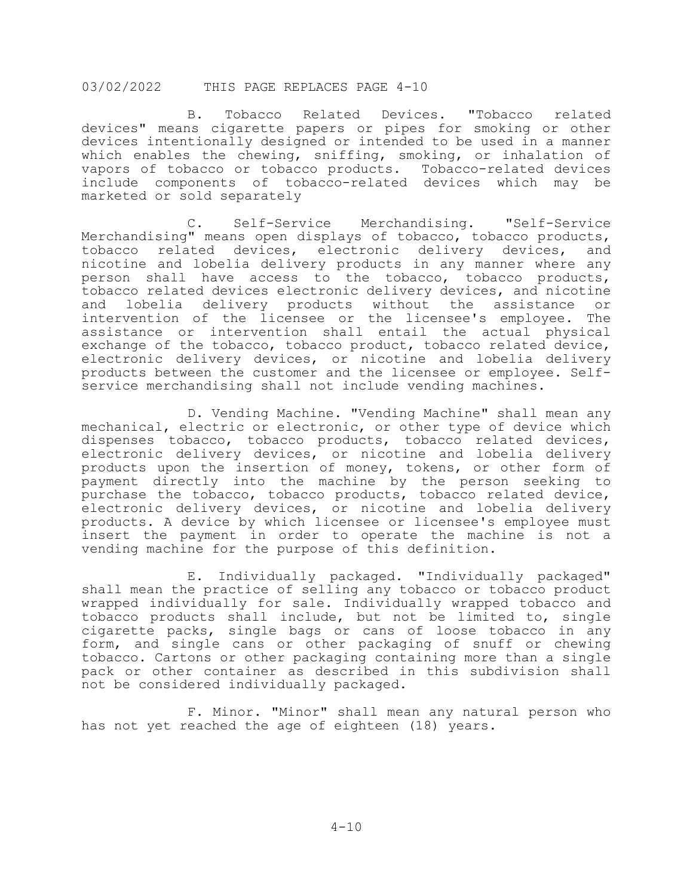03/02/2022 THIS PAGE REPLACES PAGE 4-10

B. Tobacco Related Devices. "Tobacco related devices" means cigarette papers or pipes for smoking or other devices intentionally designed or intended to be used in a manner which enables the chewing, sniffing, smoking, or inhalation of vapors of tobacco or tobacco products. Tobacco-related devices include components of tobacco-related devices which may be marketed or sold separately

C. Self-Service Merchandising. "Self-Service Merchandising" means open displays of tobacco, tobacco products, tobacco related devices, electronic delivery devices, and nicotine and lobelia delivery products in any manner where any person shall have access to the tobacco, tobacco products, tobacco related devices electronic delivery devices, and nicotine and lobelia delivery products without the assistance or intervention of the licensee or the licensee's employee. The assistance or intervention shall entail the actual physical exchange of the tobacco, tobacco product, tobacco related device, electronic delivery devices, or nicotine and lobelia delivery products between the customer and the licensee or employee. Self-service merchandising shall not include vending machines.

D. Vending Machine. "Vending Machine" shall mean any mechanical, electric or electronic, or other type of device which dispenses tobacco, tobacco products, tobacco related devices, electronic delivery devices, or nicotine and lobelia delivery products upon the insertion of money, tokens, or other form of payment directly into the machine by the person seeking to purchase the tobacco, tobacco products, tobacco related device, electronic delivery devices, or nicotine and lobelia delivery products. A device by which licensee or licensee's employee must insert the payment in order to operate the machine is not a vending machine for the purpose of this definition.

E. Individually packaged. "Individually packaged" shall mean the practice of selling any tobacco or tobacco product wrapped individually for sale. Individually wrapped tobacco and tobacco products shall include, but not be limited to, single cigarette packs, single bags or cans of loose tobacco in any form, and single cans or other packaging of snuff or chewing tobacco. Cartons or other packaging containing more than a single pack or other container as described in this subdivision shall not be considered individually packaged.

F. Minor. "Minor" shall mean any natural person who has not yet reached the age of eighteen (18) years.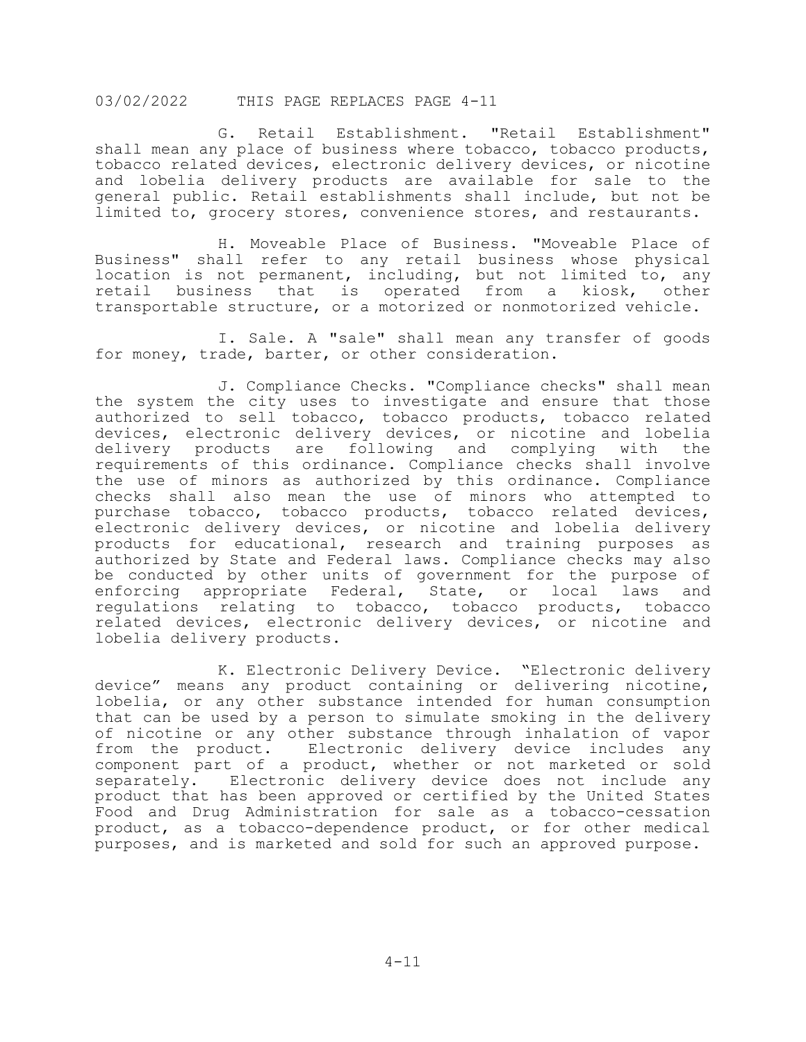G. Retail Establishment. "Retail Establishment" shall mean any place of business where tobacco, tobacco products, tobacco related devices, electronic delivery devices, or nicotine and lobelia delivery products are available for sale to the general public. Retail establishments shall include, but not be limited to, grocery stores, convenience stores, and restaurants.

H. Moveable Place of Business. "Moveable Place of Business" shall refer to any retail business whose physical location is not permanent, including, but not limited to, any retail business that is operated from a kiosk, other transportable structure, or a motorized or nonmotorized vehicle.

I. Sale. A "sale" shall mean any transfer of goods for money, trade, barter, or other consideration.

J. Compliance Checks. "Compliance checks" shall mean the system the city uses to investigate and ensure that those authorized to sell tobacco, tobacco products, tobacco related devices, electronic delivery devices, or nicotine and lobelia delivery products are following and complying with the requirements of this ordinance. Compliance checks shall involve the use of minors as authorized by this ordinance. Compliance checks shall also mean the use of minors who attempted to purchase tobacco, tobacco products, tobacco related devices, electronic delivery devices, or nicotine and lobelia delivery products for educational, research and training purposes as authorized by State and Federal laws. Compliance checks may also be conducted by other units of government for the purpose of enforcing appropriate Federal, State, or local laws and regulations relating to tobacco, tobacco products, tobacco related devices, electronic delivery devices, or nicotine and lobelia delivery products.

K. Electronic Delivery Device. "Electronic delivery device" means any product containing or delivering nicotine, lobelia, or any other substance intended for human consumption that can be used by a person to simulate smoking in the delivery of nicotine or any other substance through inhalation of vapor from the product. Electronic delivery device includes any component part of a product, whether or not marketed or sold separately. Electronic delivery device does not include any product that has been approved or certified by the United States Food and Drug Administration for sale as a tobacco-cessation product, as a tobacco-dependence product, or for other medical purposes, and is marketed and sold for such an approved purpose.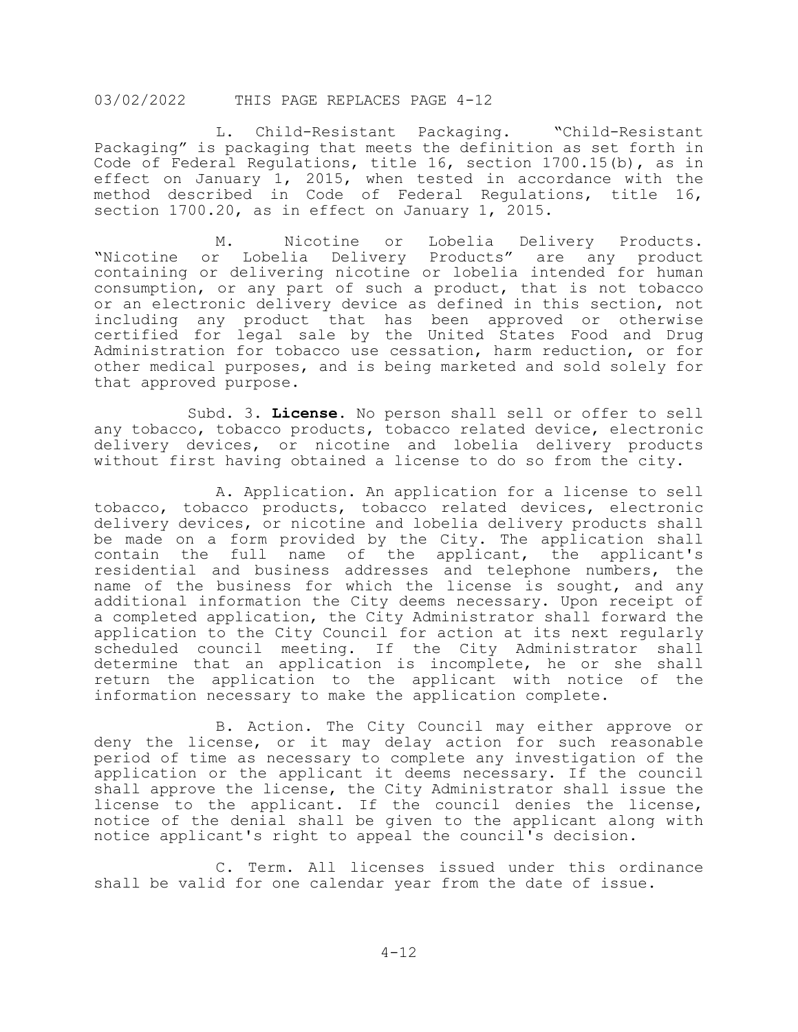L. Child-Resistant Packaging. "Child-Resistant Packaging" is packaging that meets the definition as set forth in Code of Federal Regulations, title 16, section 1700.15(b), as in effect on January 1, 2015, when tested in accordance with the method described in Code of Federal Regulations, title 16, section 1700.20, as in effect on January 1, 2015.

M. Nicotine or Lobelia Delivery Products. "Nicotine or Lobelia Delivery Products" are any product containing or delivering nicotine or lobelia intended for human consumption, or any part of such a product, that is not tobacco or an electronic delivery device as defined in this section, not including any product that has been approved or otherwise certified for legal sale by the United States Food and Drug Administration for tobacco use cessation, harm reduction, or for other medical purposes, and is being marketed and sold solely for that approved purpose.

Subd. 3. **License.** No person shall sell or offer to sell any tobacco, tobacco products, tobacco related device, electronic delivery devices, or nicotine and lobelia delivery products without first having obtained a license to do so from the city.

A. Application. An application for a license to sell tobacco, tobacco products, tobacco related devices, electronic delivery devices, or nicotine and lobelia delivery products shall be made on a form provided by the City. The application shall contain the full name of the applicant, the applicant's residential and business addresses and telephone numbers, the name of the business for which the license is sought, and any additional information the City deems necessary. Upon receipt of a completed application, the City Administrator shall forward the application to the City Council for action at its next regularly scheduled council meeting. If the City Administrator shall determine that an application is incomplete, he or she shall return the application to the applicant with notice of the information necessary to make the application complete.

B. Action. The City Council may either approve or deny the license, or it may delay action for such reasonable period of time as necessary to complete any investigation of the application or the applicant it deems necessary. If the council shall approve the license, the City Administrator shall issue the license to the applicant. If the council denies the license, notice of the denial shall be given to the applicant along with notice applicant's right to appeal the council's decision.

C. Term. All licenses issued under this ordinance shall be valid for one calendar year from the date of issue.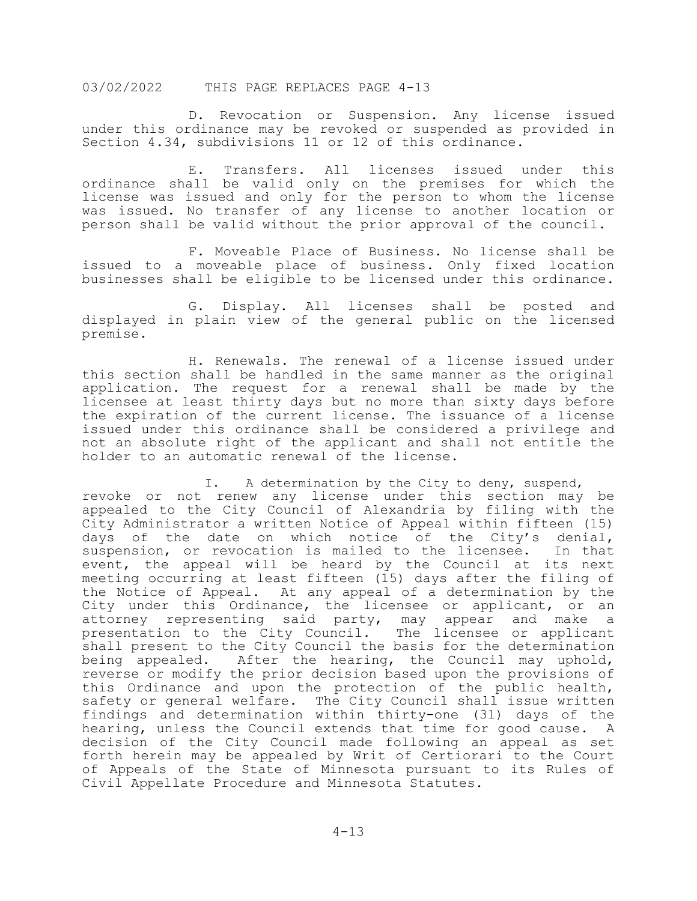03/02/2022 THIS PAGE REPLACES PAGE 4-13

D. Revocation or Suspension. Any license issued under this ordinance may be revoked or suspended as provided in Section 4.34, subdivisions 11 or 12 of this ordinance.

E. Transfers. All licenses issued under this ordinance shall be valid only on the premises for which the license was issued and only for the person to whom the license was issued. No transfer of any license to another location or person shall be valid without the prior approval of the council.

F. Moveable Place of Business. No license shall be issued to a moveable place of business. Only fixed location businesses shall be eligible to be licensed under this ordinance.

G. Display. All licenses shall be posted and displayed in plain view of the general public on the licensed premise.

H. Renewals. The renewal of a license issued under this section shall be handled in the same manner as the original application. The request for a renewal shall be made by the licensee at least thirty days but no more than sixty days before the expiration of the current license. The issuance of a license issued under this ordinance shall be considered a privilege and not an absolute right of the applicant and shall not entitle the holder to an automatic renewal of the license.

I. A determination by the City to deny, suspend, revoke or not renew any license under this section may be appealed to the City Council of Alexandria by filing with the City Administrator a written Notice of Appeal within fifteen (15) days of the date on which notice of the City's denial, suspension, or revocation is mailed to the licensee. In that event, the appeal will be heard by the Council at its next meeting occurring at least fifteen (15) days after the filing of the Notice of Appeal. At any appeal of a determination by the City under this Ordinance, the licensee or applicant, or an attorney representing said party, may appear and make a presentation to the City Council. The licensee or applicant shall present to the City Council the basis for the determination being appealed. After the hearing, the Council may uphold, reverse or modify the prior decision based upon the provisions of this Ordinance and upon the protection of the public health, safety or general welfare. The City Council shall issue written findings and determination within thirty-one (31) days of the hearing, unless the Council extends that time for good cause. A decision of the City Council made following an appeal as set forth herein may be appealed by Writ of Certiorari to the Court of Appeals of the State of Minnesota pursuant to its Rules of Civil Appellate Procedure and Minnesota Statutes.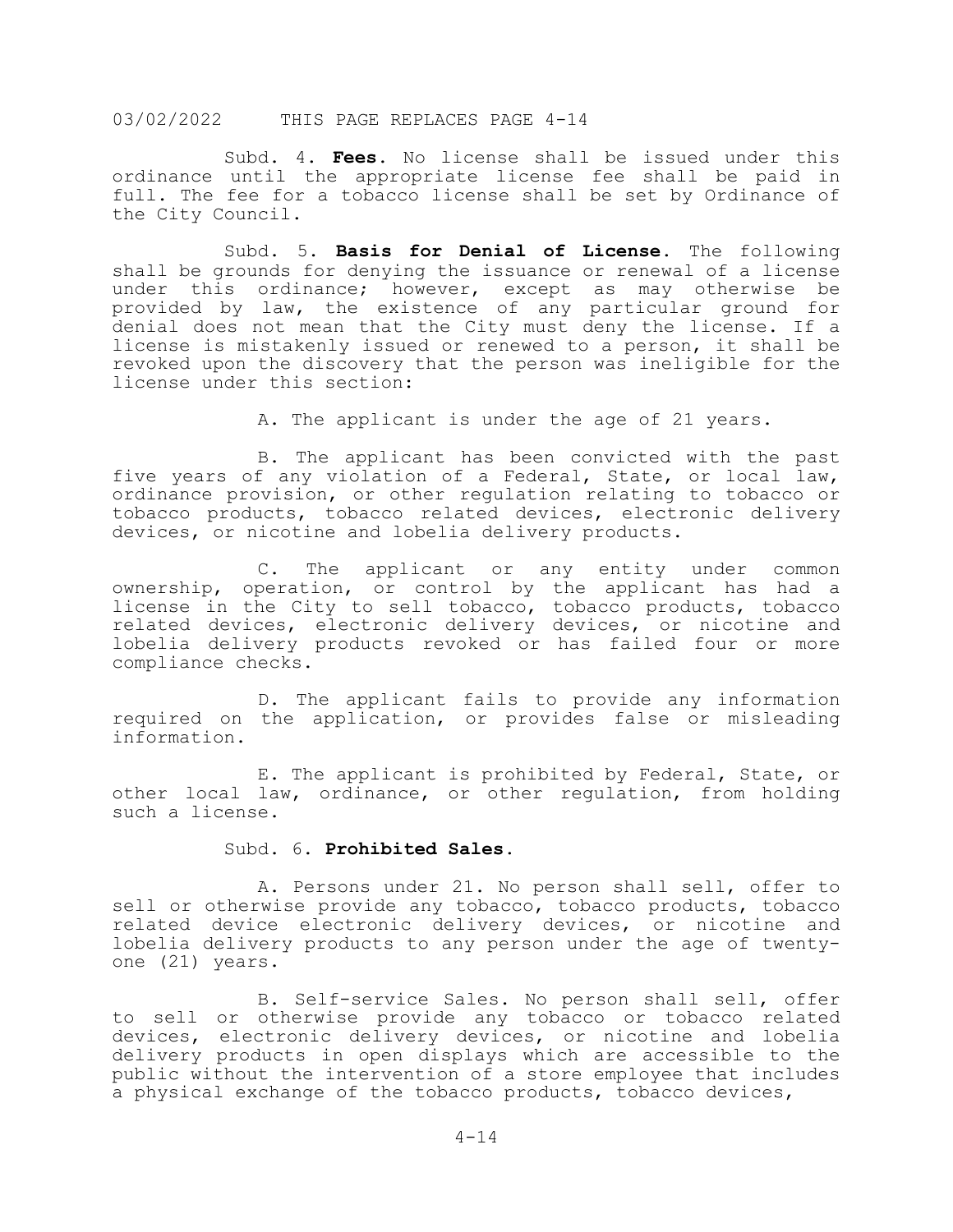Subd. 4. **Fees**. No license shall be issued under this ordinance until the appropriate license fee shall be paid in full. The fee for a tobacco license shall be set by Ordinance of the City Council.

Subd. 5. **Basis for Denial of License**. The following shall be grounds for denying the issuance or renewal of a license under this ordinance; however, except as may otherwise be provided by law, the existence of any particular ground for denial does not mean that the City must deny the license. If a license is mistakenly issued or renewed to a person, it shall be revoked upon the discovery that the person was ineligible for the license under this section:

A. The applicant is under the age of 21 years.

B. The applicant has been convicted with the past five years of any violation of a Federal, State, or local law, ordinance provision, or other regulation relating to tobacco or tobacco products, tobacco related devices, electronic delivery devices, or nicotine and lobelia delivery products.

C. The applicant or any entity under common ownership, operation, or control by the applicant has had a license in the City to sell tobacco, tobacco products, tobacco related devices, electronic delivery devices, or nicotine and lobelia delivery products revoked or has failed four or more compliance checks.

D. The applicant fails to provide any information required on the application, or provides false or misleading information.

E. The applicant is prohibited by Federal, State, or other local law, ordinance, or other regulation, from holding such a license.

Subd. 6. **Prohibited Sales**.

A. Persons under 21. No person shall sell, offer to sell or otherwise provide any tobacco, tobacco products, tobacco related device electronic delivery devices, or nicotine and lobelia delivery products to any person under the age of twenty-one (21) years.

B. Self-service Sales. No person shall sell, offer to sell or otherwise provide any tobacco or tobacco related devices, electronic delivery devices, or nicotine and lobelia delivery products in open displays which are accessible to the public without the intervention of a store employee that includes a physical exchange of the tobacco products, tobacco devices,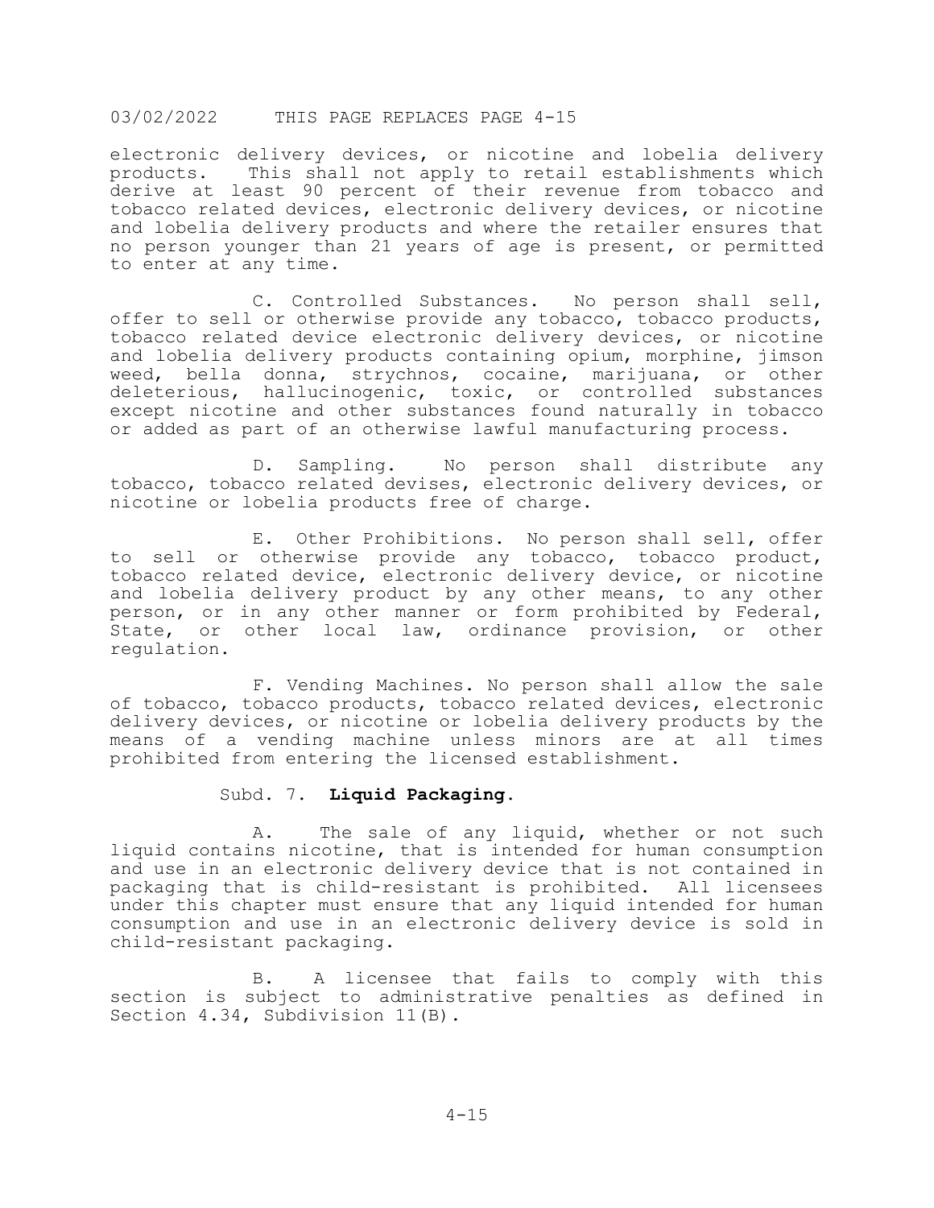electronic delivery devices, or nicotine and lobelia delivery products. This shall not apply to retail establishments which derive at least 90 percent of their revenue from tobacco and tobacco related devices, electronic delivery devices, or nicotine and lobelia delivery products and where the retailer ensures that no person younger than 21 years of age is present, or permitted to enter at any time.

C. Controlled Substances. No person shall sell, offer to sell or otherwise provide any tobacco, tobacco products, tobacco related device electronic delivery devices, or nicotine and lobelia delivery products containing opium, morphine, jimson weed, bella donna, strychnos, cocaine, marijuana, or other deleterious, hallucinogenic, toxic, or controlled substances except nicotine and other substances found naturally in tobacco or added as part of an otherwise lawful manufacturing process.

D. Sampling. No person shall distribute any tobacco, tobacco related devises, electronic delivery devices, or nicotine or lobelia products free of charge.

E. Other Prohibitions. No person shall sell, offer to sell or otherwise provide any tobacco, tobacco product, tobacco related device, electronic delivery device, or nicotine and lobelia delivery product by any other means, to any other person, or in any other manner or form prohibited by Federal, State, or other local law, ordinance provision, or other regulation.

F. Vending Machines. No person shall allow the sale of tobacco, tobacco products, tobacco related devices, electronic delivery devices, or nicotine or lobelia delivery products by the means of a vending machine unless minors are at all times prohibited from entering the licensed establishment.

Subd. 7. **Liquid Packaging.**

A. The sale of any liquid, whether or not such liquid contains nicotine, that is intended for human consumption and use in an electronic delivery device that is not contained in packaging that is child-resistant is prohibited. All licensees under this chapter must ensure that any liquid intended for human consumption and use in an electronic delivery device is sold in child-resistant packaging.

B. A licensee that fails to comply with this section is subject to administrative penalties as defined in Section 4.34, Subdivision 11(B).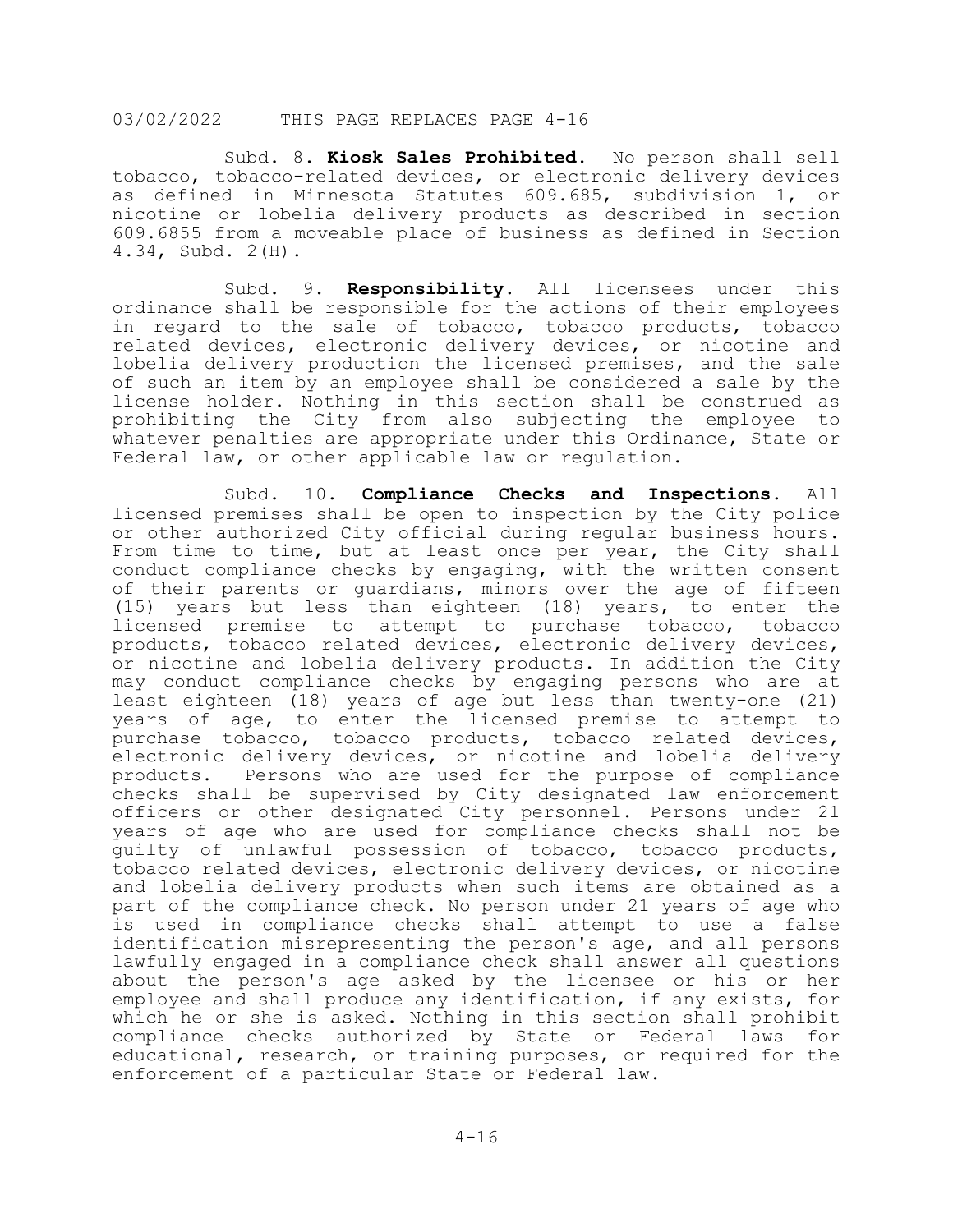Subd. 8. **Kiosk Sales Prohibited.** No person shall sell tobacco, tobacco-related devices, or electronic delivery devices as defined in Minnesota Statutes 609.685, subdivision 1, or nicotine or lobelia delivery products as described in section 609.6855 from a moveable place of business as defined in Section 4.34, Subd. 2(H).

Subd. 9. **Responsibility.** All licensees under this ordinance shall be responsible for the actions of their employees in regard to the sale of tobacco, tobacco products, tobacco related devices, electronic delivery devices, or nicotine and lobelia delivery production the licensed premises, and the sale of such an item by an employee shall be considered a sale by the license holder. Nothing in this section shall be construed as prohibiting the City from also subjecting the employee to whatever penalties are appropriate under this Ordinance, State or Federal law, or other applicable law or regulation.

Subd. 10. **Compliance Checks and Inspections.** All licensed premises shall be open to inspection by the City police or other authorized City official during regular business hours. From time to time, but at least once per year, the City shall conduct compliance checks by engaging, with the written consent of their parents or guardians, minors over the age of fifteen (15) years but less than eighteen (18) years, to enter the licensed premise to attempt to purchase tobacco, tobacco products, tobacco related devices, electronic delivery devices, or nicotine and lobelia delivery products. In addition the City may conduct compliance checks by engaging persons who are at least eighteen (18) years of age but less than twenty-one (21) years of age, to enter the licensed premise to attempt to purchase tobacco, tobacco products, tobacco related devices, electronic delivery devices, or nicotine and lobelia delivery products. Persons who are used for the purpose of compliance checks shall be supervised by City designated law enforcement officers or other designated City personnel. Persons under 21 years of age who are used for compliance checks shall not be guilty of unlawful possession of tobacco, tobacco products, tobacco related devices, electronic delivery devices, or nicotine and lobelia delivery products when such items are obtained as a part of the compliance check. No person under 21 years of age who is used in compliance checks shall attempt to use a false identification misrepresenting the person's age, and all persons lawfully engaged in a compliance check shall answer all questions about the person's age asked by the licensee or his or her employee and shall produce any identification, if any exists, for which he or she is asked. Nothing in this section shall prohibit compliance checks authorized by State or Federal laws for educational, research, or training purposes, or required for the enforcement of a particular State or Federal law.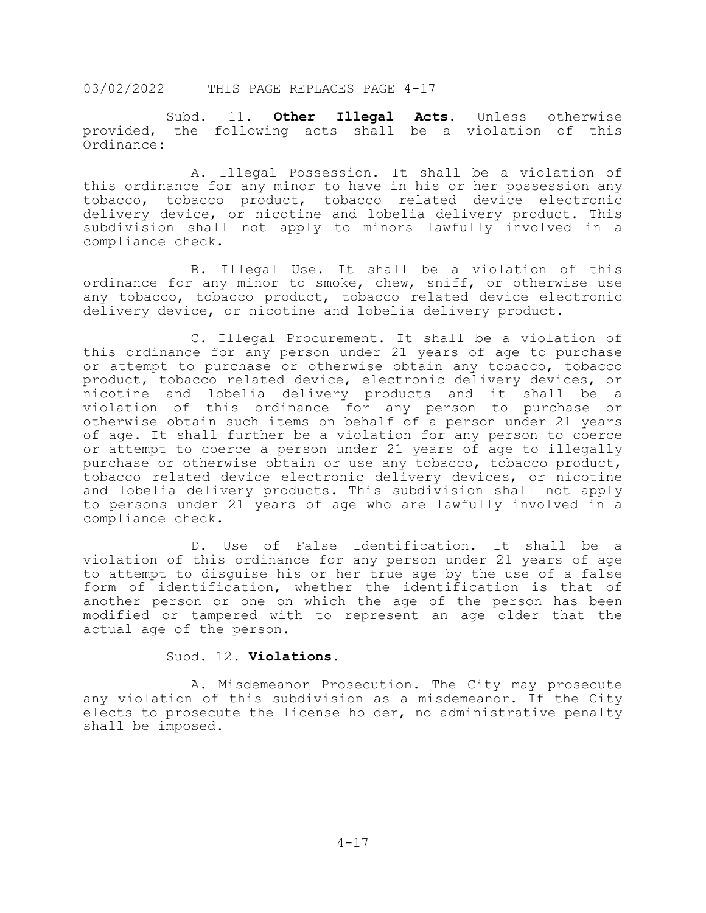Subd. 11. **Other Illegal Acts.** Unless otherwise provided, the following acts shall be a violation of this Ordinance:

A. Illegal Possession. It shall be a violation of this ordinance for any minor to have in his or her possession any tobacco, tobacco product, tobacco related device electronic delivery device, or nicotine and lobelia delivery product. This subdivision shall not apply to minors lawfully involved in a compliance check.

B. Illegal Use. It shall be a violation of this ordinance for any minor to smoke, chew, sniff, or otherwise use any tobacco, tobacco product, tobacco related device electronic delivery device, or nicotine and lobelia delivery product.

C. Illegal Procurement. It shall be a violation of this ordinance for any person under 21 years of age to purchase or attempt to purchase or otherwise obtain any tobacco, tobacco product, tobacco related device, electronic delivery devices, or nicotine and lobelia delivery products and it shall be a violation of this ordinance for any person to purchase or otherwise obtain such items on behalf of a person under 21 years of age. It shall further be a violation for any person to coerce or attempt to coerce a person under 21 years of age to illegally purchase or otherwise obtain or use any tobacco, tobacco product, tobacco related device electronic delivery devices, or nicotine and lobelia delivery products. This subdivision shall not apply to persons under 21 years of age who are lawfully involved in a compliance check.

D. Use of False Identification. It shall be a violation of this ordinance for any person under 21 years of age to attempt to disguise his or her true age by the use of a false form of identification, whether the identification is that of another person or one on which the age of the person has been modified or tampered with to represent an age older that the actual age of the person.

Subd. 12. **Violations.**

A. Misdemeanor Prosecution. The City may prosecute any violation of this subdivision as a misdemeanor. If the City elects to prosecute the license holder, no administrative penalty shall be imposed.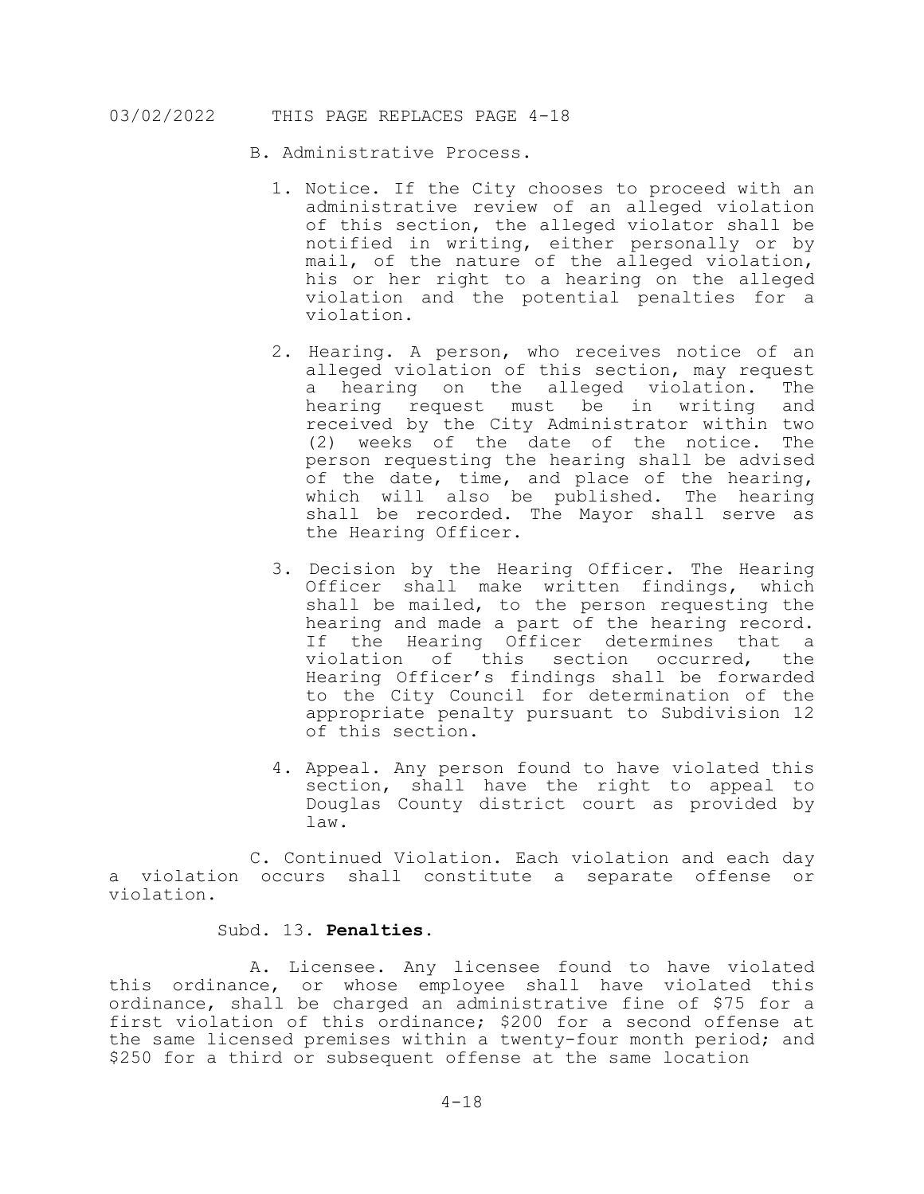B. Administrative Process.

1. Notice. If the City chooses to proceed with an administrative review of an alleged violation of this section, the alleged violator shall be notified in writing, either personally or by mail, of the nature of the alleged violation, his or her right to a hearing on the alleged violation and the potential penalties for a violation.

2. Hearing. A person, who receives notice of an alleged violation of this section, may request a hearing on the alleged violation. The hearing request must be in writing and received by the City Administrator within two (2) weeks of the date of the notice. The person requesting the hearing shall be advised of the date, time, and place of the hearing, which will also be published. The hearing shall be recorded. The Mayor shall serve as the Hearing Officer.

3. Decision by the Hearing Officer. The Hearing Officer shall make written findings, which shall be mailed, to the person requesting the hearing and made a part of the hearing record. If the Hearing Officer determines that a violation of this section occurred, the Hearing Officer's findings shall be forwarded to the City Council for determination of the appropriate penalty pursuant to Subdivision 12 of this section.

4. Appeal. Any person found to have violated this section, shall have the right to appeal to Douglas County district court as provided by law.

C. Continued Violation. Each violation and each day a violation occurs shall constitute a separate offense or violation.

Subd. 13. **Penalties.**

A. Licensee. Any licensee found to have violated this ordinance, or whose employee shall have violated this ordinance, shall be charged an administrative fine of $75 for a first violation of this ordinance; $200 for a second offense at the same licensed premises within a twenty-four month period; and $250 for a third or subsequent offense at the same location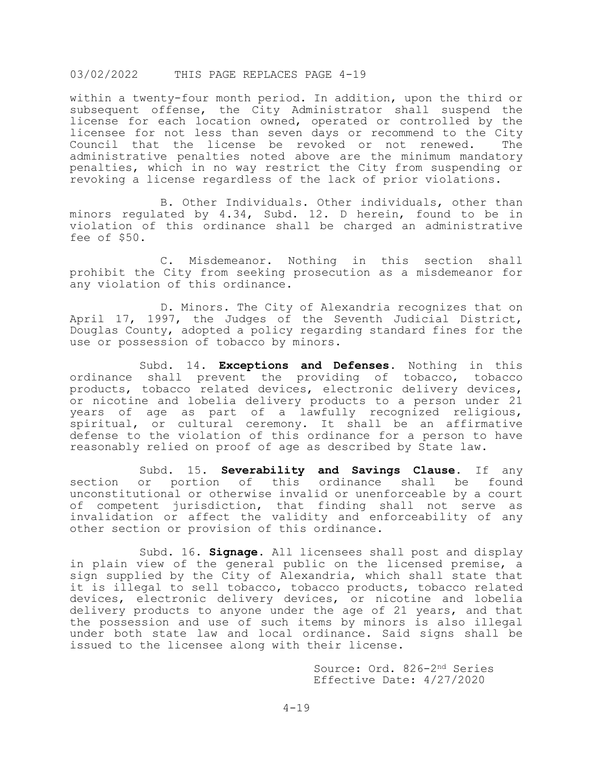within a twenty-four month period. In addition, upon the third or subsequent offense, the City Administrator shall suspend the license for each location owned, operated or controlled by the licensee for not less than seven days or recommend to the City Council that the license be revoked or not renewed. The administrative penalties noted above are the minimum mandatory penalties, which in no way restrict the City from suspending or revoking a license regardless of the lack of prior violations.

B. Other Individuals. Other individuals, other than minors regulated by 4.34, Subd. 12. D herein, found to be in violation of this ordinance shall be charged an administrative fee of $50.

C. Misdemeanor. Nothing in this section shall prohibit the City from seeking prosecution as a misdemeanor for any violation of this ordinance.

D. Minors. The City of Alexandria recognizes that on April 17, 1997, the Judges of the Seventh Judicial District, Douglas County, adopted a policy regarding standard fines for the use or possession of tobacco by minors.

Subd. 14. **Exceptions and Defenses.** Nothing in this ordinance shall prevent the providing of tobacco, tobacco products, tobacco related devices, electronic delivery devices, or nicotine and lobelia delivery products to a person under 21 years of age as part of a lawfully recognized religious, spiritual, or cultural ceremony. It shall be an affirmative defense to the violation of this ordinance for a person to have reasonably relied on proof of age as described by State law.

Subd. 15. **Severability and Savings Clause.** If any section or portion of this ordinance shall be found unconstitutional or otherwise invalid or unenforceable by a court of competent jurisdiction, that finding shall not serve as invalidation or affect the validity and enforceability of any other section or provision of this ordinance.

Subd. 16. **Signage.** All licensees shall post and display in plain view of the general public on the licensed premise, a sign supplied by the City of Alexandria, which shall state that it is illegal to sell tobacco, tobacco products, tobacco related devices, electronic delivery devices, or nicotine and lobelia delivery products to anyone under the age of 21 years, and that the possession and use of such items by minors is also illegal under both state law and local ordinance. Said signs shall be issued to the licensee along with their license.

Source: Ord. 826-2nd Series
Effective Date: 4/27/2020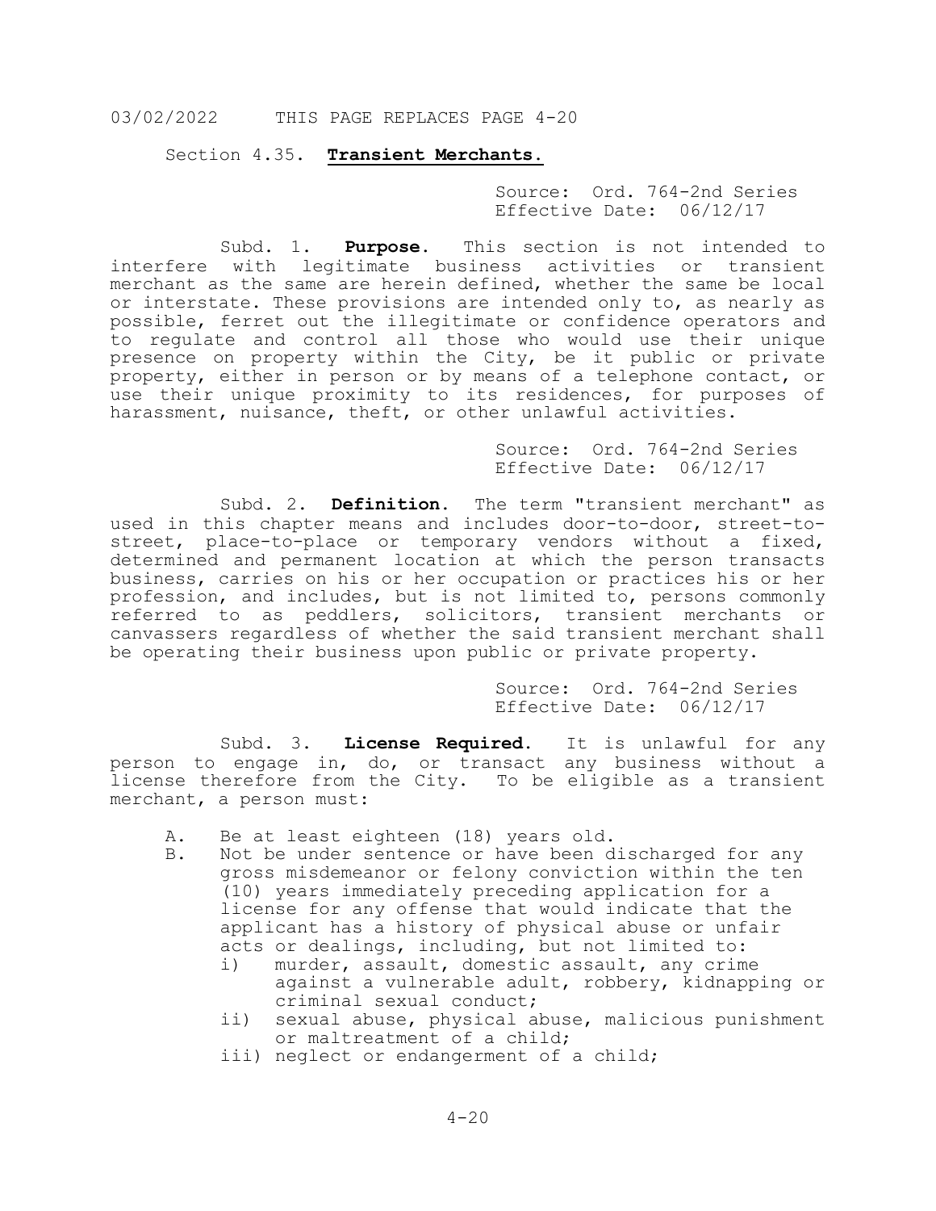03/02/2022 THIS PAGE REPLACES PAGE 4-20

## Section 4.35. Transient Merchants.

Source: Ord. 764-2nd Series
Effective Date: 06/12/17

Subd. 1. **Purpose**. This section is not intended to interfere with legitimate business activities or transient merchant as the same are herein defined, whether the same be local or interstate. These provisions are intended only to, as nearly as possible, ferret out the illegitimate or confidence operators and to regulate and control all those who would use their unique presence on property within the City, be it public or private property, either in person or by means of a telephone contact, or use their unique proximity to its residences, for purposes of harassment, nuisance, theft, or other unlawful activities.

Source: Ord. 764-2nd Series
Effective Date: 06/12/17

Subd. 2. **Definition**. The term "transient merchant" as used in this chapter means and includes door-to-door, street-to-street, place-to-place or temporary vendors without a fixed, determined and permanent location at which the person transacts business, carries on his or her occupation or practices his or her profession, and includes, but is not limited to, persons commonly referred to as peddlers, solicitors, transient merchants or canvassers regardless of whether the said transient merchant shall be operating their business upon public or private property.

Source: Ord. 764-2nd Series
Effective Date: 06/12/17

Subd. 3. **License Required**. It is unlawful for any person to engage in, do, or transact any business without a license therefore from the City. To be eligible as a transient merchant, a person must:

A. Be at least eighteen (18) years old.

B. Not be under sentence or have been discharged for any gross misdemeanor or felony conviction within the ten (10) years immediately preceding application for a license for any offense that would indicate that the applicant has a history of physical abuse or unfair acts or dealings, including, but not limited to:

  i) murder, assault, domestic assault, any crime against a vulnerable adult, robbery, kidnapping or criminal sexual conduct;

  ii) sexual abuse, physical abuse, malicious punishment or maltreatment of a child;

  iii) neglect or endangerment of a child;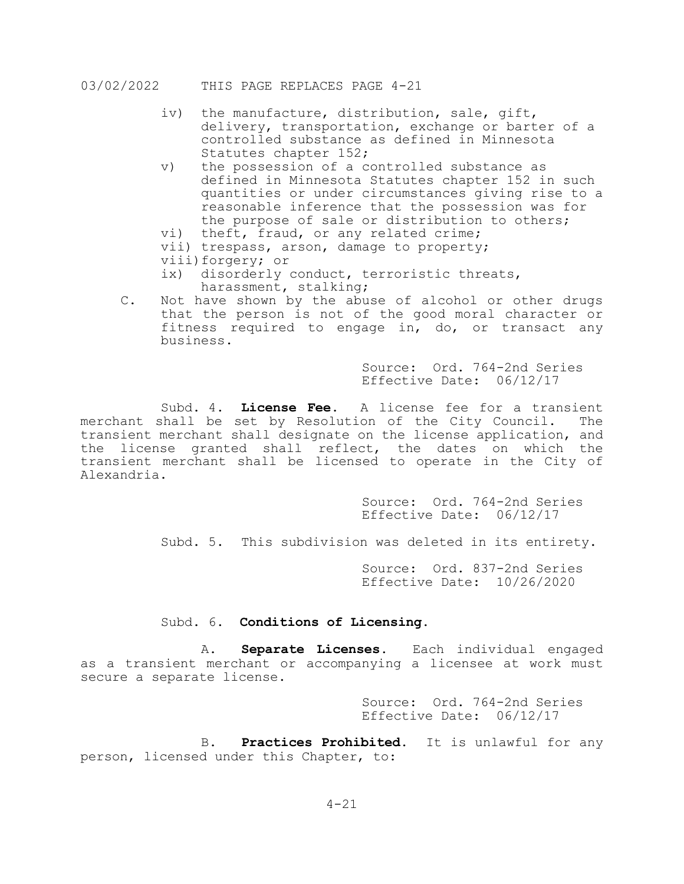iv) the manufacture, distribution, sale, gift, delivery, transportation, exchange or barter of a controlled substance as defined in Minnesota Statutes chapter 152;

v) the possession of a controlled substance as defined in Minnesota Statutes chapter 152 in such quantities or under circumstances giving rise to a reasonable inference that the possession was for the purpose of sale or distribution to others;

vi) theft, fraud, or any related crime;

vii) trespass, arson, damage to property;

viii) forgery; or

ix) disorderly conduct, terroristic threats, harassment, stalking;

C. Not have shown by the abuse of alcohol or other drugs that the person is not of the good moral character or fitness required to engage in, do, or transact any business.

Source: Ord. 764-2nd Series
Effective Date: 06/12/17

Subd. 4. **License Fee**. A license fee for a transient merchant shall be set by Resolution of the City Council. The transient merchant shall designate on the license application, and the license granted shall reflect, the dates on which the transient merchant shall be licensed to operate in the City of Alexandria.

Source: Ord. 764-2nd Series
Effective Date: 06/12/17

Subd. 5. This subdivision was deleted in its entirety.

Source: Ord. 837-2nd Series
Effective Date: 10/26/2020

Subd. 6. **Conditions of Licensing**.

A. **Separate Licenses**. Each individual engaged as a transient merchant or accompanying a licensee at work must secure a separate license.

Source: Ord. 764-2nd Series
Effective Date: 06/12/17

B. **Practices Prohibited**. It is unlawful for any person, licensed under this Chapter, to: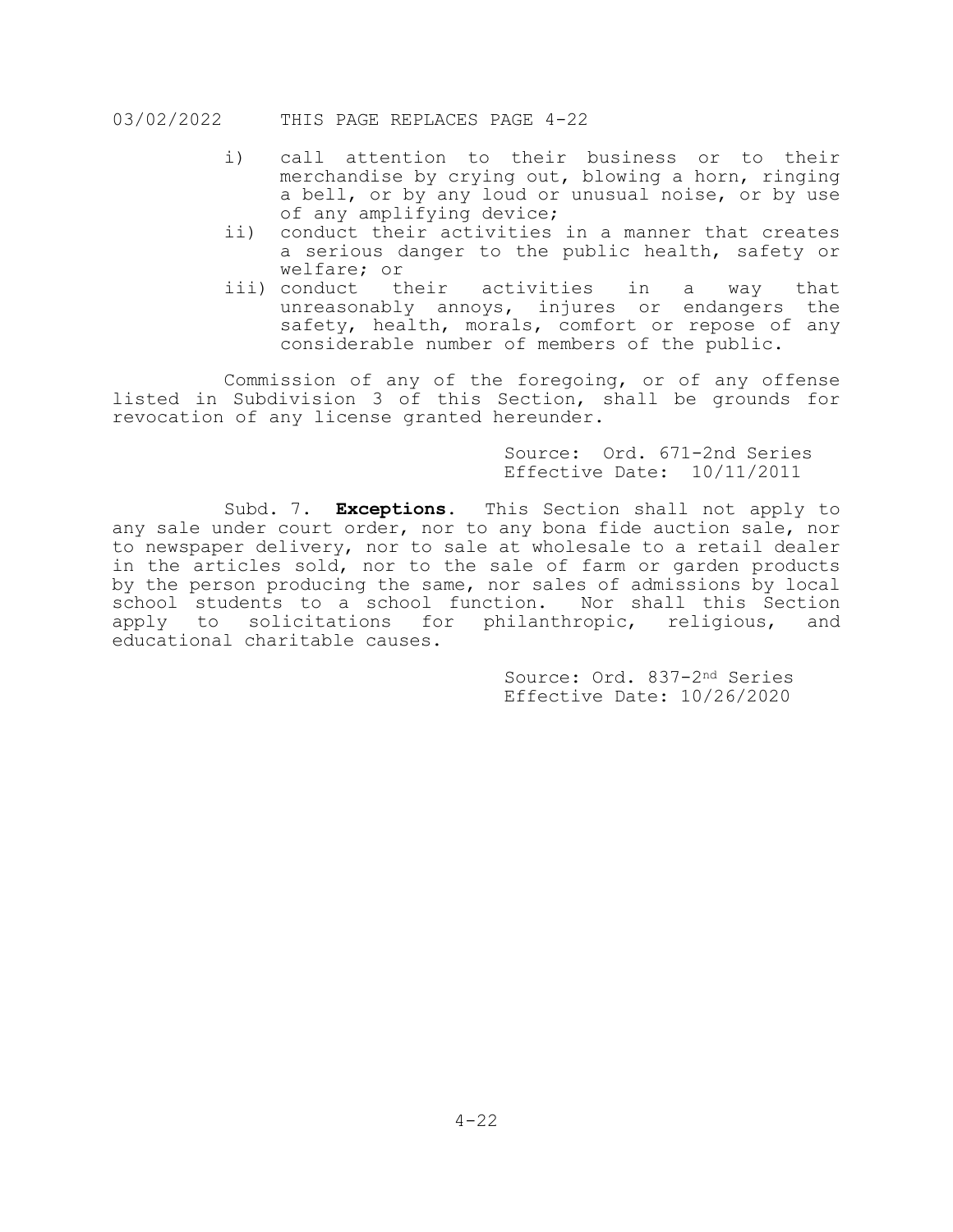i) call attention to their business or to their merchandise by crying out, blowing a horn, ringing a bell, or by any loud or unusual noise, or by use of any amplifying device;
ii) conduct their activities in a manner that creates a serious danger to the public health, safety or welfare; or
iii) conduct their activities in a way that unreasonably annoys, injures or endangers the safety, health, morals, comfort or repose of any considerable number of members of the public.

Commission of any of the foregoing, or of any offense listed in Subdivision 3 of this Section, shall be grounds for revocation of any license granted hereunder.

Source: Ord. 671-2nd Series
Effective Date: 10/11/2011

Subd. 7. **Exceptions.** This Section shall not apply to any sale under court order, nor to any bona fide auction sale, nor to newspaper delivery, nor to sale at wholesale to a retail dealer in the articles sold, nor to the sale of farm or garden products by the person producing the same, nor sales of admissions by local school students to a school function. Nor shall this Section apply to solicitations for philanthropic, religious, and educational charitable causes.

Source: Ord. 837-2nd Series
Effective Date: 10/26/2020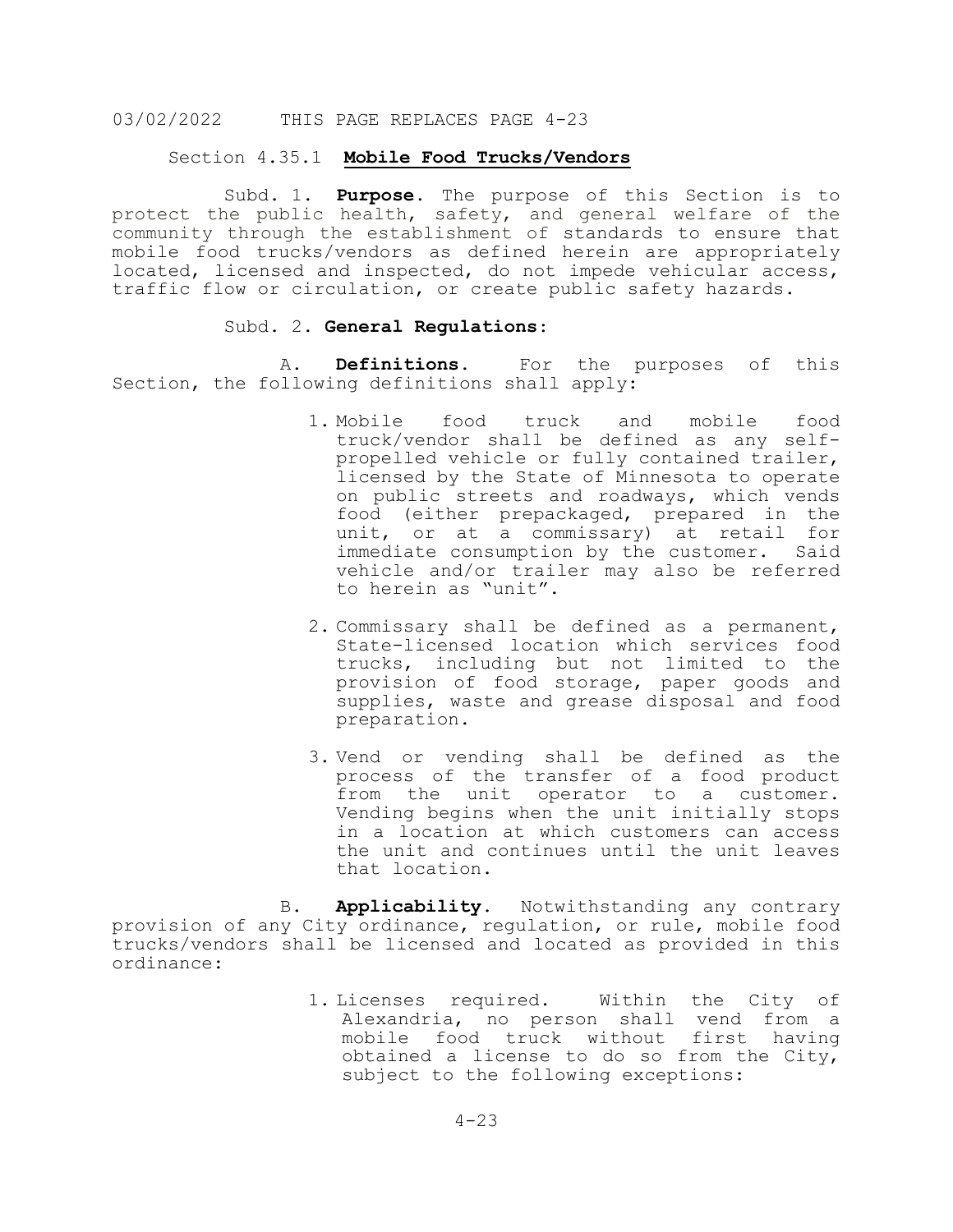03/02/2022 THIS PAGE REPLACES PAGE 4-23

## Section 4.35.1 **Mobile Food Trucks/Vendors**

Subd. 1. **Purpose.** The purpose of this Section is to protect the public health, safety, and general welfare of the community through the establishment of standards to ensure that mobile food trucks/vendors as defined herein are appropriately located, licensed and inspected, do not impede vehicular access, traffic flow or circulation, or create public safety hazards.

Subd. 2. **General Regulations:**

A. **Definitions.** For the purposes of this Section, the following definitions shall apply:

1. Mobile food truck and mobile food truck/vendor shall be defined as any self-propelled vehicle or fully contained trailer, licensed by the State of Minnesota to operate on public streets and roadways, which vends food (either prepackaged, prepared in the unit, or at a commissary) at retail for immediate consumption by the customer. Said vehicle and/or trailer may also be referred to herein as "unit".

2. Commissary shall be defined as a permanent, State-licensed location which services food trucks, including but not limited to the provision of food storage, paper goods and supplies, waste and grease disposal and food preparation.

3. Vend or vending shall be defined as the process of the transfer of a food product from the unit operator to a customer. Vending begins when the unit initially stops in a location at which customers can access the unit and continues until the unit leaves that location.

B. **Applicability.** Notwithstanding any contrary provision of any City ordinance, regulation, or rule, mobile food trucks/vendors shall be licensed and located as provided in this ordinance:

1. Licenses required. Within the City of Alexandria, no person shall vend from a mobile food truck without first having obtained a license to do so from the City, subject to the following exceptions: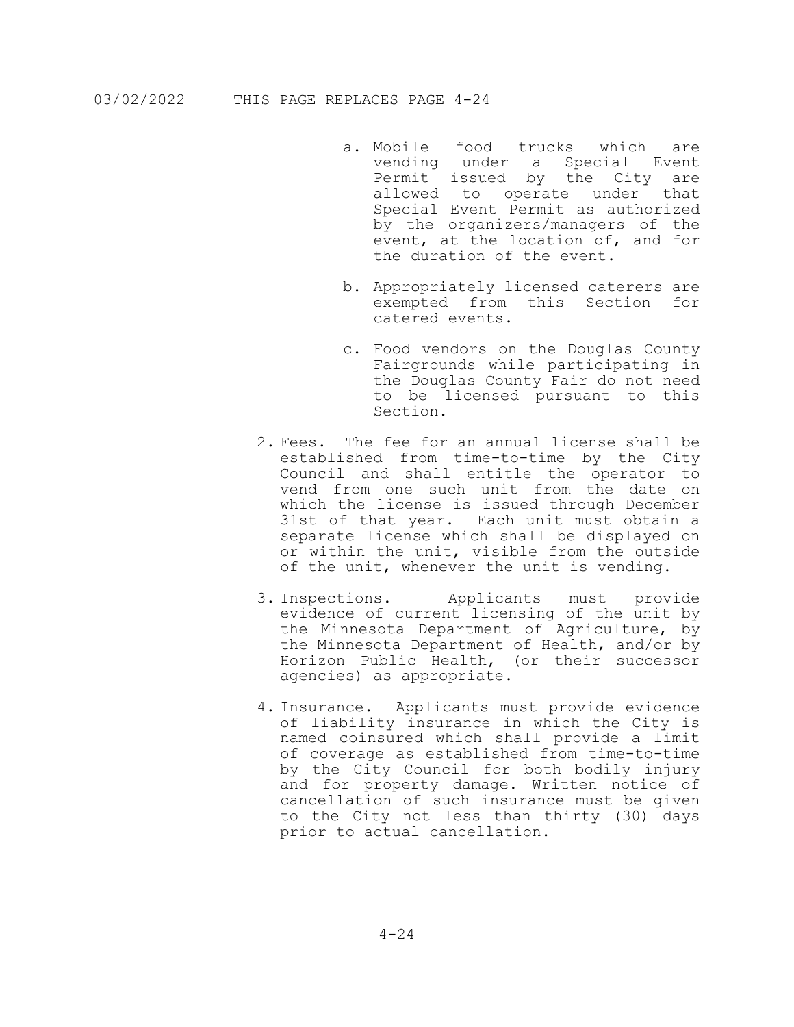a. Mobile food trucks which are vending under a Special Event Permit issued by the City are allowed to operate under that Special Event Permit as authorized by the organizers/managers of the event, at the location of, and for the duration of the event.

b. Appropriately licensed caterers are exempted from this Section for catered events.

c. Food vendors on the Douglas County Fairgrounds while participating in the Douglas County Fair do not need to be licensed pursuant to this Section.

2. Fees. The fee for an annual license shall be established from time-to-time by the City Council and shall entitle the operator to vend from one such unit from the date on which the license is issued through December 31st of that year. Each unit must obtain a separate license which shall be displayed on or within the unit, visible from the outside of the unit, whenever the unit is vending.

3. Inspections. Applicants must provide evidence of current licensing of the unit by the Minnesota Department of Agriculture, by the Minnesota Department of Health, and/or by Horizon Public Health, (or their successor agencies) as appropriate.

4. Insurance. Applicants must provide evidence of liability insurance in which the City is named coinsured which shall provide a limit of coverage as established from time-to-time by the City Council for both bodily injury and for property damage. Written notice of cancellation of such insurance must be given to the City not less than thirty (30) days prior to actual cancellation.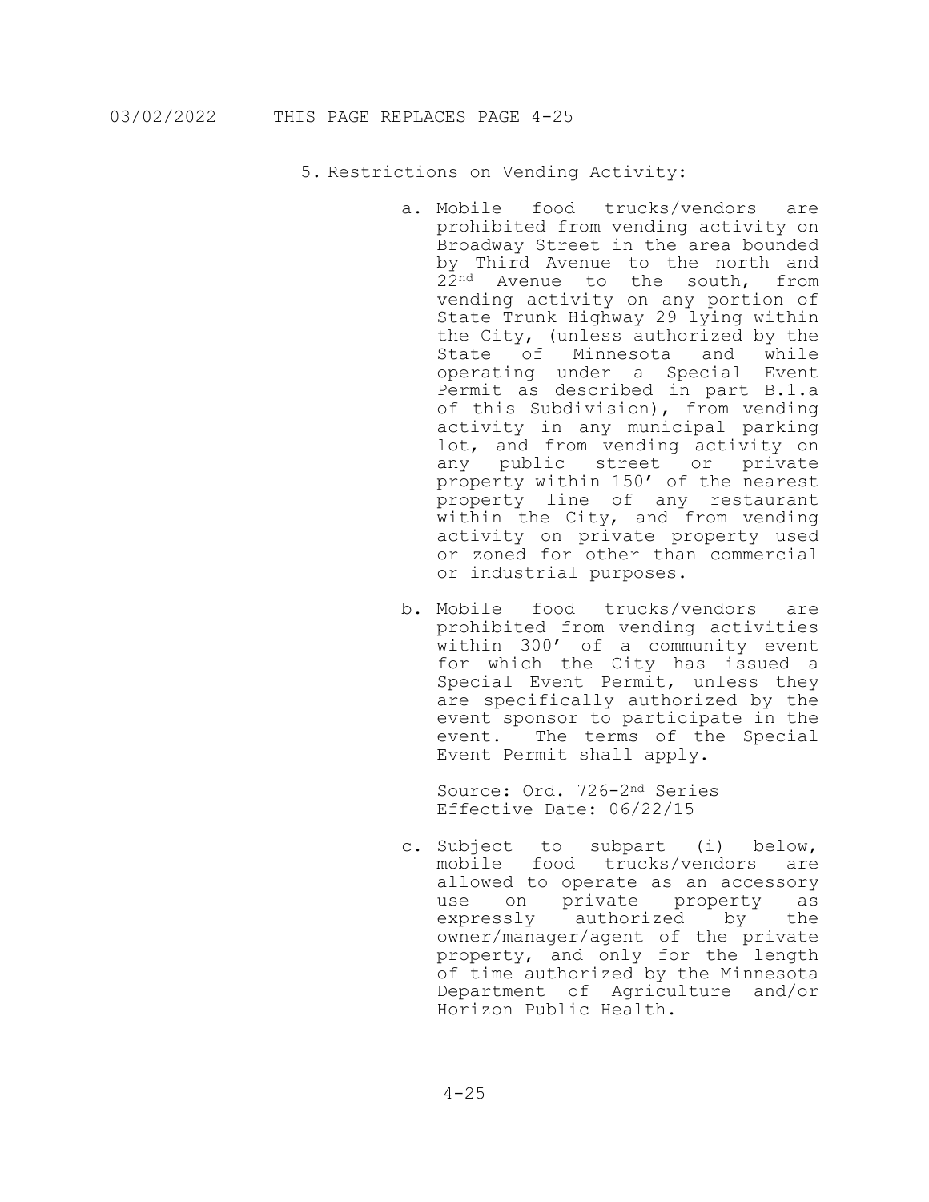5. Restrictions on Vending Activity:

   a. Mobile food trucks/vendors are prohibited from vending activity on Broadway Street in the area bounded by Third Avenue to the north and 22nd Avenue to the south, from vending activity on any portion of State Trunk Highway 29 lying within the City, (unless authorized by the State of Minnesota and while operating under a Special Event Permit as described in part B.1.a of this Subdivision), from vending activity in any municipal parking lot, and from vending activity on any public street or private property within 150' of the nearest property line of any restaurant within the City, and from vending activity on private property used or zoned for other than commercial or industrial purposes.

   b. Mobile food trucks/vendors are prohibited from vending activities within 300' of a community event for which the City has issued a Special Event Permit, unless they are specifically authorized by the event sponsor to participate in the event. The terms of the Special Event Permit shall apply.

      Source: Ord. 726-2nd Series
      Effective Date: 06/22/15

   c. Subject to subpart (i) below, mobile food trucks/vendors are allowed to operate as an accessory use on private property as expressly authorized by the owner/manager/agent of the private property, and only for the length of time authorized by the Minnesota Department of Agriculture and/or Horizon Public Health.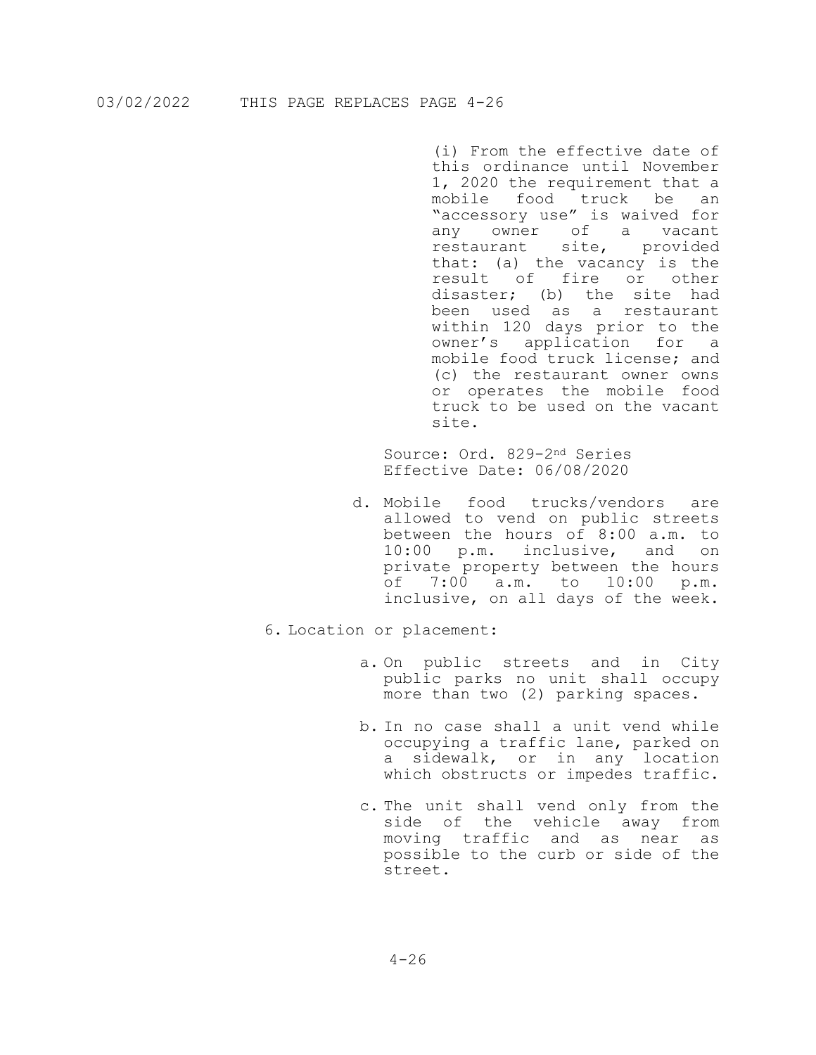(i) From the effective date of this ordinance until November 1, 2020 the requirement that a mobile food truck be an "accessory use" is waived for any owner of a vacant restaurant site, provided that: (a) the vacancy is the result of fire or other disaster; (b) the site had been used as a restaurant within 120 days prior to the owner's application for a mobile food truck license; and (c) the restaurant owner owns or operates the mobile food truck to be used on the vacant site.

Source: Ord. 829-2nd Series
Effective Date: 06/08/2020

d. Mobile food trucks/vendors are allowed to vend on public streets between the hours of 8:00 a.m. to 10:00 p.m. inclusive, and on private property between the hours of 7:00 a.m. to 10:00 p.m. inclusive, on all days of the week.

6. Location or placement:

   a. On public streets and in City public parks no unit shall occupy more than two (2) parking spaces.

   b. In no case shall a unit vend while occupying a traffic lane, parked on a sidewalk, or in any location which obstructs or impedes traffic.

   c. The unit shall vend only from the side of the vehicle away from moving traffic and as near as possible to the curb or side of the street.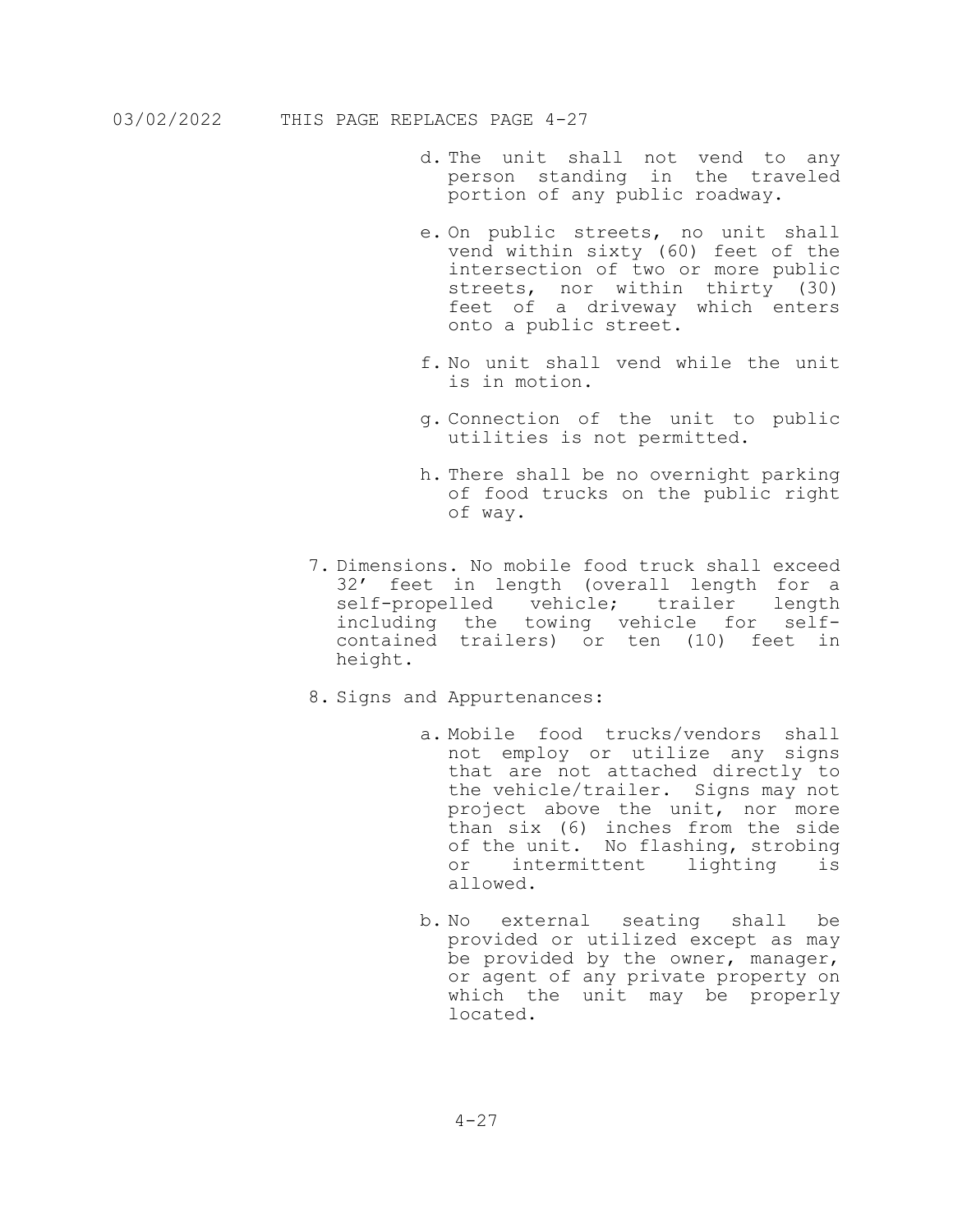d. The unit shall not vend to any person standing in the traveled portion of any public roadway.

e. On public streets, no unit shall vend within sixty (60) feet of the intersection of two or more public streets, nor within thirty (30) feet of a driveway which enters onto a public street.

f. No unit shall vend while the unit is in motion.

g. Connection of the unit to public utilities is not permitted.

h. There shall be no overnight parking of food trucks on the public right of way.

7. Dimensions. No mobile food truck shall exceed 32' feet in length (overall length for a self-propelled vehicle; trailer length including the towing vehicle for self-contained trailers) or ten (10) feet in height.

8. Signs and Appurtenances:

   a. Mobile food trucks/vendors shall not employ or utilize any signs that are not attached directly to the vehicle/trailer. Signs may not project above the unit, nor more than six (6) inches from the side of the unit. No flashing, strobing or intermittent lighting is allowed.

   b. No external seating shall be provided or utilized except as may be provided by the owner, manager, or agent of any private property on which the unit may be properly located.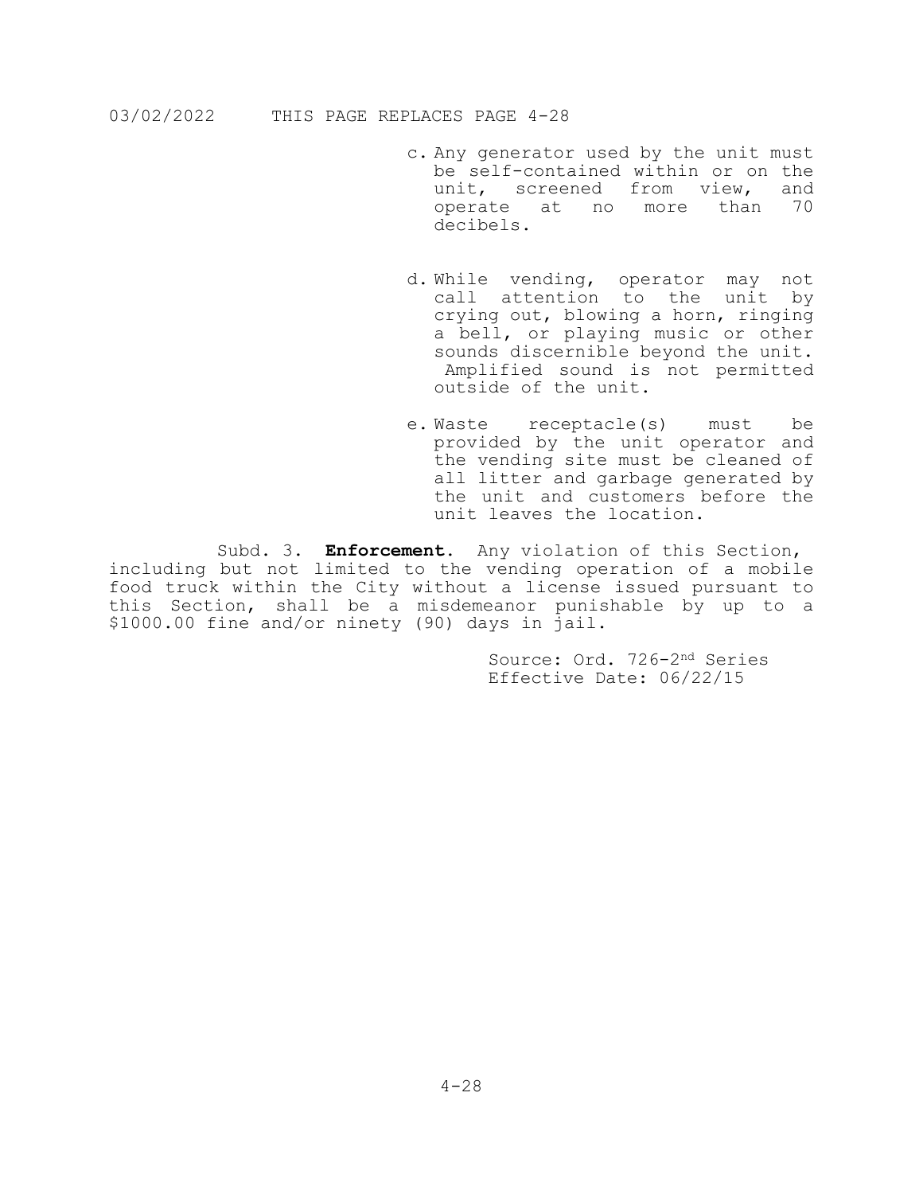c. Any generator used by the unit must be self-contained within or on the unit, screened from view, and operate at no more than 70 decibels.

d. While vending, operator may not call attention to the unit by crying out, blowing a horn, ringing a bell, or playing music or other sounds discernible beyond the unit. Amplified sound is not permitted outside of the unit.

e. Waste receptacle(s) must be provided by the unit operator and the vending site must be cleaned of all litter and garbage generated by the unit and customers before the unit leaves the location.

Subd. 3. **Enforcement.** Any violation of this Section, including but not limited to the vending operation of a mobile food truck within the City without a license issued pursuant to this Section, shall be a misdemeanor punishable by up to a $1000.00 fine and/or ninety (90) days in jail.

Source: Ord. 726-2nd Series
Effective Date: 06/22/15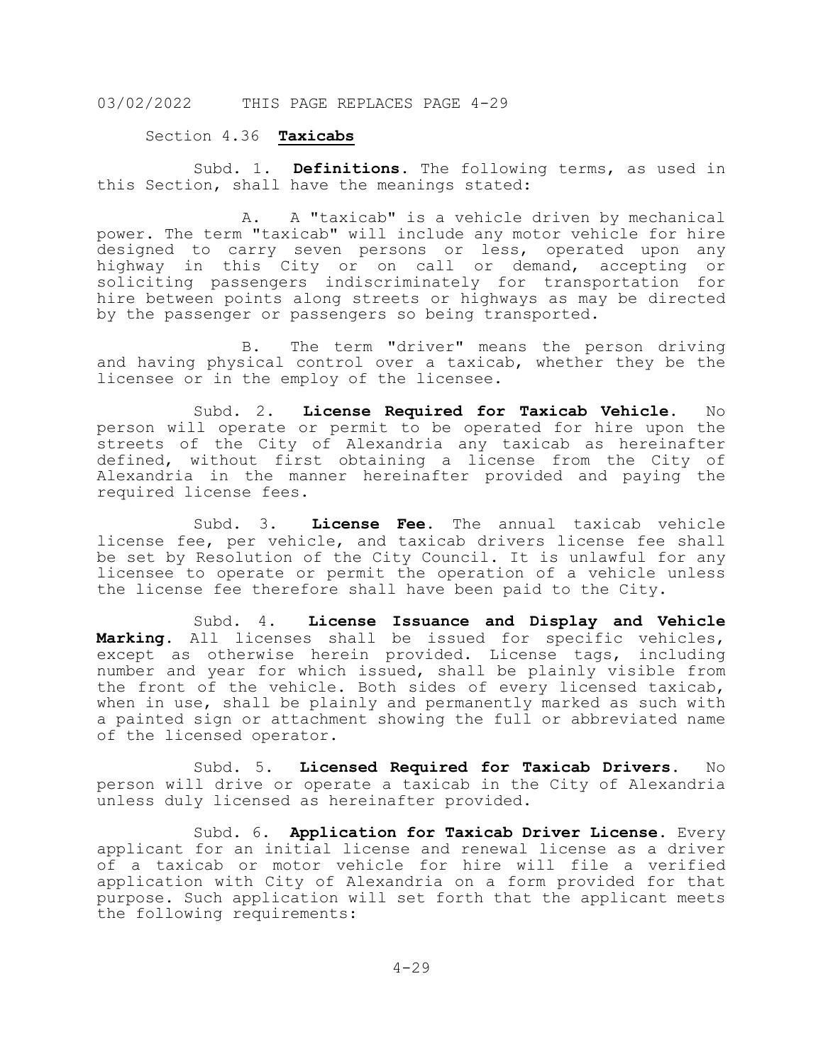03/02/2022 THIS PAGE REPLACES PAGE 4-29

## Section 4.36 **Taxicabs**

Subd. 1. **Definitions.** The following terms, as used in this Section, shall have the meanings stated:

A. A "taxicab" is a vehicle driven by mechanical power. The term "taxicab" will include any motor vehicle for hire designed to carry seven persons or less, operated upon any highway in this City or on call or demand, accepting or soliciting passengers indiscriminately for transportation for hire between points along streets or highways as may be directed by the passenger or passengers so being transported.

B. The term "driver" means the person driving and having physical control over a taxicab, whether they be the licensee or in the employ of the licensee.

Subd. 2. **License Required for Taxicab Vehicle.** No person will operate or permit to be operated for hire upon the streets of the City of Alexandria any taxicab as hereinafter defined, without first obtaining a license from the City of Alexandria in the manner hereinafter provided and paying the required license fees.

Subd. 3. **License Fee.** The annual taxicab vehicle license fee, per vehicle, and taxicab drivers license fee shall be set by Resolution of the City Council. It is unlawful for any licensee to operate or permit the operation of a vehicle unless the license fee therefore shall have been paid to the City.

Subd. 4. **License Issuance and Display and Vehicle Marking.** All licenses shall be issued for specific vehicles, except as otherwise herein provided. License tags, including number and year for which issued, shall be plainly visible from the front of the vehicle. Both sides of every licensed taxicab, when in use, shall be plainly and permanently marked as such with a painted sign or attachment showing the full or abbreviated name of the licensed operator.

Subd. 5. **Licensed Required for Taxicab Drivers.** No person will drive or operate a taxicab in the City of Alexandria unless duly licensed as hereinafter provided.

Subd. 6. **Application for Taxicab Driver License.** Every applicant for an initial license and renewal license as a driver of a taxicab or motor vehicle for hire will file a verified application with City of Alexandria on a form provided for that purpose. Such application will set forth that the applicant meets the following requirements: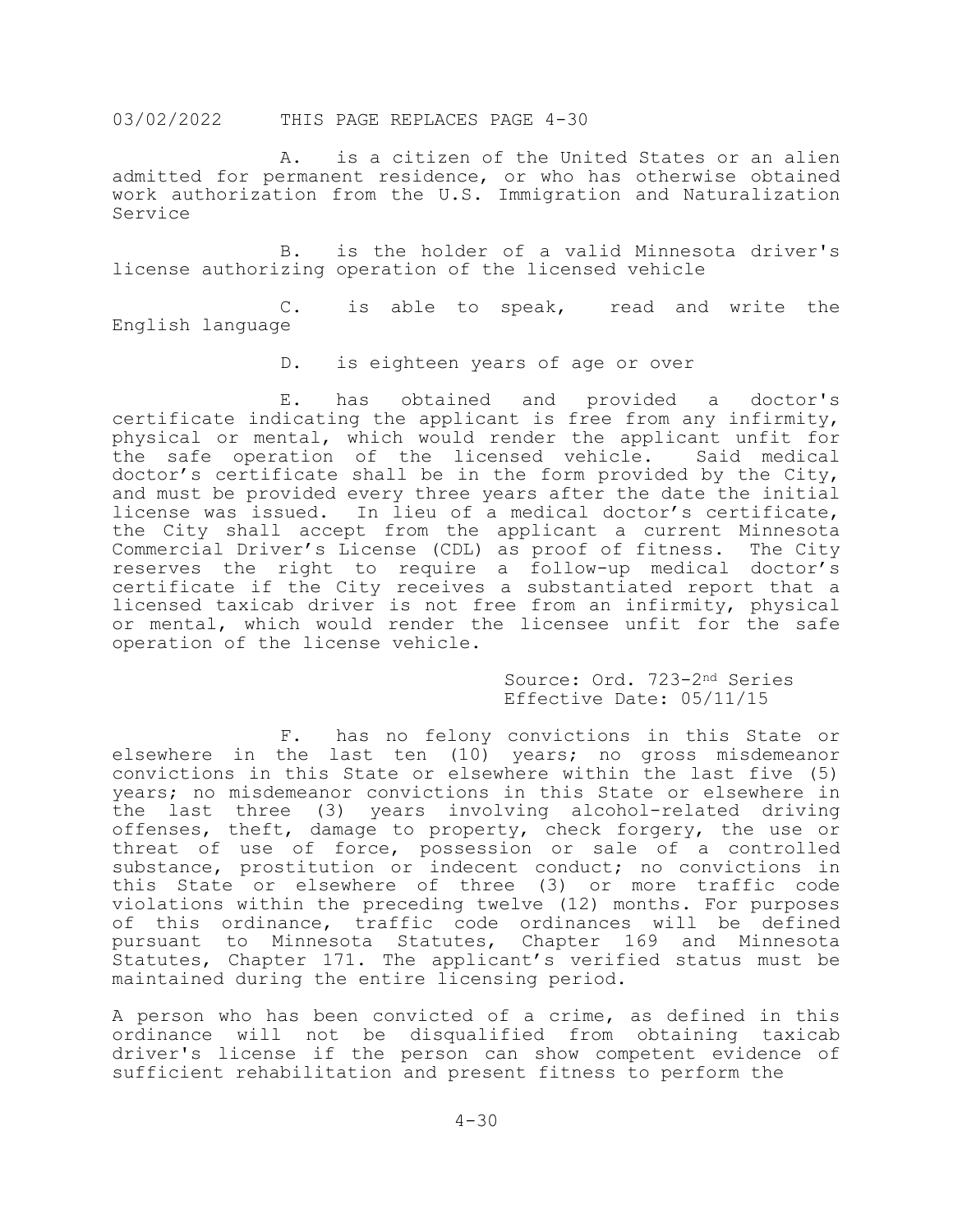03/02/2022 THIS PAGE REPLACES PAGE 4-30

A. is a citizen of the United States or an alien admitted for permanent residence, or who has otherwise obtained work authorization from the U.S. Immigration and Naturalization Service

B. is the holder of a valid Minnesota driver's license authorizing operation of the licensed vehicle

C. is able to speak, read and write the English language

D. is eighteen years of age or over

E. has obtained and provided a doctor's certificate indicating the applicant is free from any infirmity, physical or mental, which would render the applicant unfit for the safe operation of the licensed vehicle. Said medical doctor's certificate shall be in the form provided by the City, and must be provided every three years after the date the initial license was issued. In lieu of a medical doctor's certificate, the City shall accept from the applicant a current Minnesota Commercial Driver's License (CDL) as proof of fitness. The City reserves the right to require a follow-up medical doctor's certificate if the City receives a substantiated report that a licensed taxicab driver is not free from an infirmity, physical or mental, which would render the licensee unfit for the safe operation of the license vehicle.

Source: Ord. 723-2nd Series
Effective Date: 05/11/15

F. has no felony convictions in this State or elsewhere in the last ten (10) years; no gross misdemeanor convictions in this State or elsewhere within the last five (5) years; no misdemeanor convictions in this State or elsewhere in the last three (3) years involving alcohol-related driving offenses, theft, damage to property, check forgery, the use or threat of use of force, possession or sale of a controlled substance, prostitution or indecent conduct; no convictions in this State or elsewhere of three (3) or more traffic code violations within the preceding twelve (12) months. For purposes of this ordinance, traffic code ordinances will be defined pursuant to Minnesota Statutes, Chapter 169 and Minnesota Statutes, Chapter 171. The applicant's verified status must be maintained during the entire licensing period.

A person who has been convicted of a crime, as defined in this ordinance will not be disqualified from obtaining taxicab driver's license if the person can show competent evidence of sufficient rehabilitation and present fitness to perform the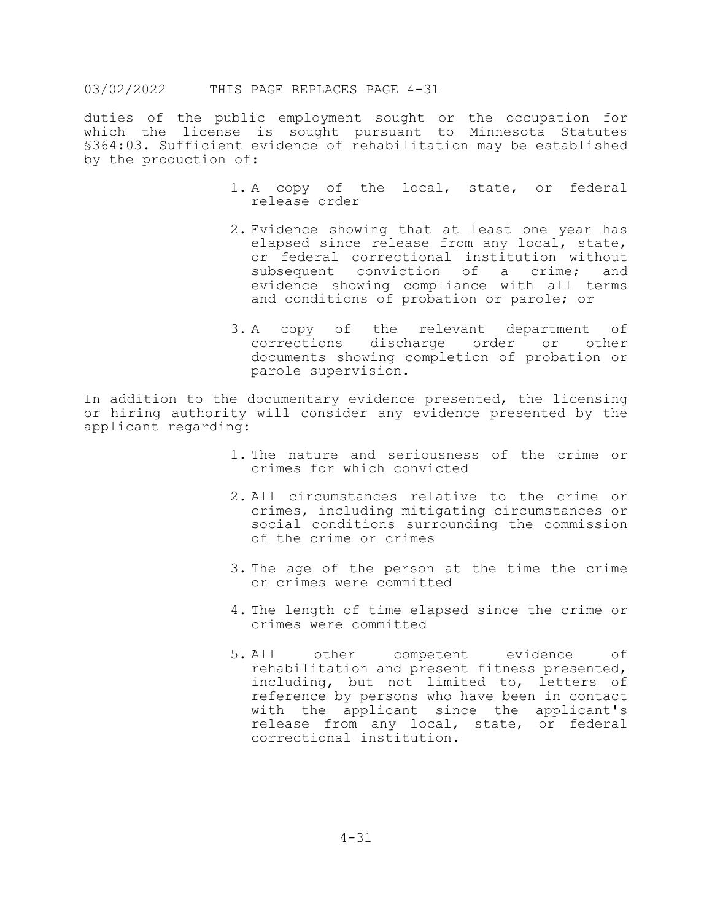duties of the public employment sought or the occupation for which the license is sought pursuant to Minnesota Statutes §364:03. Sufficient evidence of rehabilitation may be established by the production of:

1. A copy of the local, state, or federal release order

2. Evidence showing that at least one year has elapsed since release from any local, state, or federal correctional institution without subsequent conviction of a crime; and evidence showing compliance with all terms and conditions of probation or parole; or

3. A copy of the relevant department of corrections discharge order or other documents showing completion of probation or parole supervision.

In addition to the documentary evidence presented, the licensing or hiring authority will consider any evidence presented by the applicant regarding:

1. The nature and seriousness of the crime or crimes for which convicted

2. All circumstances relative to the crime or crimes, including mitigating circumstances or social conditions surrounding the commission of the crime or crimes

3. The age of the person at the time the crime or crimes were committed

4. The length of time elapsed since the crime or crimes were committed

5. All other competent evidence of rehabilitation and present fitness presented, including, but not limited to, letters of reference by persons who have been in contact with the applicant since the applicant's release from any local, state, or federal correctional institution.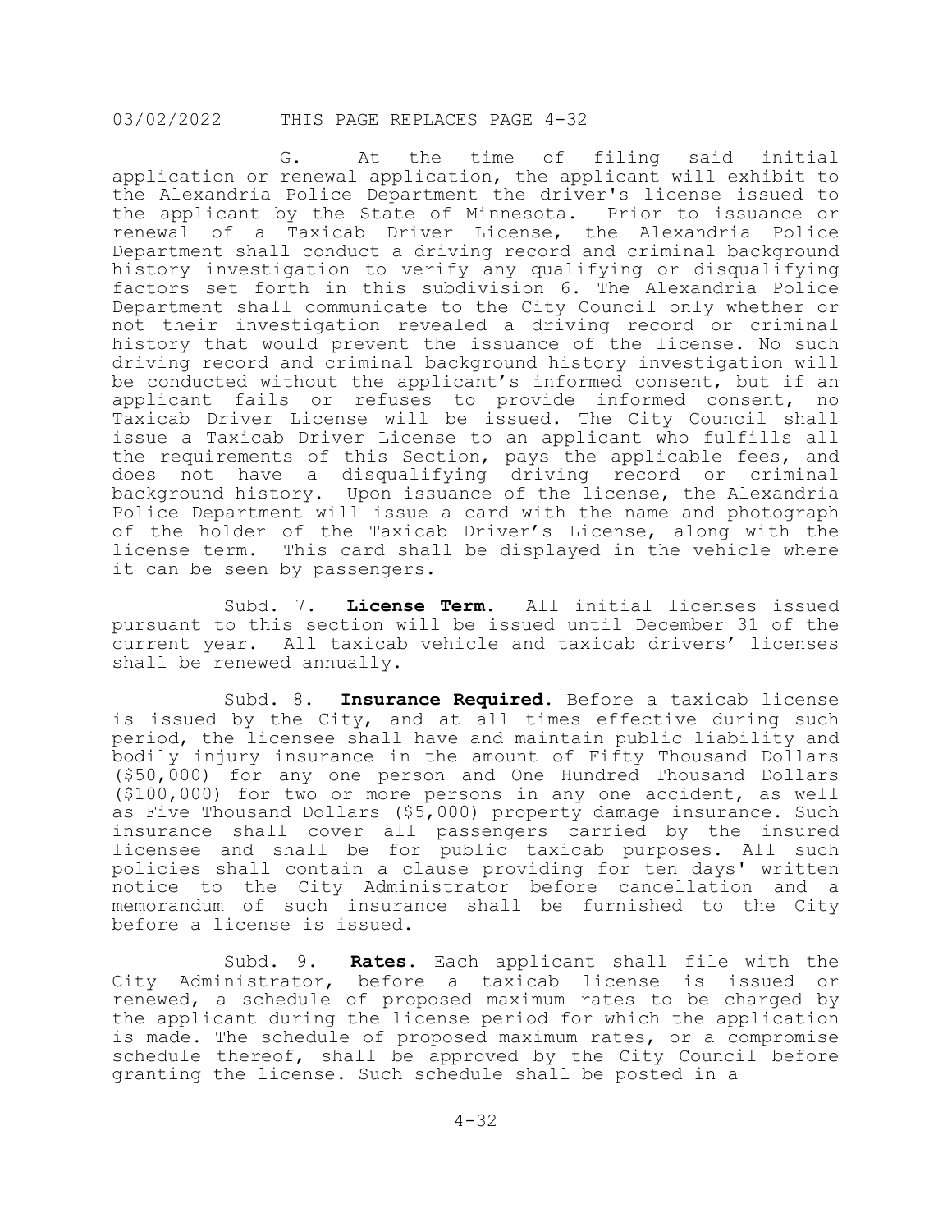G. At the time of filing said initial application or renewal application, the applicant will exhibit to the Alexandria Police Department the driver's license issued to the applicant by the State of Minnesota. Prior to issuance or renewal of a Taxicab Driver License, the Alexandria Police Department shall conduct a driving record and criminal background history investigation to verify any qualifying or disqualifying factors set forth in this subdivision 6. The Alexandria Police Department shall communicate to the City Council only whether or not their investigation revealed a driving record or criminal history that would prevent the issuance of the license. No such driving record and criminal background history investigation will be conducted without the applicant's informed consent, but if an applicant fails or refuses to provide informed consent, no Taxicab Driver License will be issued. The City Council shall issue a Taxicab Driver License to an applicant who fulfills all the requirements of this Section, pays the applicable fees, and does not have a disqualifying driving record or criminal background history. Upon issuance of the license, the Alexandria Police Department will issue a card with the name and photograph of the holder of the Taxicab Driver's License, along with the license term. This card shall be displayed in the vehicle where it can be seen by passengers.

Subd. 7. **License Term**. All initial licenses issued pursuant to this section will be issued until December 31 of the current year. All taxicab vehicle and taxicab drivers' licenses shall be renewed annually.

Subd. 8. **Insurance Required**. Before a taxicab license is issued by the City, and at all times effective during such period, the licensee shall have and maintain public liability and bodily injury insurance in the amount of Fifty Thousand Dollars ($50,000) for any one person and One Hundred Thousand Dollars ($100,000) for two or more persons in any one accident, as well as Five Thousand Dollars ($5,000) property damage insurance. Such insurance shall cover all passengers carried by the insured licensee and shall be for public taxicab purposes. All such policies shall contain a clause providing for ten days' written notice to the City Administrator before cancellation and a memorandum of such insurance shall be furnished to the City before a license is issued.

Subd. 9. **Rates**. Each applicant shall file with the City Administrator, before a taxicab license is issued or renewed, a schedule of proposed maximum rates to be charged by the applicant during the license period for which the application is made. The schedule of proposed maximum rates, or a compromise schedule thereof, shall be approved by the City Council before granting the license. Such schedule shall be posted in a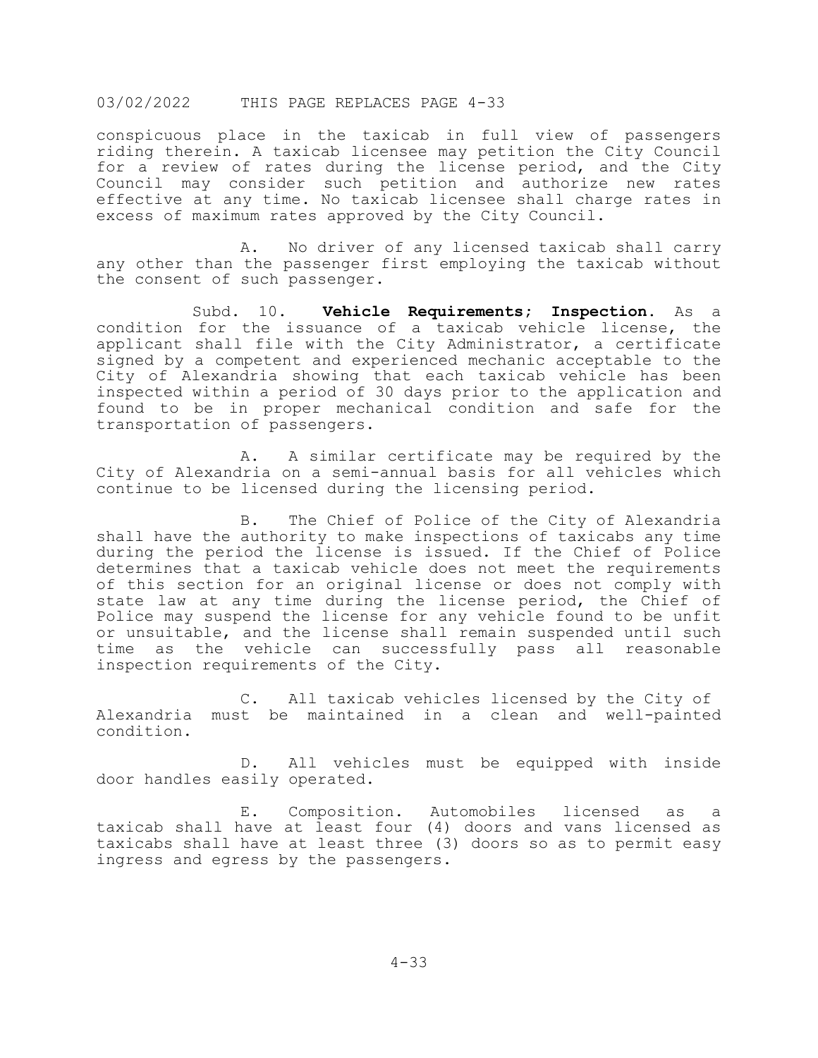conspicuous place in the taxicab in full view of passengers riding therein. A taxicab licensee may petition the City Council for a review of rates during the license period, and the City Council may consider such petition and authorize new rates effective at any time. No taxicab licensee shall charge rates in excess of maximum rates approved by the City Council.

A. No driver of any licensed taxicab shall carry any other than the passenger first employing the taxicab without the consent of such passenger.

Subd. 10. **Vehicle Requirements; Inspection.** As a condition for the issuance of a taxicab vehicle license, the applicant shall file with the City Administrator, a certificate signed by a competent and experienced mechanic acceptable to the City of Alexandria showing that each taxicab vehicle has been inspected within a period of 30 days prior to the application and found to be in proper mechanical condition and safe for the transportation of passengers.

A. A similar certificate may be required by the City of Alexandria on a semi-annual basis for all vehicles which continue to be licensed during the licensing period.

B. The Chief of Police of the City of Alexandria shall have the authority to make inspections of taxicabs any time during the period the license is issued. If the Chief of Police determines that a taxicab vehicle does not meet the requirements of this section for an original license or does not comply with state law at any time during the license period, the Chief of Police may suspend the license for any vehicle found to be unfit or unsuitable, and the license shall remain suspended until such time as the vehicle can successfully pass all reasonable inspection requirements of the City.

C. All taxicab vehicles licensed by the City of Alexandria must be maintained in a clean and well-painted condition.

D. All vehicles must be equipped with inside door handles easily operated.

E. Composition. Automobiles licensed as a taxicab shall have at least four (4) doors and vans licensed as taxicabs shall have at least three (3) doors so as to permit easy ingress and egress by the passengers.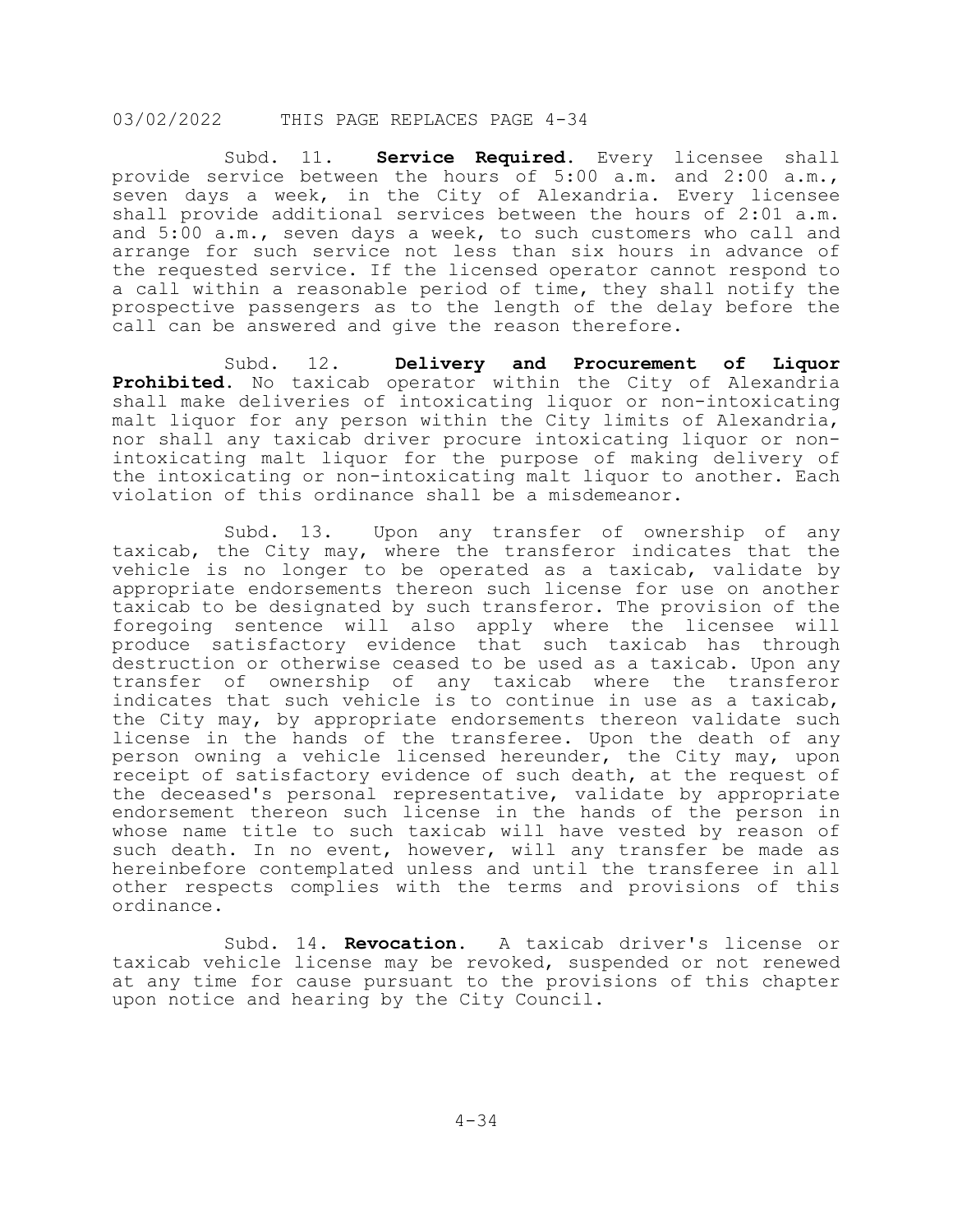Subd. 11. **Service Required.** Every licensee shall provide service between the hours of 5:00 a.m. and 2:00 a.m., seven days a week, in the City of Alexandria. Every licensee shall provide additional services between the hours of 2:01 a.m. and 5:00 a.m., seven days a week, to such customers who call and arrange for such service not less than six hours in advance of the requested service. If the licensed operator cannot respond to a call within a reasonable period of time, they shall notify the prospective passengers as to the length of the delay before the call can be answered and give the reason therefore.

Subd. 12. **Delivery and Procurement of Liquor Prohibited.** No taxicab operator within the City of Alexandria shall make deliveries of intoxicating liquor or non-intoxicating malt liquor for any person within the City limits of Alexandria, nor shall any taxicab driver procure intoxicating liquor or non-intoxicating malt liquor for the purpose of making delivery of the intoxicating or non-intoxicating malt liquor to another. Each violation of this ordinance shall be a misdemeanor.

Subd. 13. Upon any transfer of ownership of any taxicab, the City may, where the transferor indicates that the vehicle is no longer to be operated as a taxicab, validate by appropriate endorsements thereon such license for use on another taxicab to be designated by such transferor. The provision of the foregoing sentence will also apply where the licensee will produce satisfactory evidence that such taxicab has through destruction or otherwise ceased to be used as a taxicab. Upon any transfer of ownership of any taxicab where the transferor indicates that such vehicle is to continue in use as a taxicab, the City may, by appropriate endorsements thereon validate such license in the hands of the transferee. Upon the death of any person owning a vehicle licensed hereunder, the City may, upon receipt of satisfactory evidence of such death, at the request of the deceased's personal representative, validate by appropriate endorsement thereon such license in the hands of the person in whose name title to such taxicab will have vested by reason of such death. In no event, however, will any transfer be made as hereinbefore contemplated unless and until the transferee in all other respects complies with the terms and provisions of this ordinance.

Subd. 14. **Revocation.** A taxicab driver's license or taxicab vehicle license may be revoked, suspended or not renewed at any time for cause pursuant to the provisions of this chapter upon notice and hearing by the City Council.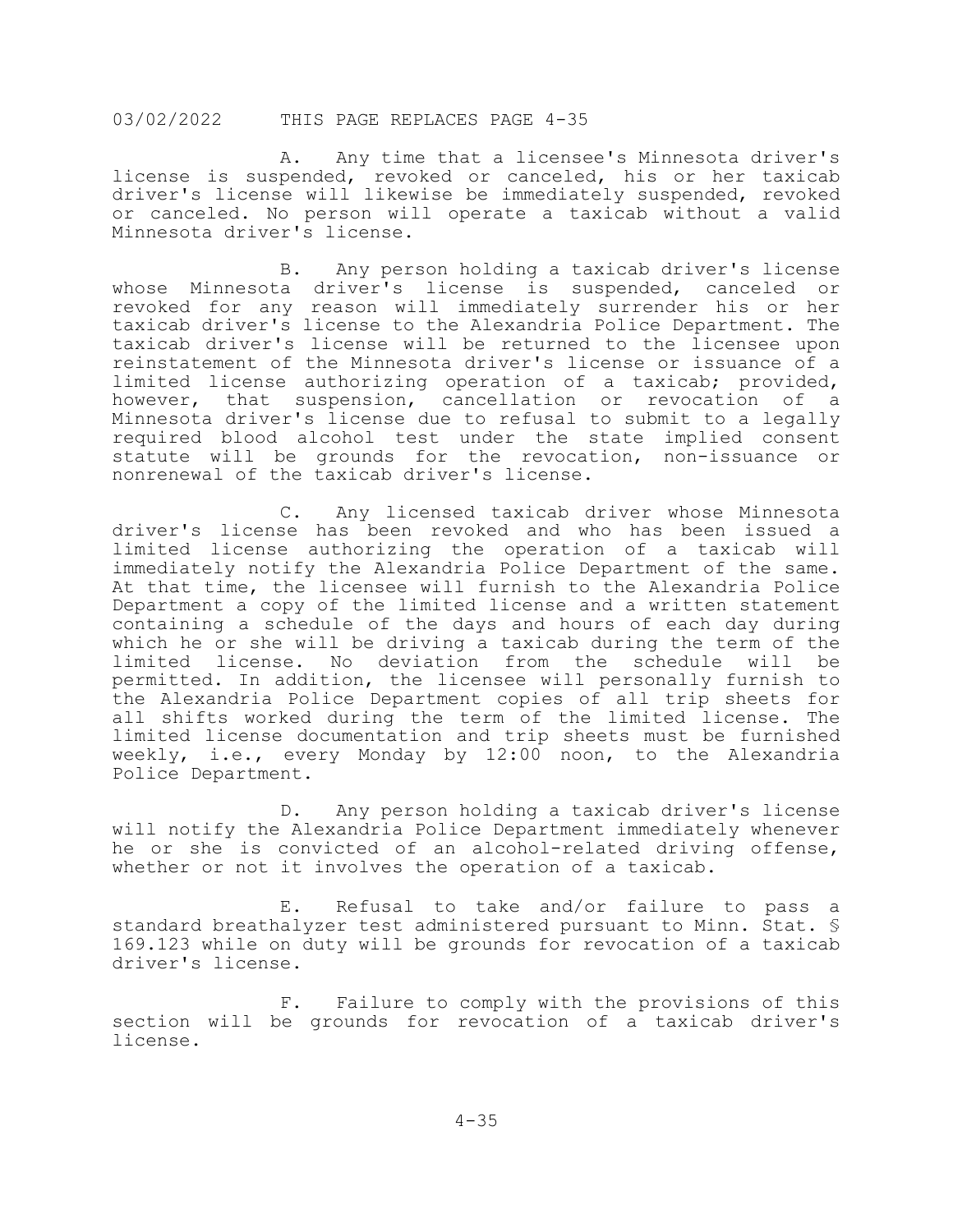A. Any time that a licensee's Minnesota driver's license is suspended, revoked or canceled, his or her taxicab driver's license will likewise be immediately suspended, revoked or canceled. No person will operate a taxicab without a valid Minnesota driver's license.

B. Any person holding a taxicab driver's license whose Minnesota driver's license is suspended, canceled or revoked for any reason will immediately surrender his or her taxicab driver's license to the Alexandria Police Department. The taxicab driver's license will be returned to the licensee upon reinstatement of the Minnesota driver's license or issuance of a limited license authorizing operation of a taxicab; provided, however, that suspension, cancellation or revocation of a Minnesota driver's license due to refusal to submit to a legally required blood alcohol test under the state implied consent statute will be grounds for the revocation, non-issuance or nonrenewal of the taxicab driver's license.

C. Any licensed taxicab driver whose Minnesota driver's license has been revoked and who has been issued a limited license authorizing the operation of a taxicab will immediately notify the Alexandria Police Department of the same. At that time, the licensee will furnish to the Alexandria Police Department a copy of the limited license and a written statement containing a schedule of the days and hours of each day during which he or she will be driving a taxicab during the term of the limited license. No deviation from the schedule will be permitted. In addition, the licensee will personally furnish to the Alexandria Police Department copies of all trip sheets for all shifts worked during the term of the limited license. The limited license documentation and trip sheets must be furnished weekly, i.e., every Monday by 12:00 noon, to the Alexandria Police Department.

D. Any person holding a taxicab driver's license will notify the Alexandria Police Department immediately whenever he or she is convicted of an alcohol-related driving offense, whether or not it involves the operation of a taxicab.

E. Refusal to take and/or failure to pass a standard breathalyzer test administered pursuant to Minn. Stat. § 169.123 while on duty will be grounds for revocation of a taxicab driver's license.

F. Failure to comply with the provisions of this section will be grounds for revocation of a taxicab driver's license.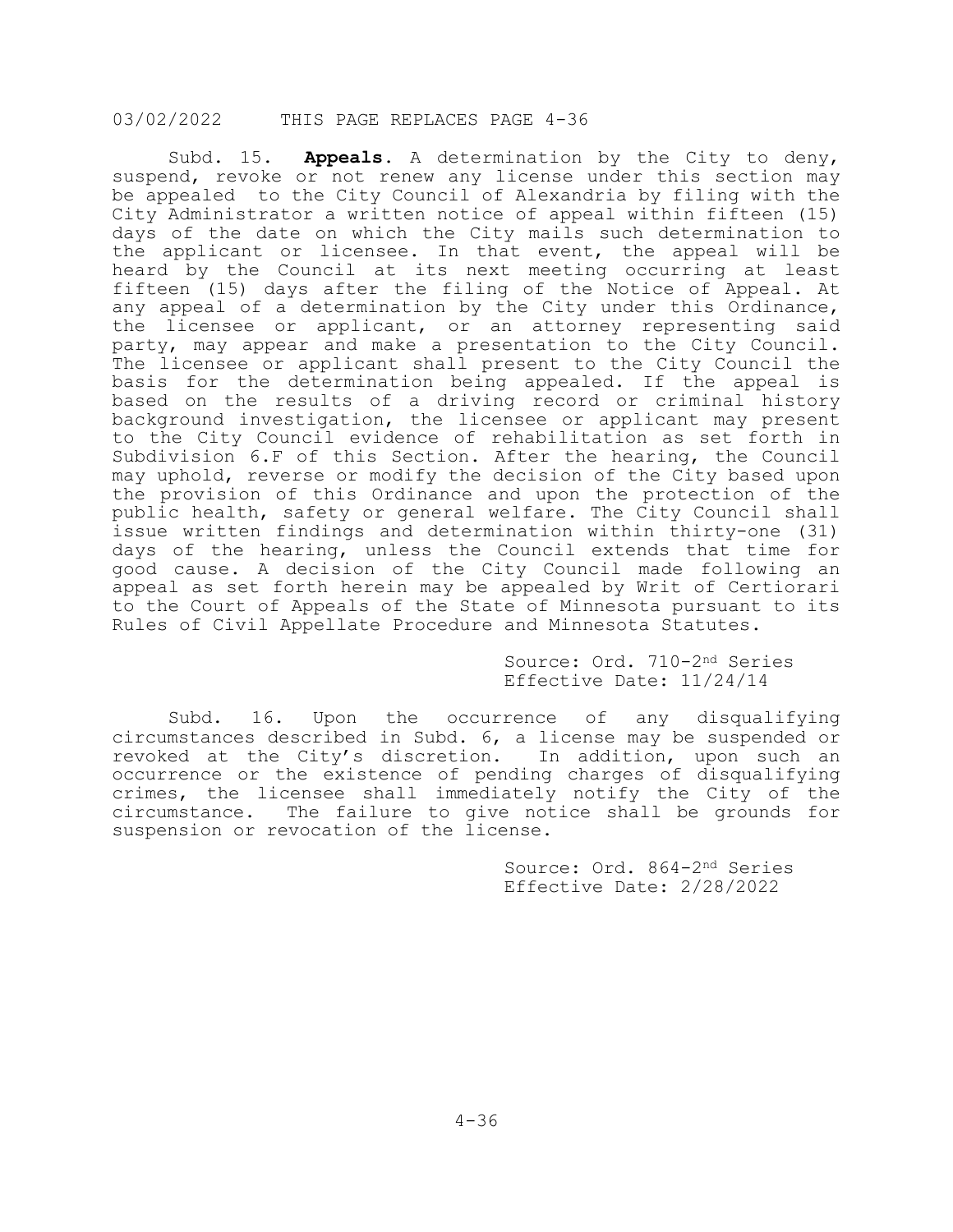03/02/2022 THIS PAGE REPLACES PAGE 4-36

Subd. 15. **Appeals**. A determination by the City to deny, suspend, revoke or not renew any license under this section may be appealed to the City Council of Alexandria by filing with the City Administrator a written notice of appeal within fifteen (15) days of the date on which the City mails such determination to the applicant or licensee. In that event, the appeal will be heard by the Council at its next meeting occurring at least fifteen (15) days after the filing of the Notice of Appeal. At any appeal of a determination by the City under this Ordinance, the licensee or applicant, or an attorney representing said party, may appear and make a presentation to the City Council. The licensee or applicant shall present to the City Council the basis for the determination being appealed. If the appeal is based on the results of a driving record or criminal history background investigation, the licensee or applicant may present to the City Council evidence of rehabilitation as set forth in Subdivision 6.F of this Section. After the hearing, the Council may uphold, reverse or modify the decision of the City based upon the provision of this Ordinance and upon the protection of the public health, safety or general welfare. The City Council shall issue written findings and determination within thirty-one (31) days of the hearing, unless the Council extends that time for good cause. A decision of the City Council made following an appeal as set forth herein may be appealed by Writ of Certiorari to the Court of Appeals of the State of Minnesota pursuant to its Rules of Civil Appellate Procedure and Minnesota Statutes.

Source: Ord. 710-2nd Series
Effective Date: 11/24/14

Subd. 16. Upon the occurrence of any disqualifying circumstances described in Subd. 6, a license may be suspended or revoked at the City's discretion. In addition, upon such an occurrence or the existence of pending charges of disqualifying crimes, the licensee shall immediately notify the City of the circumstance. The failure to give notice shall be grounds for suspension or revocation of the license.

Source: Ord. 864-2nd Series
Effective Date: 2/28/2022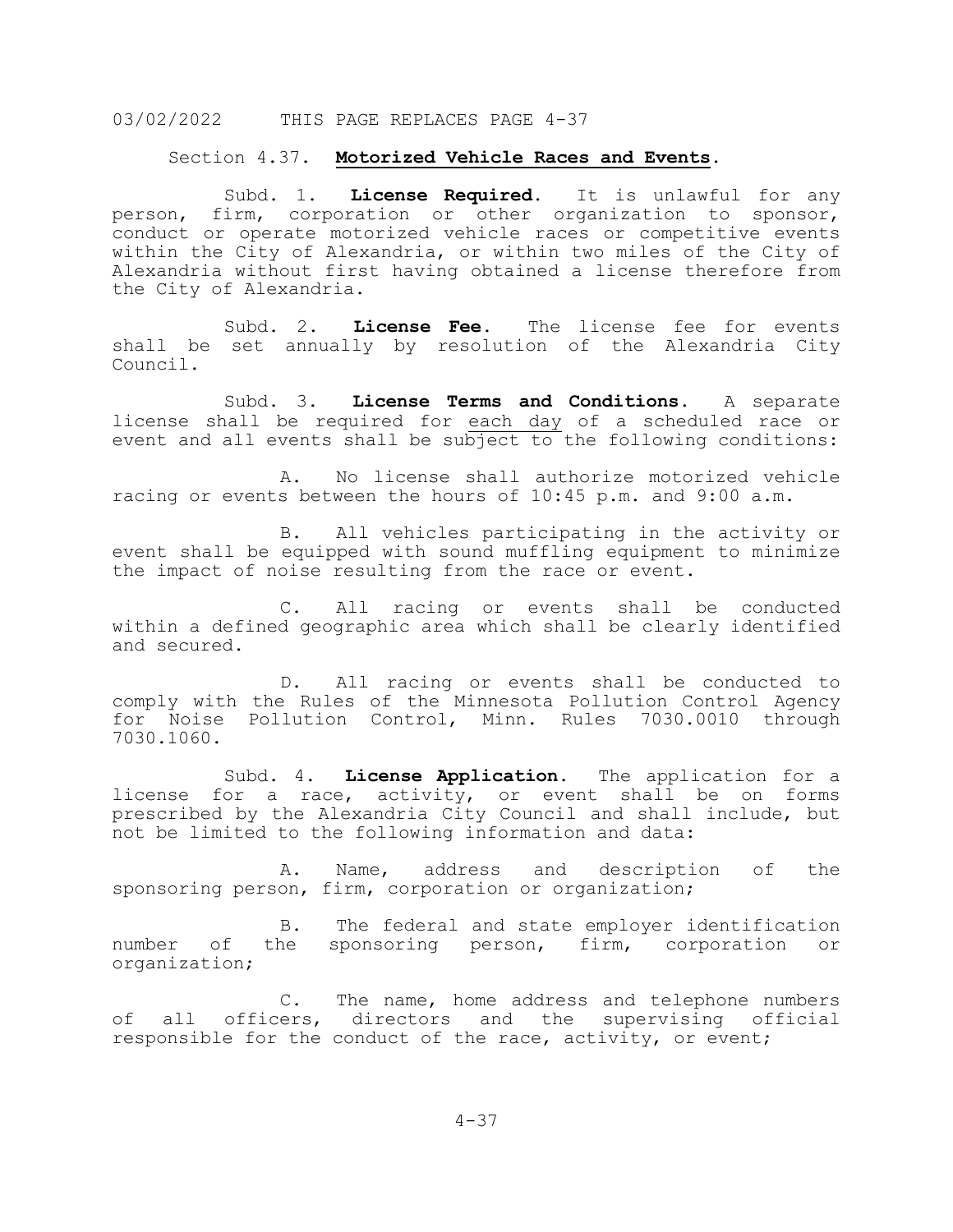03/02/2022 THIS PAGE REPLACES PAGE 4-37

## Section 4.37. **Motorized Vehicle Races and Events.**

Subd. 1. **License Required.** It is unlawful for any person, firm, corporation or other organization to sponsor, conduct or operate motorized vehicle races or competitive events within the City of Alexandria, or within two miles of the City of Alexandria without first having obtained a license therefore from the City of Alexandria.

Subd. 2. **License Fee.** The license fee for events shall be set annually by resolution of the Alexandria City Council.

Subd. 3. **License Terms and Conditions.** A separate license shall be required for <u>each day</u> of a scheduled race or event and all events shall be subject to the following conditions:

A. No license shall authorize motorized vehicle racing or events between the hours of 10:45 p.m. and 9:00 a.m.

B. All vehicles participating in the activity or event shall be equipped with sound muffling equipment to minimize the impact of noise resulting from the race or event.

C. All racing or events shall be conducted within a defined geographic area which shall be clearly identified and secured.

D. All racing or events shall be conducted to comply with the Rules of the Minnesota Pollution Control Agency for Noise Pollution Control, Minn. Rules 7030.0010 through 7030.1060.

Subd. 4. **License Application.** The application for a license for a race, activity, or event shall be on forms prescribed by the Alexandria City Council and shall include, but not be limited to the following information and data:

A. Name, address and description of the sponsoring person, firm, corporation or organization;

B. The federal and state employer identification number of the sponsoring person, firm, corporation or organization;

C. The name, home address and telephone numbers of all officers, directors and the supervising official responsible for the conduct of the race, activity, or event;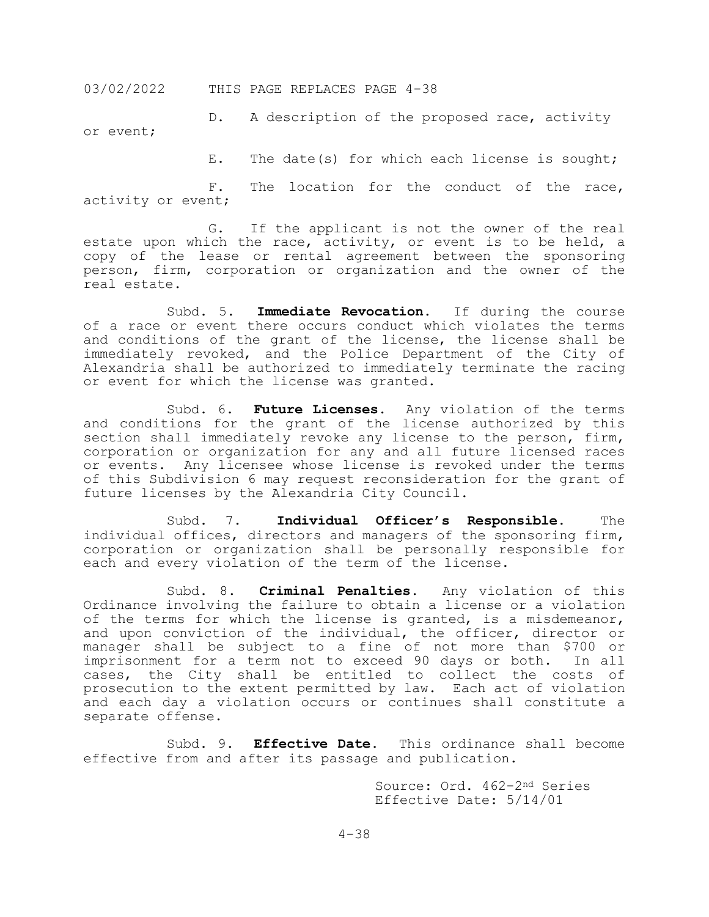D. A description of the proposed race, activity or event;

E. The date(s) for which each license is sought;

F. The location for the conduct of the race, activity or event;

G. If the applicant is not the owner of the real estate upon which the race, activity, or event is to be held, a copy of the lease or rental agreement between the sponsoring person, firm, corporation or organization and the owner of the real estate.

Subd. 5. **Immediate Revocation.** If during the course of a race or event there occurs conduct which violates the terms and conditions of the grant of the license, the license shall be immediately revoked, and the Police Department of the City of Alexandria shall be authorized to immediately terminate the racing or event for which the license was granted.

Subd. 6. **Future Licenses.** Any violation of the terms and conditions for the grant of the license authorized by this section shall immediately revoke any license to the person, firm, corporation or organization for any and all future licensed races or events. Any licensee whose license is revoked under the terms of this Subdivision 6 may request reconsideration for the grant of future licenses by the Alexandria City Council.

Subd. 7. **Individual Officer's Responsible.** The individual offices, directors and managers of the sponsoring firm, corporation or organization shall be personally responsible for each and every violation of the term of the license.

Subd. 8. **Criminal Penalties.** Any violation of this Ordinance involving the failure to obtain a license or a violation of the terms for which the license is granted, is a misdemeanor, and upon conviction of the individual, the officer, director or manager shall be subject to a fine of not more than $700 or imprisonment for a term not to exceed 90 days or both. In all cases, the City shall be entitled to collect the costs of prosecution to the extent permitted by law. Each act of violation and each day a violation occurs or continues shall constitute a separate offense.

Subd. 9. **Effective Date.** This ordinance shall become effective from and after its passage and publication.

Source: Ord. 462-2nd Series
Effective Date: 5/14/01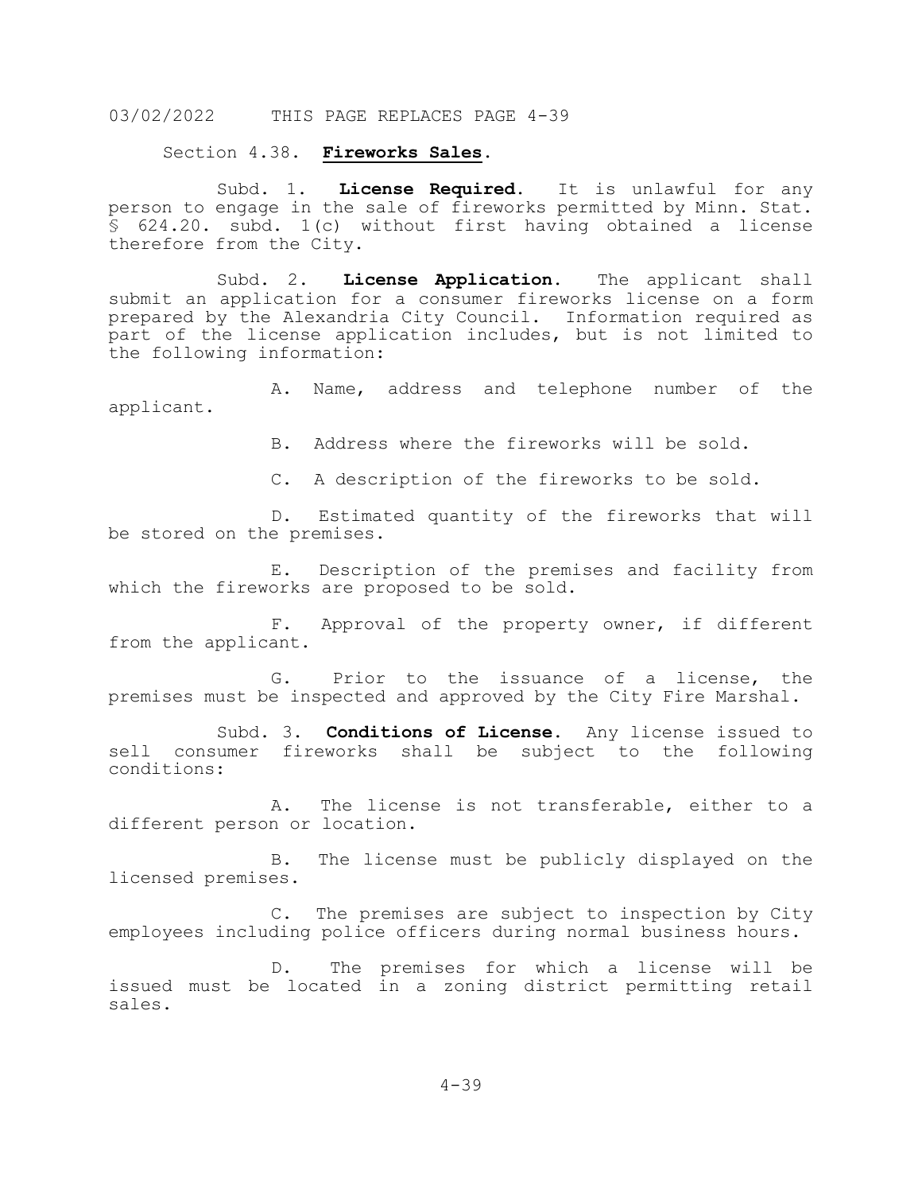03/02/2022 THIS PAGE REPLACES PAGE 4-39

Section 4.38. **Fireworks Sales**.

Subd. 1. **License Required**. It is unlawful for any person to engage in the sale of fireworks permitted by Minn. Stat. § 624.20. subd. 1(c) without first having obtained a license therefore from the City.

Subd. 2. **License Application**. The applicant shall submit an application for a consumer fireworks license on a form prepared by the Alexandria City Council. Information required as part of the license application includes, but is not limited to the following information:

A. Name, address and telephone number of the applicant.

B. Address where the fireworks will be sold.

C. A description of the fireworks to be sold.

D. Estimated quantity of the fireworks that will be stored on the premises.

E. Description of the premises and facility from which the fireworks are proposed to be sold.

F. Approval of the property owner, if different from the applicant.

G. Prior to the issuance of a license, the premises must be inspected and approved by the City Fire Marshal.

Subd. 3. **Conditions of License**. Any license issued to sell consumer fireworks shall be subject to the following conditions:

A. The license is not transferable, either to a different person or location.

B. The license must be publicly displayed on the licensed premises.

C. The premises are subject to inspection by City employees including police officers during normal business hours.

D. The premises for which a license will be issued must be located in a zoning district permitting retail sales.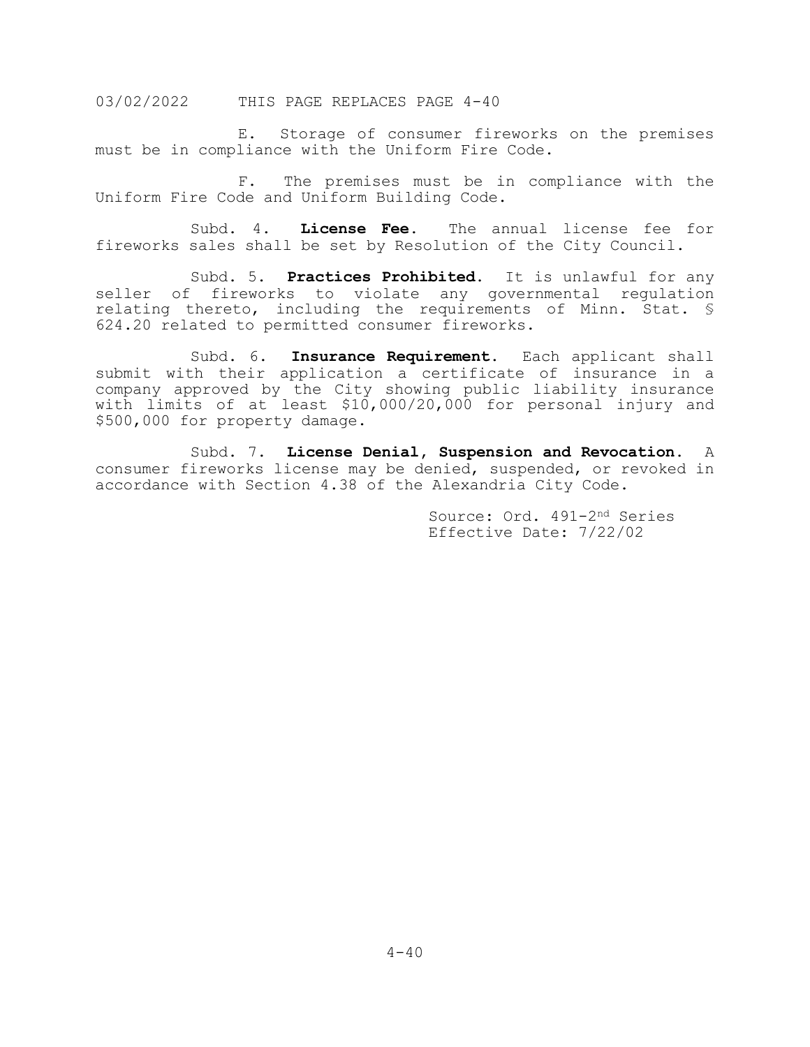03/02/2022 THIS PAGE REPLACES PAGE 4-40

E. Storage of consumer fireworks on the premises must be in compliance with the Uniform Fire Code.

F. The premises must be in compliance with the Uniform Fire Code and Uniform Building Code.

Subd. 4. **License Fee.** The annual license fee for fireworks sales shall be set by Resolution of the City Council.

Subd. 5. **Practices Prohibited.** It is unlawful for any seller of fireworks to violate any governmental regulation relating thereto, including the requirements of Minn. Stat. § 624.20 related to permitted consumer fireworks.

Subd. 6. **Insurance Requirement.** Each applicant shall submit with their application a certificate of insurance in a company approved by the City showing public liability insurance with limits of at least $10,000/20,000 for personal injury and $500,000 for property damage.

Subd. 7. **License Denial, Suspension and Revocation.** A consumer fireworks license may be denied, suspended, or revoked in accordance with Section 4.38 of the Alexandria City Code.

Source: Ord. 491-2nd Series
Effective Date: 7/22/02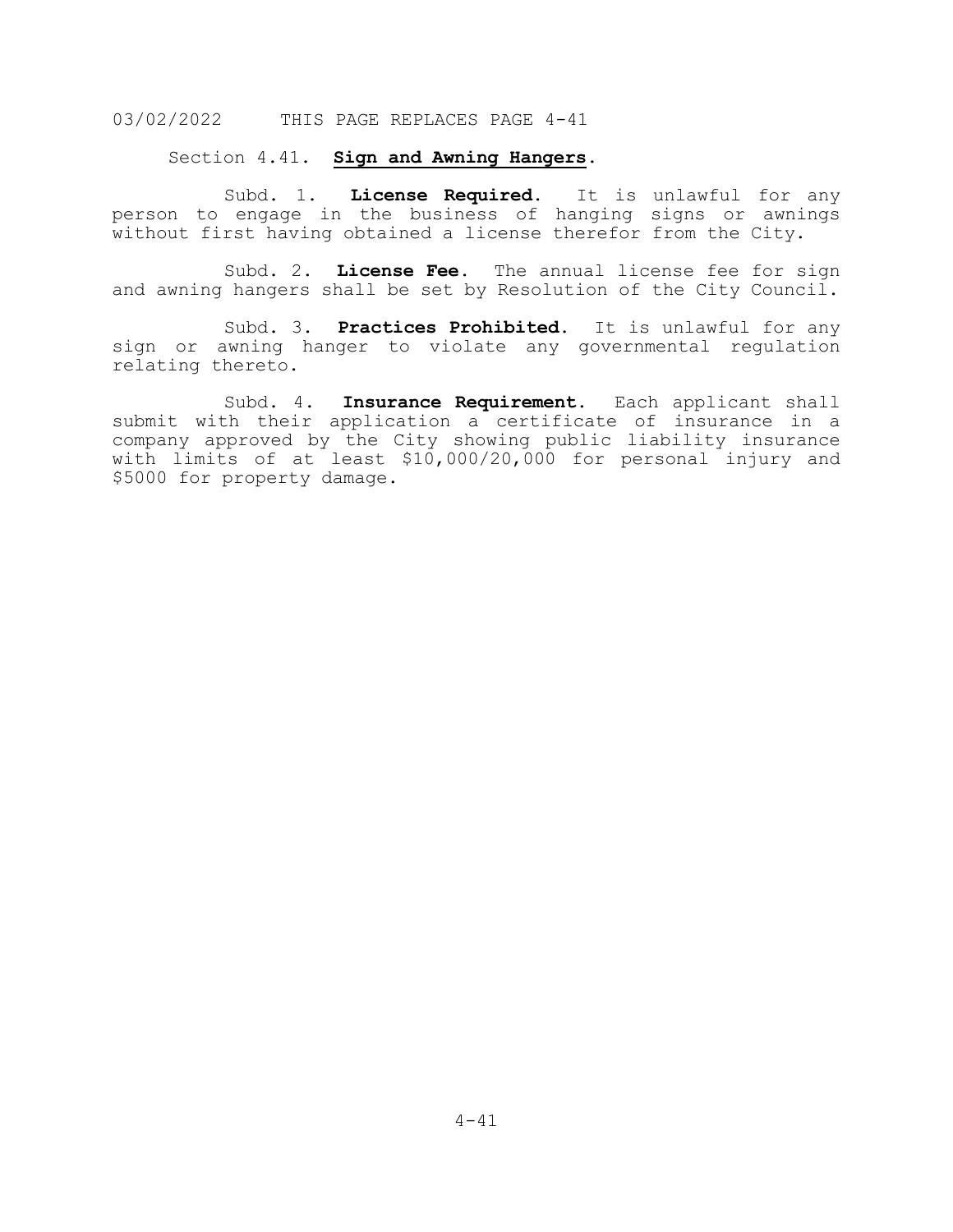03/02/2022 THIS PAGE REPLACES PAGE 4-41

## Section 4.41. Sign and Awning Hangers.

Subd. 1. **License Required.** It is unlawful for any person to engage in the business of hanging signs or awnings without first having obtained a license therefor from the City.

Subd. 2. **License Fee.** The annual license fee for sign and awning hangers shall be set by Resolution of the City Council.

Subd. 3. **Practices Prohibited.** It is unlawful for any sign or awning hanger to violate any governmental regulation relating thereto.

Subd. 4. **Insurance Requirement.** Each applicant shall submit with their application a certificate of insurance in a company approved by the City showing public liability insurance with limits of at least $10,000/20,000 for personal injury and $5000 for property damage.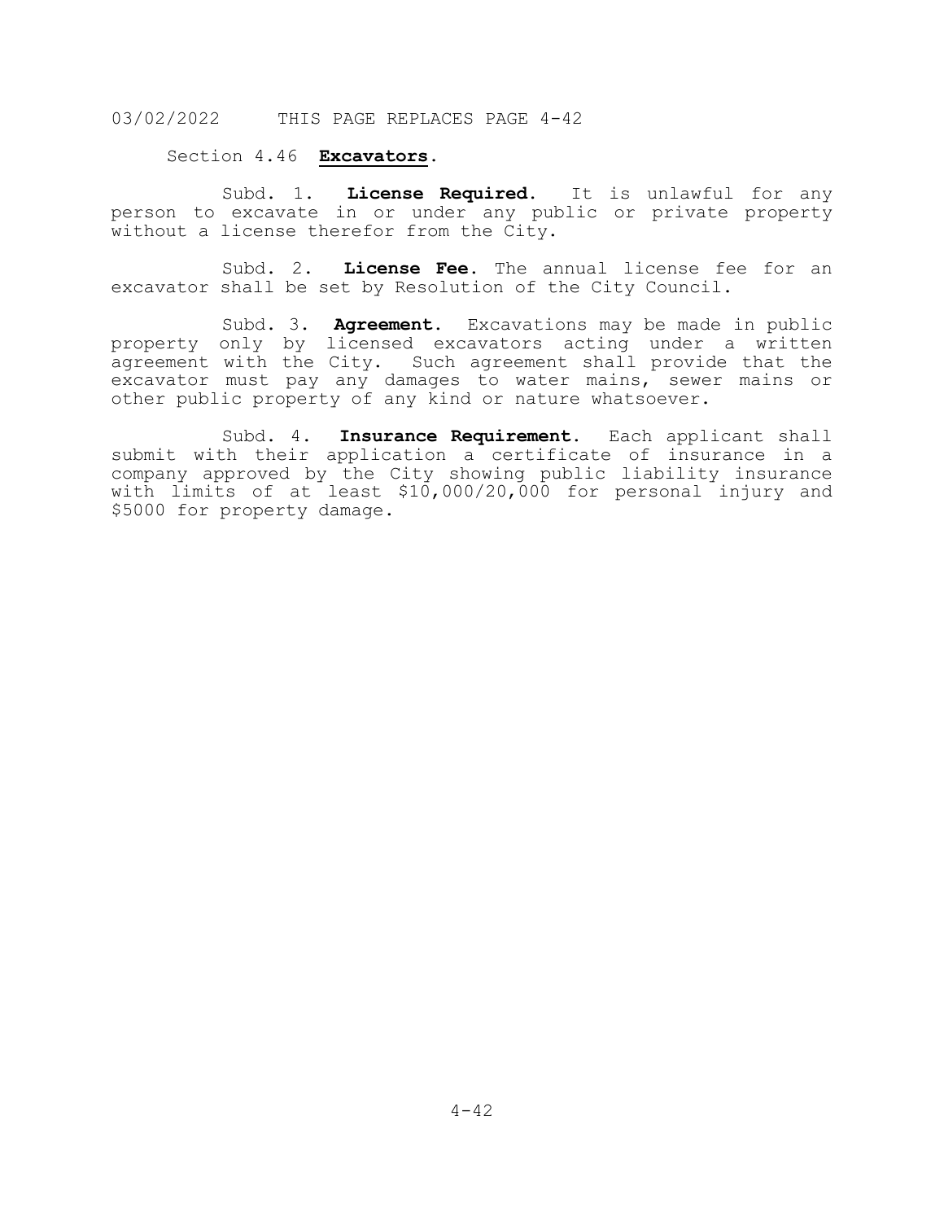03/02/2022 THIS PAGE REPLACES PAGE 4-42

Section 4.46 **Excavators**.

Subd. 1. **License Required**. It is unlawful for any person to excavate in or under any public or private property without a license therefor from the City.

Subd. 2. **License Fee**. The annual license fee for an excavator shall be set by Resolution of the City Council.

Subd. 3. **Agreement**. Excavations may be made in public property only by licensed excavators acting under a written agreement with the City. Such agreement shall provide that the excavator must pay any damages to water mains, sewer mains or other public property of any kind or nature whatsoever.

Subd. 4. **Insurance Requirement**. Each applicant shall submit with their application a certificate of insurance in a company approved by the City showing public liability insurance with limits of at least $10,000/20,000 for personal injury and $5000 for property damage.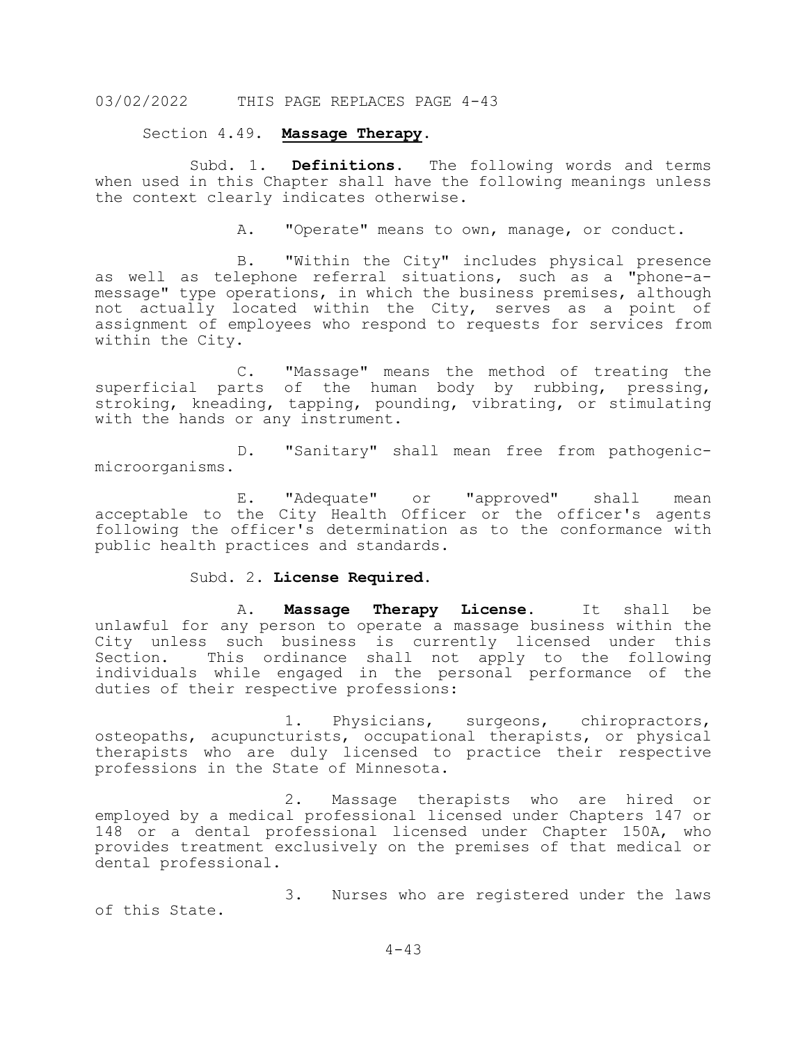03/02/2022 THIS PAGE REPLACES PAGE 4-43

Section 4.49. **Massage Therapy**.

Subd. 1. **Definitions.** The following words and terms when used in this Chapter shall have the following meanings unless the context clearly indicates otherwise.

A. "Operate" means to own, manage, or conduct.

B. "Within the City" includes physical presence as well as telephone referral situations, such as a "phone-a-message" type operations, in which the business premises, although not actually located within the City, serves as a point of assignment of employees who respond to requests for services from within the City.

C. "Massage" means the method of treating the superficial parts of the human body by rubbing, pressing, stroking, kneading, tapping, pounding, vibrating, or stimulating with the hands or any instrument.

D. "Sanitary" shall mean free from pathogenic-microorganisms.

E. "Adequate" or "approved" shall mean acceptable to the City Health Officer or the officer's agents following the officer's determination as to the conformance with public health practices and standards.

Subd. 2. **License Required.**

A. **Massage Therapy License.** It shall be unlawful for any person to operate a massage business within the City unless such business is currently licensed under this Section. This ordinance shall not apply to the following individuals while engaged in the personal performance of the duties of their respective professions:

1. Physicians, surgeons, chiropractors, osteopaths, acupuncturists, occupational therapists, or physical therapists who are duly licensed to practice their respective professions in the State of Minnesota.

2. Massage therapists who are hired or employed by a medical professional licensed under Chapters 147 or 148 or a dental professional licensed under Chapter 150A, who provides treatment exclusively on the premises of that medical or dental professional.

3. Nurses who are registered under the laws of this State.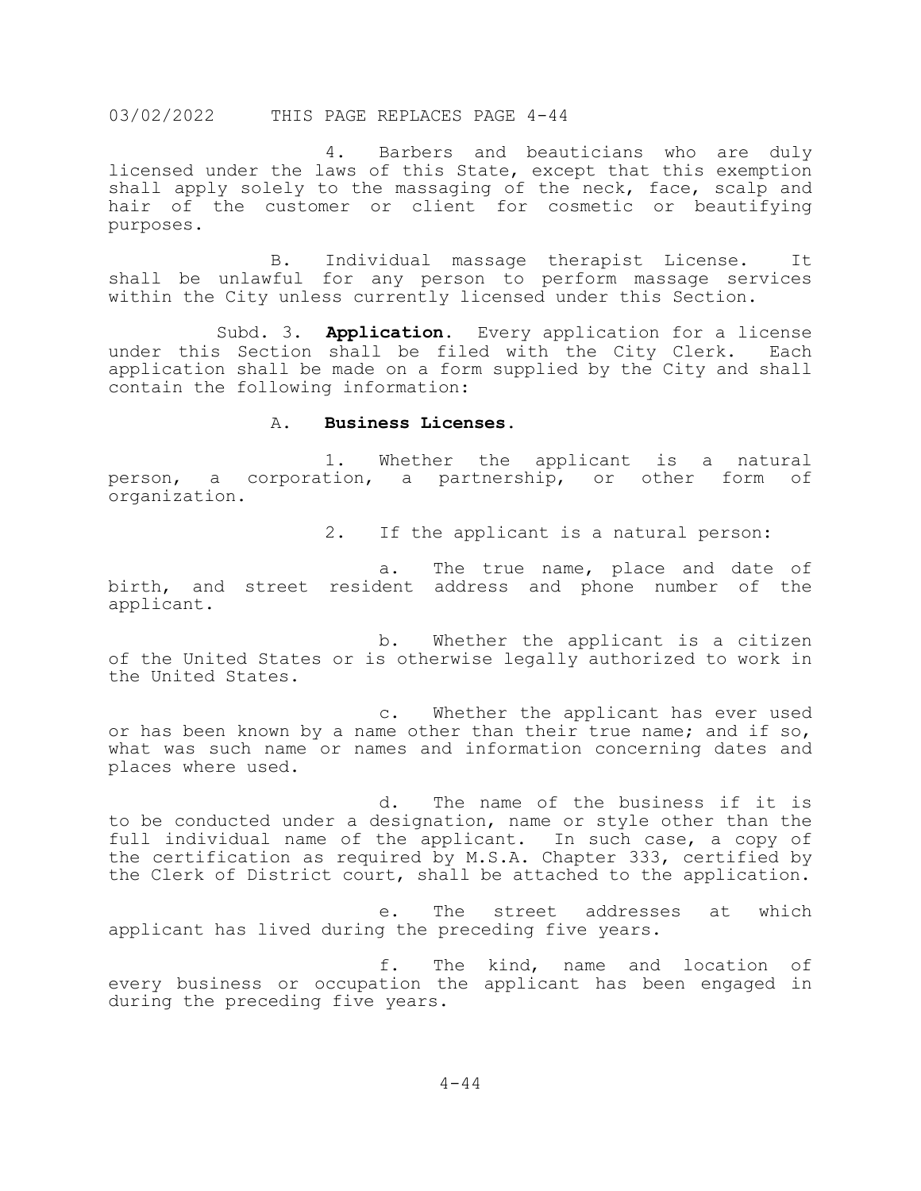4. Barbers and beauticians who are duly licensed under the laws of this State, except that this exemption shall apply solely to the massaging of the neck, face, scalp and hair of the customer or client for cosmetic or beautifying purposes.

B. Individual massage therapist License. It shall be unlawful for any person to perform massage services within the City unless currently licensed under this Section.

Subd. 3. **Application.** Every application for a license under this Section shall be filed with the City Clerk. Each application shall be made on a form supplied by the City and shall contain the following information:

A. **Business Licenses.**

1. Whether the applicant is a natural person, a corporation, a partnership, or other form of organization.

2. If the applicant is a natural person:

a. The true name, place and date of birth, and street resident address and phone number of the applicant.

b. Whether the applicant is a citizen of the United States or is otherwise legally authorized to work in the United States.

c. Whether the applicant has ever used or has been known by a name other than their true name; and if so, what was such name or names and information concerning dates and places where used.

d. The name of the business if it is to be conducted under a designation, name or style other than the full individual name of the applicant. In such case, a copy of the certification as required by M.S.A. Chapter 333, certified by the Clerk of District court, shall be attached to the application.

e. The street addresses at which applicant has lived during the preceding five years.

f. The kind, name and location of every business or occupation the applicant has been engaged in during the preceding five years.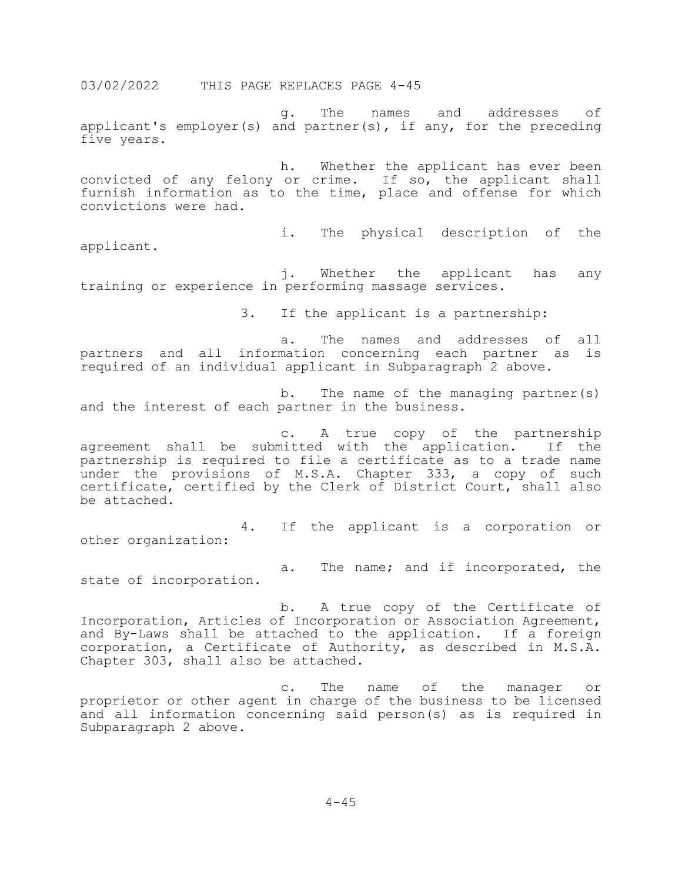03/02/2022 THIS PAGE REPLACES PAGE 4-45

g. The names and addresses of applicant's employer(s) and partner(s), if any, for the preceding five years.

h. Whether the applicant has ever been convicted of any felony or crime. If so, the applicant shall furnish information as to the time, place and offense for which convictions were had.

i. The physical description of the applicant.

j. Whether the applicant has any training or experience in performing massage services.

3. If the applicant is a partnership:

a. The names and addresses of all partners and all information concerning each partner as is required of an individual applicant in Subparagraph 2 above.

b. The name of the managing partner(s) and the interest of each partner in the business.

c. A true copy of the partnership agreement shall be submitted with the application. If the partnership is required to file a certificate as to a trade name under the provisions of M.S.A. Chapter 333, a copy of such certificate, certified by the Clerk of District Court, shall also be attached.

4. If the applicant is a corporation or other organization:

a. The name; and if incorporated, the state of incorporation.

b. A true copy of the Certificate of Incorporation, Articles of Incorporation or Association Agreement, and By-Laws shall be attached to the application. If a foreign corporation, a Certificate of Authority, as described in M.S.A. Chapter 303, shall also be attached.

c. The name of the manager or proprietor or other agent in charge of the business to be licensed and all information concerning said person(s) as is required in Subparagraph 2 above.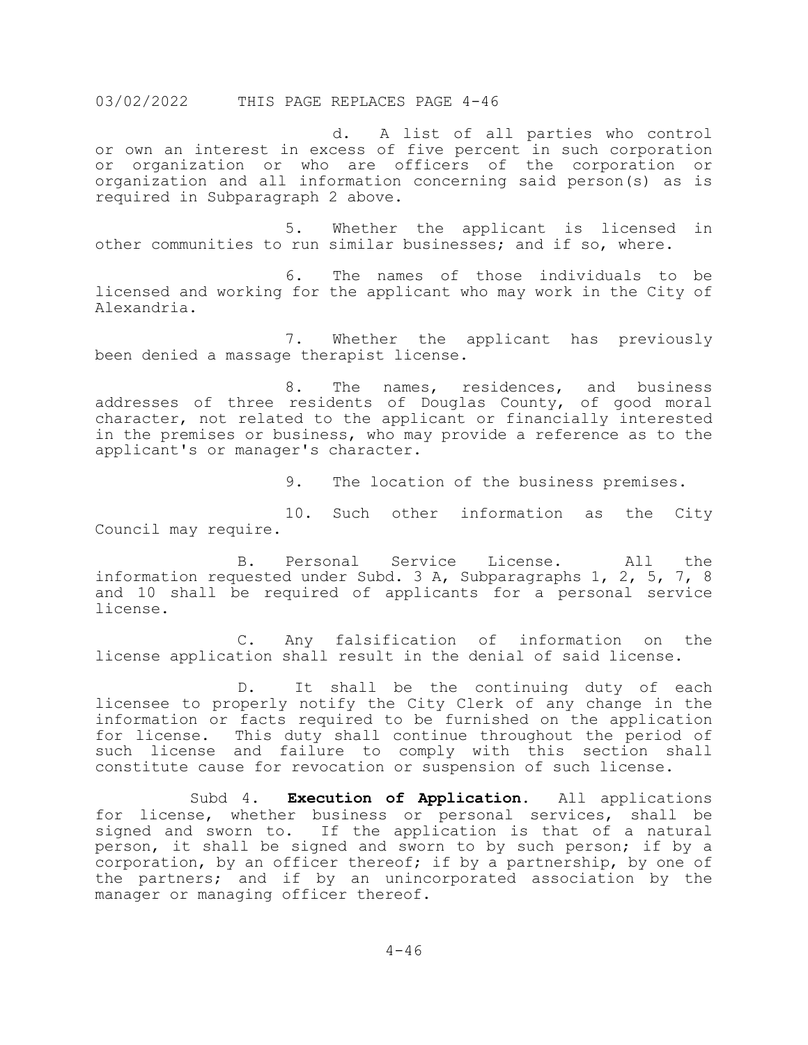d. A list of all parties who control or own an interest in excess of five percent in such corporation or organization or who are officers of the corporation or organization and all information concerning said person(s) as is required in Subparagraph 2 above.

5. Whether the applicant is licensed in other communities to run similar businesses; and if so, where.

6. The names of those individuals to be licensed and working for the applicant who may work in the City of Alexandria.

7. Whether the applicant has previously been denied a massage therapist license.

8. The names, residences, and business addresses of three residents of Douglas County, of good moral character, not related to the applicant or financially interested in the premises or business, who may provide a reference as to the applicant's or manager's character.

9. The location of the business premises.

10. Such other information as the City Council may require.

B. Personal Service License. All the information requested under Subd. 3 A, Subparagraphs 1, 2, 5, 7, 8 and 10 shall be required of applicants for a personal service license.

C. Any falsification of information on the license application shall result in the denial of said license.

D. It shall be the continuing duty of each licensee to properly notify the City Clerk of any change in the information or facts required to be furnished on the application for license. This duty shall continue throughout the period of such license and failure to comply with this section shall constitute cause for revocation or suspension of such license.

Subd 4. **Execution of Application.** All applications for license, whether business or personal services, shall be signed and sworn to. If the application is that of a natural person, it shall be signed and sworn to by such person; if by a corporation, by an officer thereof; if by a partnership, by one of the partners; and if by an unincorporated association by the manager or managing officer thereof.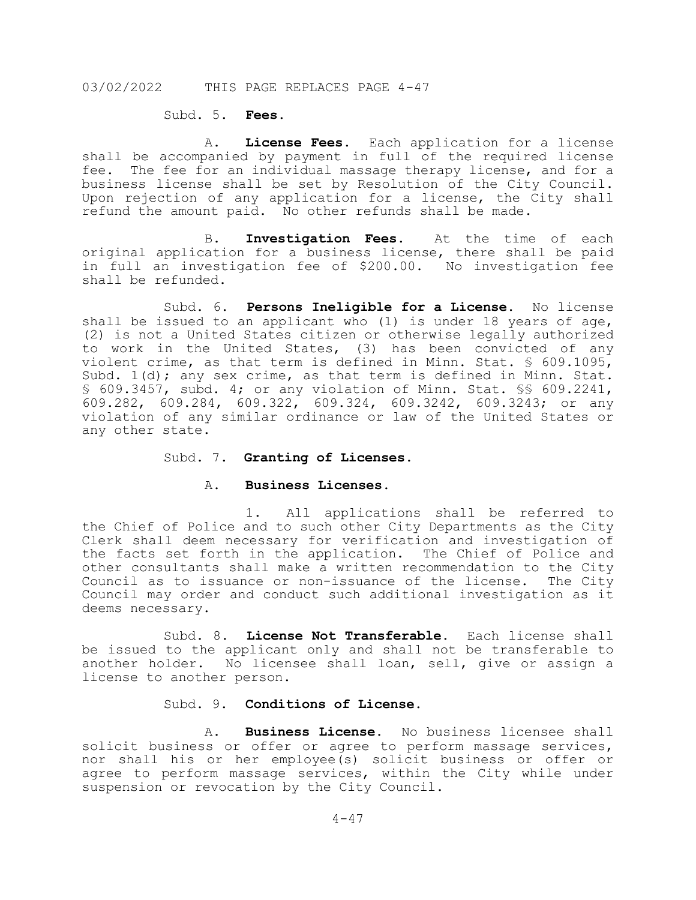Subd. 5. **Fees.**

A. **License Fees.** Each application for a license shall be accompanied by payment in full of the required license fee. The fee for an individual massage therapy license, and for a business license shall be set by Resolution of the City Council. Upon rejection of any application for a license, the City shall refund the amount paid. No other refunds shall be made.

B. **Investigation Fees.** At the time of each original application for a business license, there shall be paid in full an investigation fee of $200.00. No investigation fee shall be refunded.

Subd. 6. **Persons Ineligible for a License.** No license shall be issued to an applicant who (1) is under 18 years of age, (2) is not a United States citizen or otherwise legally authorized to work in the United States, (3) has been convicted of any violent crime, as that term is defined in Minn. Stat. § 609.1095, Subd. 1(d); any sex crime, as that term is defined in Minn. Stat. § 609.3457, subd. 4; or any violation of Minn. Stat. §§ 609.2241, 609.282, 609.284, 609.322, 609.324, 609.3242, 609.3243; or any violation of any similar ordinance or law of the United States or any other state.

Subd. 7. **Granting of Licenses.**

A. **Business Licenses.**

1. All applications shall be referred to the Chief of Police and to such other City Departments as the City Clerk shall deem necessary for verification and investigation of the facts set forth in the application. The Chief of Police and other consultants shall make a written recommendation to the City Council as to issuance or non-issuance of the license. The City Council may order and conduct such additional investigation as it deems necessary.

Subd. 8. **License Not Transferable.** Each license shall be issued to the applicant only and shall not be transferable to another holder. No licensee shall loan, sell, give or assign a license to another person.

Subd. 9. **Conditions of License.**

A. **Business License.** No business licensee shall solicit business or offer or agree to perform massage services, nor shall his or her employee(s) solicit business or offer or agree to perform massage services, within the City while under suspension or revocation by the City Council.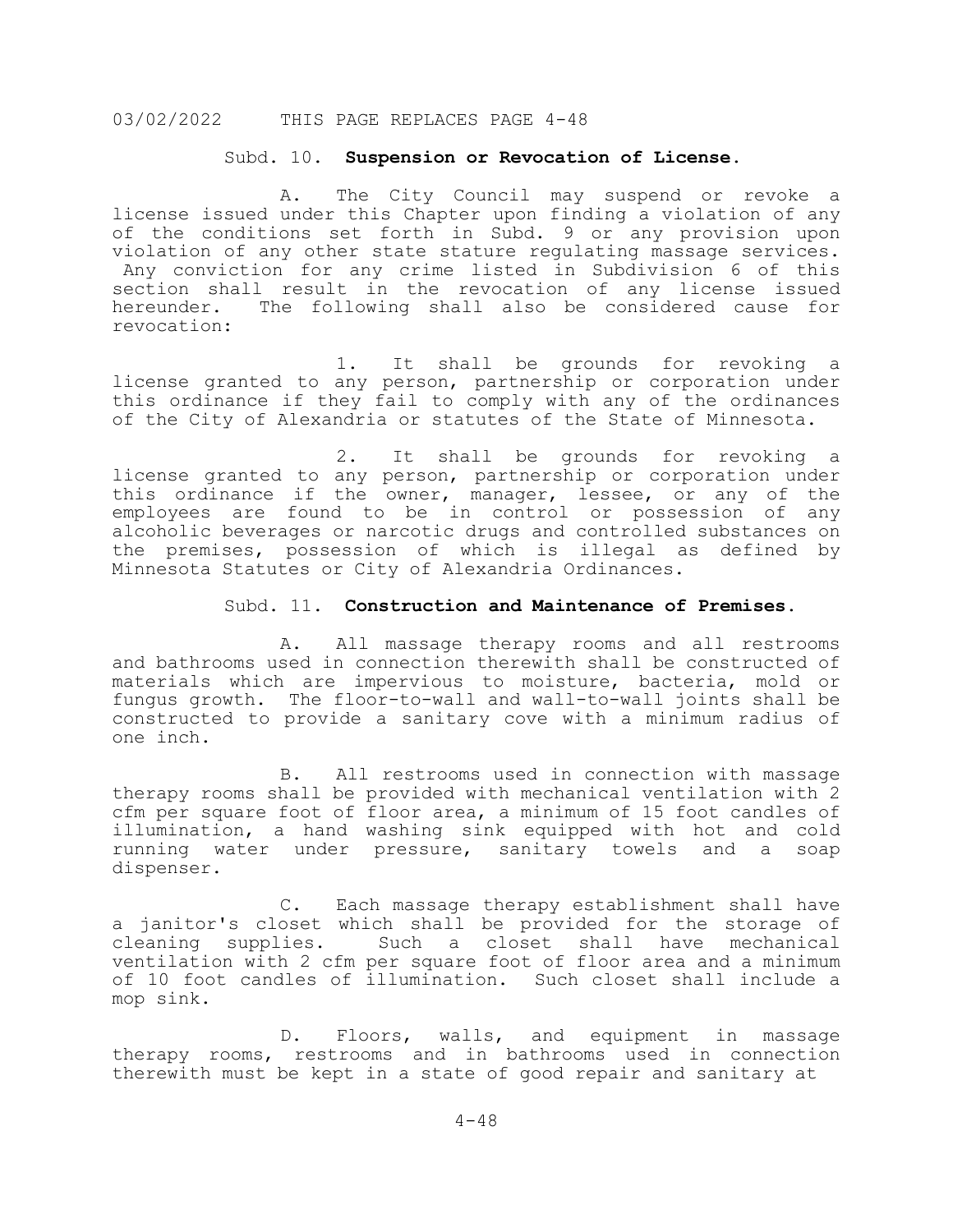03/02/2022 THIS PAGE REPLACES PAGE 4-48

Subd. 10. **Suspension or Revocation of License.**

A. The City Council may suspend or revoke a license issued under this Chapter upon finding a violation of any of the conditions set forth in Subd. 9 or any provision upon violation of any other state stature regulating massage services. Any conviction for any crime listed in Subdivision 6 of this section shall result in the revocation of any license issued hereunder. The following shall also be considered cause for revocation:

1. It shall be grounds for revoking a license granted to any person, partnership or corporation under this ordinance if they fail to comply with any of the ordinances of the City of Alexandria or statutes of the State of Minnesota.

2. It shall be grounds for revoking a license granted to any person, partnership or corporation under this ordinance if the owner, manager, lessee, or any of the employees are found to be in control or possession of any alcoholic beverages or narcotic drugs and controlled substances on the premises, possession of which is illegal as defined by Minnesota Statutes or City of Alexandria Ordinances.

Subd. 11. **Construction and Maintenance of Premises.**

A. All massage therapy rooms and all restrooms and bathrooms used in connection therewith shall be constructed of materials which are impervious to moisture, bacteria, mold or fungus growth. The floor-to-wall and wall-to-wall joints shall be constructed to provide a sanitary cove with a minimum radius of one inch.

B. All restrooms used in connection with massage therapy rooms shall be provided with mechanical ventilation with 2 cfm per square foot of floor area, a minimum of 15 foot candles of illumination, a hand washing sink equipped with hot and cold running water under pressure, sanitary towels and a soap dispenser.

C. Each massage therapy establishment shall have a janitor's closet which shall be provided for the storage of cleaning supplies. Such a closet shall have mechanical ventilation with 2 cfm per square foot of floor area and a minimum of 10 foot candles of illumination. Such closet shall include a mop sink.

D. Floors, walls, and equipment in massage therapy rooms, restrooms and in bathrooms used in connection therewith must be kept in a state of good repair and sanitary at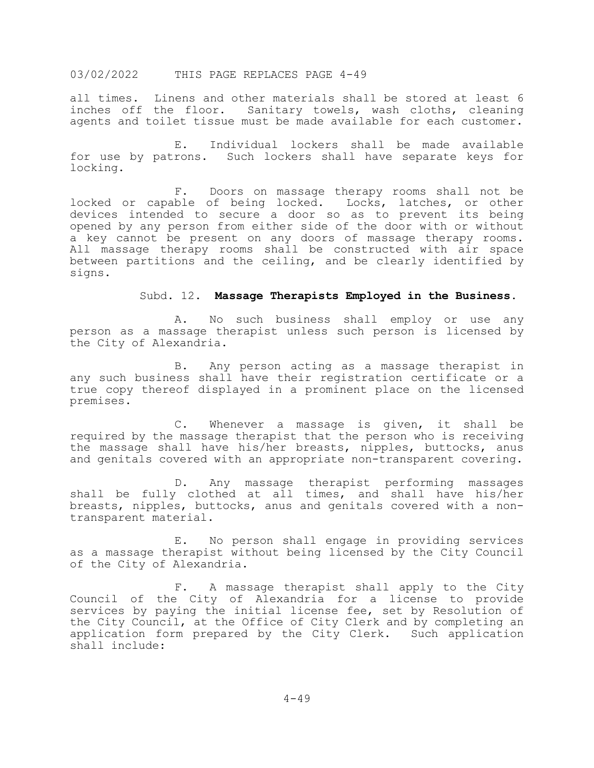all times. Linens and other materials shall be stored at least 6 inches off the floor. Sanitary towels, wash cloths, cleaning agents and toilet tissue must be made available for each customer.

E. Individual lockers shall be made available for use by patrons. Such lockers shall have separate keys for locking.

F. Doors on massage therapy rooms shall not be locked or capable of being locked. Locks, latches, or other devices intended to secure a door so as to prevent its being opened by any person from either side of the door with or without a key cannot be present on any doors of massage therapy rooms. All massage therapy rooms shall be constructed with air space between partitions and the ceiling, and be clearly identified by signs.

Subd. 12. **Massage Therapists Employed in the Business.**

A. No such business shall employ or use any person as a massage therapist unless such person is licensed by the City of Alexandria.

B. Any person acting as a massage therapist in any such business shall have their registration certificate or a true copy thereof displayed in a prominent place on the licensed premises.

C. Whenever a massage is given, it shall be required by the massage therapist that the person who is receiving the massage shall have his/her breasts, nipples, buttocks, anus and genitals covered with an appropriate non-transparent covering.

D. Any massage therapist performing massages shall be fully clothed at all times, and shall have his/her breasts, nipples, buttocks, anus and genitals covered with a non-transparent material.

E. No person shall engage in providing services as a massage therapist without being licensed by the City Council of the City of Alexandria.

F. A massage therapist shall apply to the City Council of the City of Alexandria for a license to provide services by paying the initial license fee, set by Resolution of the City Council, at the Office of City Clerk and by completing an application form prepared by the City Clerk. Such application shall include: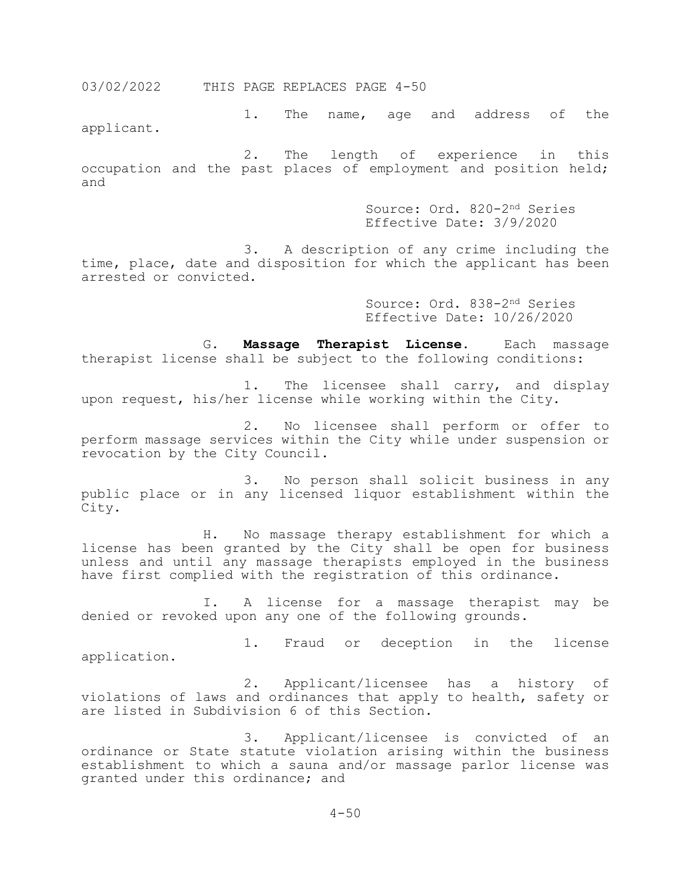1. The name, age and address of the applicant.

2. The length of experience in this occupation and the past places of employment and position held; and

Source: Ord. 820-2nd Series
Effective Date: 3/9/2020

3. A description of any crime including the time, place, date and disposition for which the applicant has been arrested or convicted.

Source: Ord. 838-2nd Series
Effective Date: 10/26/2020

G. **Massage Therapist License.** Each massage therapist license shall be subject to the following conditions:

1. The licensee shall carry, and display upon request, his/her license while working within the City.

2. No licensee shall perform or offer to perform massage services within the City while under suspension or revocation by the City Council.

3. No person shall solicit business in any public place or in any licensed liquor establishment within the City.

H. No massage therapy establishment for which a license has been granted by the City shall be open for business unless and until any massage therapists employed in the business have first complied with the registration of this ordinance.

I. A license for a massage therapist may be denied or revoked upon any one of the following grounds.

1. Fraud or deception in the license application.

2. Applicant/licensee has a history of violations of laws and ordinances that apply to health, safety or are listed in Subdivision 6 of this Section.

3. Applicant/licensee is convicted of an ordinance or State statute violation arising within the business establishment to which a sauna and/or massage parlor license was granted under this ordinance; and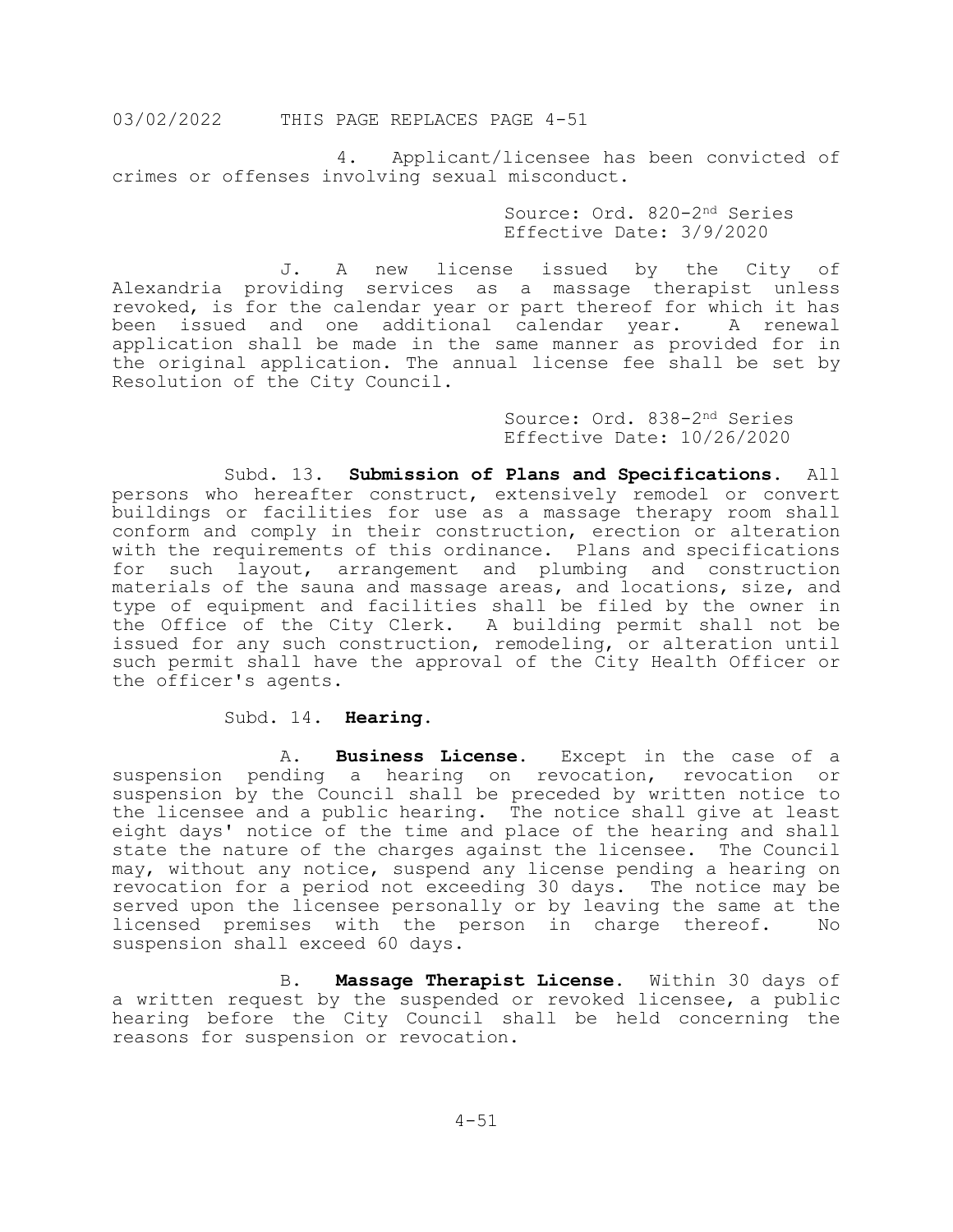03/02/2022 THIS PAGE REPLACES PAGE 4-51

4. Applicant/licensee has been convicted of crimes or offenses involving sexual misconduct.

Source: Ord. 820-2nd Series
Effective Date: 3/9/2020

J. A new license issued by the City of Alexandria providing services as a massage therapist unless revoked, is for the calendar year or part thereof for which it has been issued and one additional calendar year. A renewal application shall be made in the same manner as provided for in the original application. The annual license fee shall be set by Resolution of the City Council.

Source: Ord. 838-2nd Series
Effective Date: 10/26/2020

Subd. 13. **Submission of Plans and Specifications.** All persons who hereafter construct, extensively remodel or convert buildings or facilities for use as a massage therapy room shall conform and comply in their construction, erection or alteration with the requirements of this ordinance. Plans and specifications for such layout, arrangement and plumbing and construction materials of the sauna and massage areas, and locations, size, and type of equipment and facilities shall be filed by the owner in the Office of the City Clerk. A building permit shall not be issued for any such construction, remodeling, or alteration until such permit shall have the approval of the City Health Officer or the officer's agents.

Subd. 14. **Hearing.**

A. **Business License.** Except in the case of a suspension pending a hearing on revocation, revocation or suspension by the Council shall be preceded by written notice to the licensee and a public hearing. The notice shall give at least eight days' notice of the time and place of the hearing and shall state the nature of the charges against the licensee. The Council may, without any notice, suspend any license pending a hearing on revocation for a period not exceeding 30 days. The notice may be served upon the licensee personally or by leaving the same at the licensed premises with the person in charge thereof. No suspension shall exceed 60 days.

B. **Massage Therapist License.** Within 30 days of a written request by the suspended or revoked licensee, a public hearing before the City Council shall be held concerning the reasons for suspension or revocation.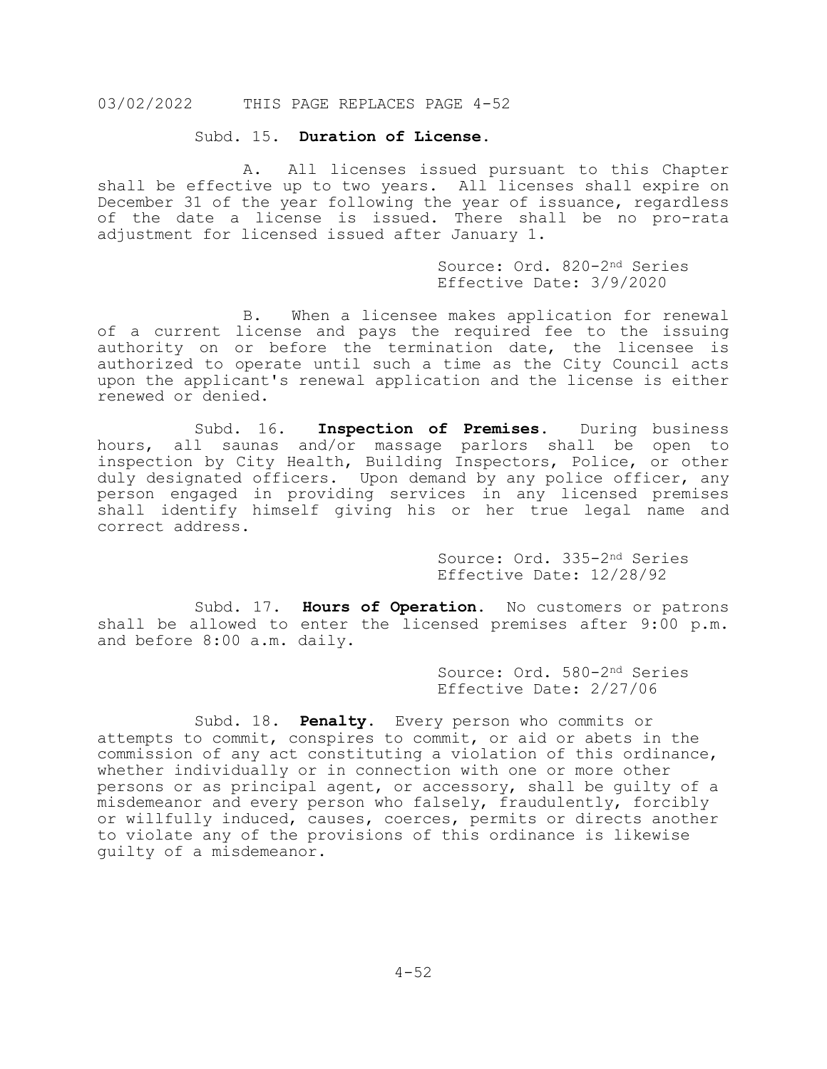03/02/2022 THIS PAGE REPLACES PAGE 4-52

Subd. 15. **Duration of License.**

A. All licenses issued pursuant to this Chapter shall be effective up to two years. All licenses shall expire on December 31 of the year following the year of issuance, regardless of the date a license is issued. There shall be no pro-rata adjustment for licensed issued after January 1.

Source: Ord. 820-2nd Series
Effective Date: 3/9/2020

B. When a licensee makes application for renewal of a current license and pays the required fee to the issuing authority on or before the termination date, the licensee is authorized to operate until such a time as the City Council acts upon the applicant's renewal application and the license is either renewed or denied.

Subd. 16. **Inspection of Premises.** During business hours, all saunas and/or massage parlors shall be open to inspection by City Health, Building Inspectors, Police, or other duly designated officers. Upon demand by any police officer, any person engaged in providing services in any licensed premises shall identify himself giving his or her true legal name and correct address.

Source: Ord. 335-2nd Series
Effective Date: 12/28/92

Subd. 17. **Hours of Operation.** No customers or patrons shall be allowed to enter the licensed premises after 9:00 p.m. and before 8:00 a.m. daily.

Source: Ord. 580-2nd Series
Effective Date: 2/27/06

Subd. 18. **Penalty.** Every person who commits or attempts to commit, conspires to commit, or aid or abets in the commission of any act constituting a violation of this ordinance, whether individually or in connection with one or more other persons or as principal agent, or accessory, shall be guilty of a misdemeanor and every person who falsely, fraudulently, forcibly or willfully induced, causes, coerces, permits or directs another to violate any of the provisions of this ordinance is likewise guilty of a misdemeanor.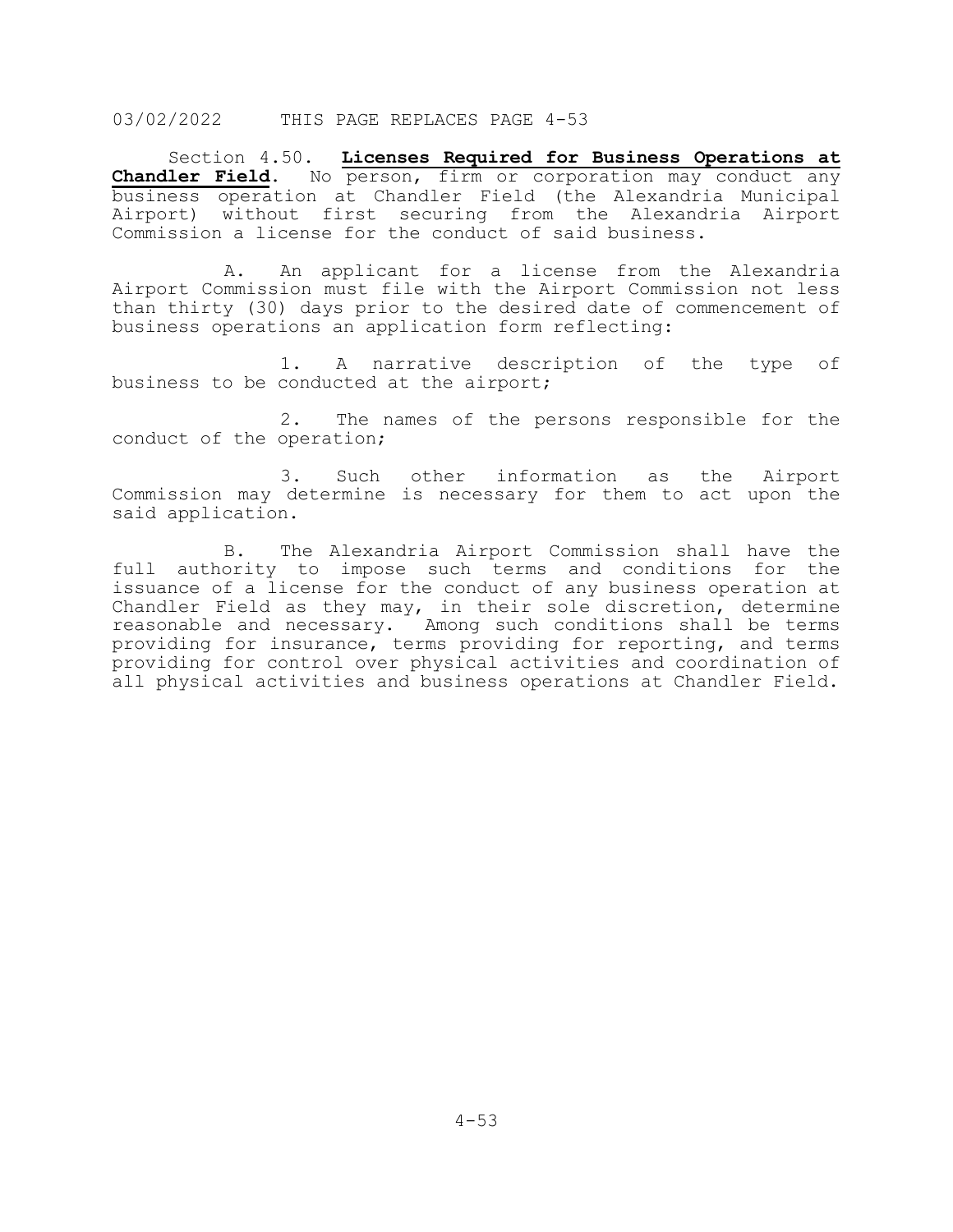03/02/2022 THIS PAGE REPLACES PAGE 4-53

Section 4.50. **Licenses Required for Business Operations at Chandler Field**. No person, firm or corporation may conduct any business operation at Chandler Field (the Alexandria Municipal Airport) without first securing from the Alexandria Airport Commission a license for the conduct of said business.

A. An applicant for a license from the Alexandria Airport Commission must file with the Airport Commission not less than thirty (30) days prior to the desired date of commencement of business operations an application form reflecting:

1. A narrative description of the type of business to be conducted at the airport;

2. The names of the persons responsible for the conduct of the operation;

3. Such other information as the Airport Commission may determine is necessary for them to act upon the said application.

B. The Alexandria Airport Commission shall have the full authority to impose such terms and conditions for the issuance of a license for the conduct of any business operation at Chandler Field as they may, in their sole discretion, determine reasonable and necessary. Among such conditions shall be terms providing for insurance, terms providing for reporting, and terms providing for control over physical activities and coordination of all physical activities and business operations at Chandler Field.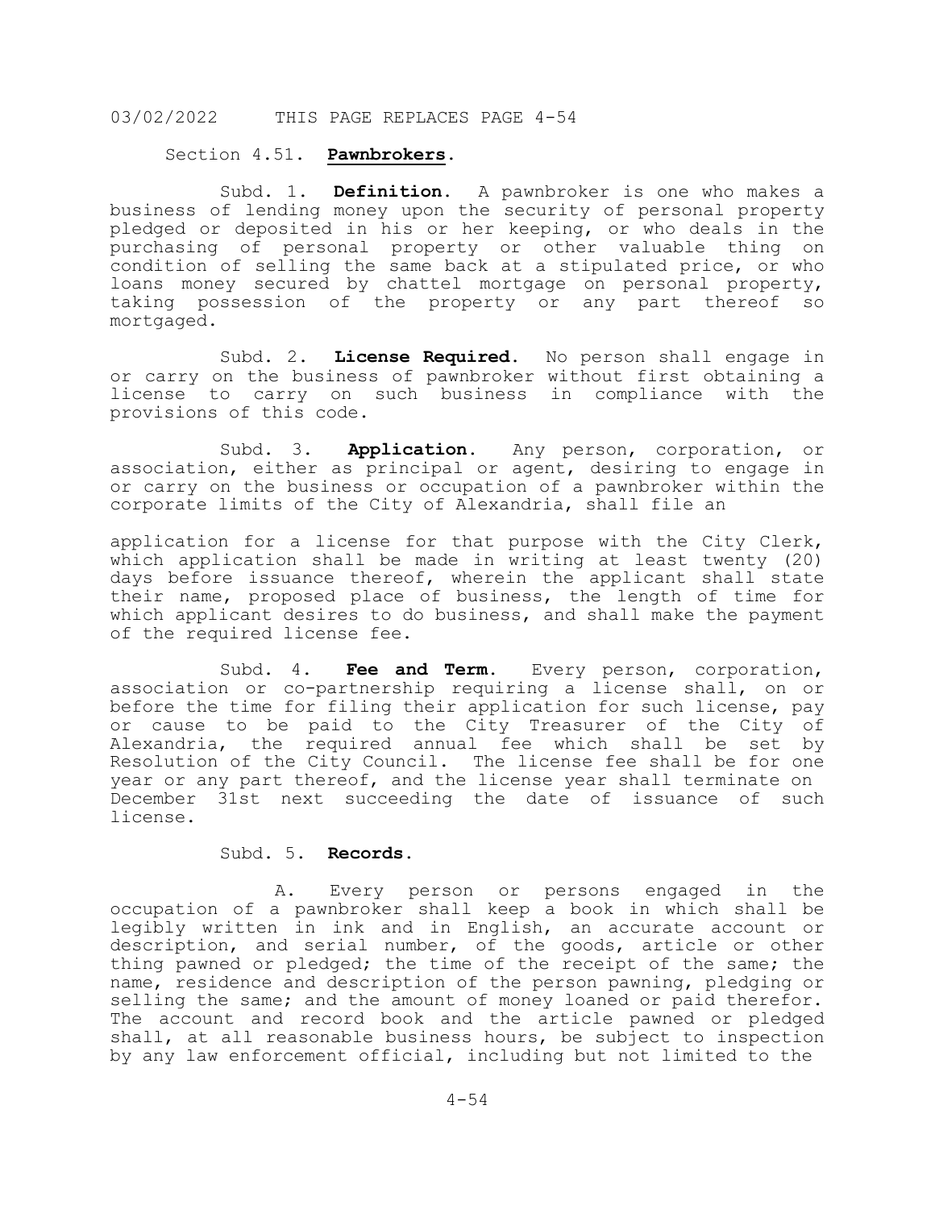03/02/2022 THIS PAGE REPLACES PAGE 4-54

## Section 4.51. **Pawnbrokers**.

Subd. 1. **Definition.** A pawnbroker is one who makes a business of lending money upon the security of personal property pledged or deposited in his or her keeping, or who deals in the purchasing of personal property or other valuable thing on condition of selling the same back at a stipulated price, or who loans money secured by chattel mortgage on personal property, taking possession of the property or any part thereof so mortgaged.

Subd. 2. **License Required.** No person shall engage in or carry on the business of pawnbroker without first obtaining a license to carry on such business in compliance with the provisions of this code.

Subd. 3. **Application.** Any person, corporation, or association, either as principal or agent, desiring to engage in or carry on the business or occupation of a pawnbroker within the corporate limits of the City of Alexandria, shall file an application for a license for that purpose with the City Clerk, which application shall be made in writing at least twenty (20) days before issuance thereof, wherein the applicant shall state their name, proposed place of business, the length of time for which applicant desires to do business, and shall make the payment of the required license fee.

Subd. 4. **Fee and Term.** Every person, corporation, association or co-partnership requiring a license shall, on or before the time for filing their application for such license, pay or cause to be paid to the City Treasurer of the City of Alexandria, the required annual fee which shall be set by Resolution of the City Council. The license fee shall be for one year or any part thereof, and the license year shall terminate on December 31st next succeeding the date of issuance of such license.

Subd. 5. **Records.**

A. Every person or persons engaged in the occupation of a pawnbroker shall keep a book in which shall be legibly written in ink and in English, an accurate account or description, and serial number, of the goods, article or other thing pawned or pledged; the time of the receipt of the same; the name, residence and description of the person pawning, pledging or selling the same; and the amount of money loaned or paid therefor. The account and record book and the article pawned or pledged shall, at all reasonable business hours, be subject to inspection by any law enforcement official, including but not limited to the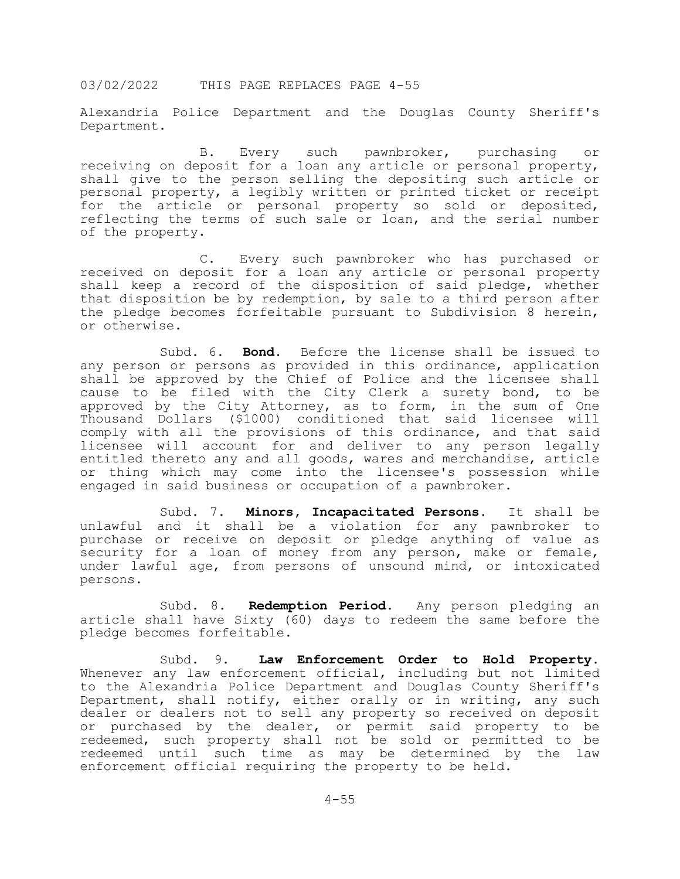03/02/2022 THIS PAGE REPLACES PAGE 4-55

Alexandria Police Department and the Douglas County Sheriff's Department.

B. Every such pawnbroker, purchasing or receiving on deposit for a loan any article or personal property, shall give to the person selling the depositing such article or personal property, a legibly written or printed ticket or receipt for the article or personal property so sold or deposited, reflecting the terms of such sale or loan, and the serial number of the property.

C. Every such pawnbroker who has purchased or received on deposit for a loan any article or personal property shall keep a record of the disposition of said pledge, whether that disposition be by redemption, by sale to a third person after the pledge becomes forfeitable pursuant to Subdivision 8 herein, or otherwise.

Subd. 6. **Bond.** Before the license shall be issued to any person or persons as provided in this ordinance, application shall be approved by the Chief of Police and the licensee shall cause to be filed with the City Clerk a surety bond, to be approved by the City Attorney, as to form, in the sum of One Thousand Dollars ($1000) conditioned that said licensee will comply with all the provisions of this ordinance, and that said licensee will account for and deliver to any person legally entitled thereto any and all goods, wares and merchandise, article or thing which may come into the licensee's possession while engaged in said business or occupation of a pawnbroker.

Subd. 7. **Minors, Incapacitated Persons.** It shall be unlawful and it shall be a violation for any pawnbroker to purchase or receive on deposit or pledge anything of value as security for a loan of money from any person, make or female, under lawful age, from persons of unsound mind, or intoxicated persons.

Subd. 8. **Redemption Period.** Any person pledging an article shall have Sixty (60) days to redeem the same before the pledge becomes forfeitable.

Subd. 9. **Law Enforcement Order to Hold Property.** Whenever any law enforcement official, including but not limited to the Alexandria Police Department and Douglas County Sheriff's Department, shall notify, either orally or in writing, any such dealer or dealers not to sell any property so received on deposit or purchased by the dealer, or permit said property to be redeemed, such property shall not be sold or permitted to be redeemed until such time as may be determined by the law enforcement official requiring the property to be held.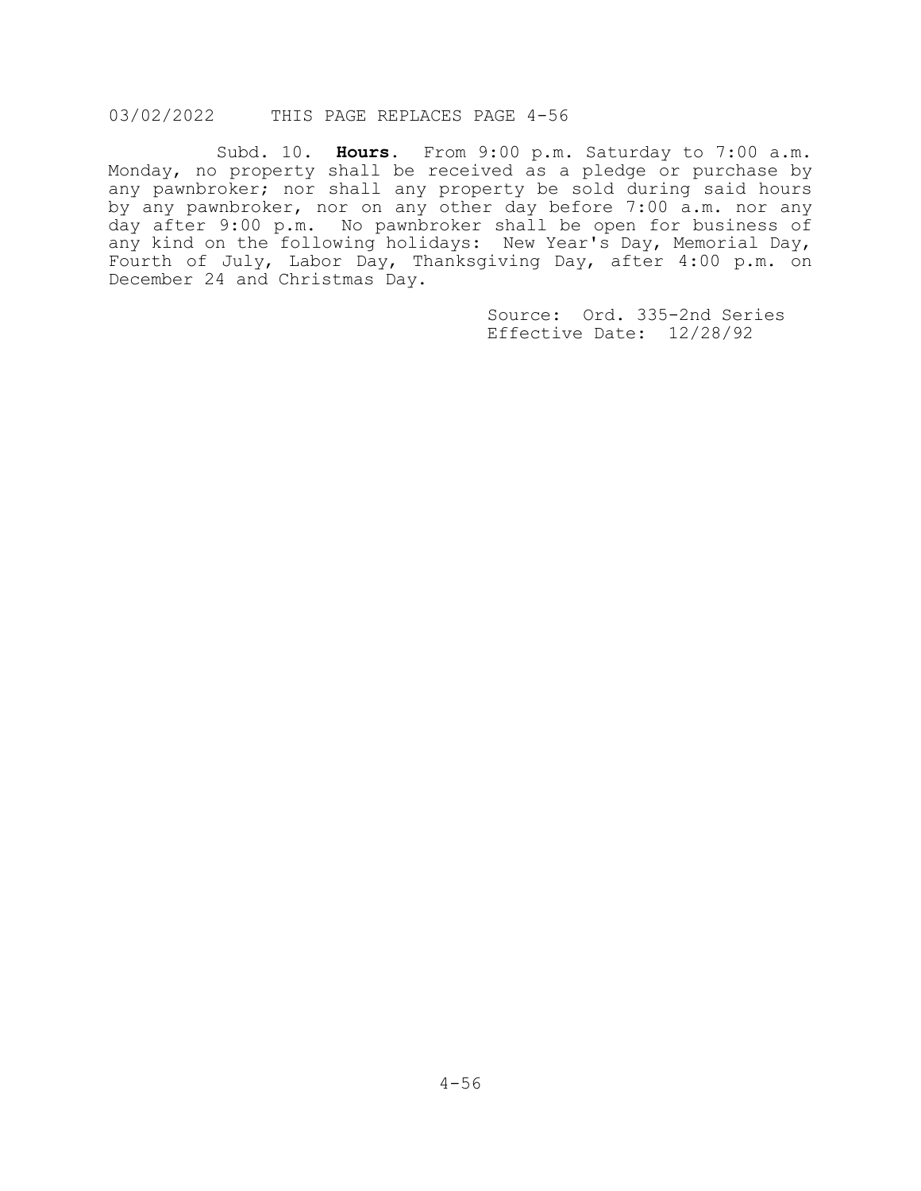03/02/2022 THIS PAGE REPLACES PAGE 4-56

Subd. 10. **Hours**. From 9:00 p.m. Saturday to 7:00 a.m. Monday, no property shall be received as a pledge or purchase by any pawnbroker; nor shall any property be sold during said hours by any pawnbroker, nor on any other day before 7:00 a.m. nor any day after 9:00 p.m. No pawnbroker shall be open for business of any kind on the following holidays: New Year's Day, Memorial Day, Fourth of July, Labor Day, Thanksgiving Day, after 4:00 p.m. on December 24 and Christmas Day.

Source: Ord. 335-2nd Series
Effective Date: 12/28/92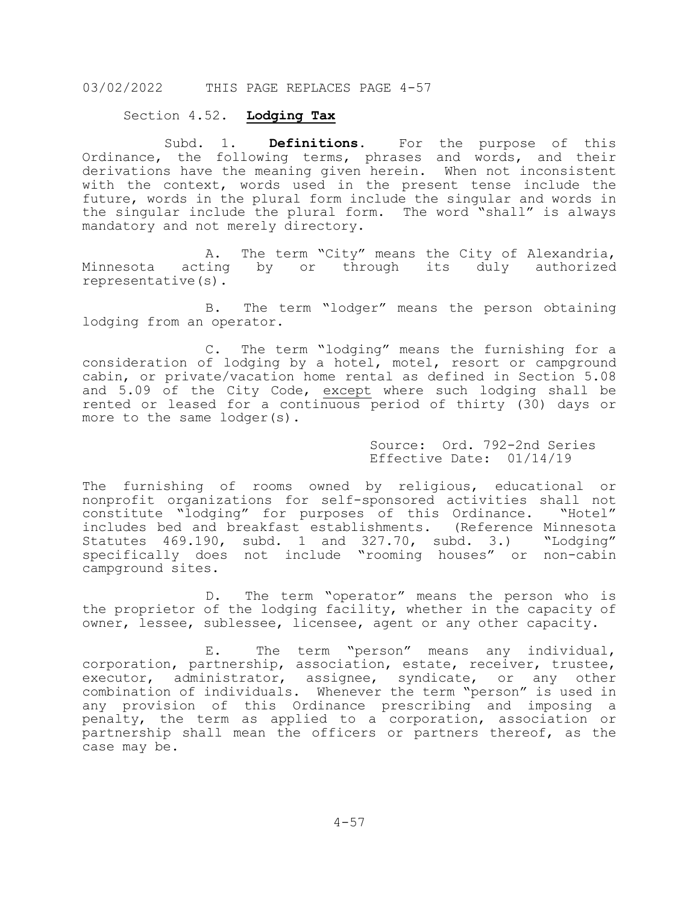03/02/2022 THIS PAGE REPLACES PAGE 4-57

Section 4.52. **Lodging Tax**

Subd. 1. **Definitions.** For the purpose of this Ordinance, the following terms, phrases and words, and their derivations have the meaning given herein. When not inconsistent with the context, words used in the present tense include the future, words in the plural form include the singular and words in the singular include the plural form. The word "shall" is always mandatory and not merely directory.

A. The term "City" means the City of Alexandria, Minnesota acting by or through its duly authorized representative(s).

B. The term "lodger" means the person obtaining lodging from an operator.

C. The term "lodging" means the furnishing for a consideration of lodging by a hotel, motel, resort or campground cabin, or private/vacation home rental as defined in Section 5.08 and 5.09 of the City Code, <u>except</u> where such lodging shall be rented or leased for a continuous period of thirty (30) days or more to the same lodger(s).

Source: Ord. 792-2nd Series
Effective Date: 01/14/19

The furnishing of rooms owned by religious, educational or nonprofit organizations for self-sponsored activities shall not constitute "lodging" for purposes of this Ordinance. "Hotel" includes bed and breakfast establishments. (Reference Minnesota Statutes 469.190, subd. 1 and 327.70, subd. 3.) "Lodging" specifically does not include "rooming houses" or non-cabin campground sites.

D. The term "operator" means the person who is the proprietor of the lodging facility, whether in the capacity of owner, lessee, sublessee, licensee, agent or any other capacity.

E. The term "person" means any individual, corporation, partnership, association, estate, receiver, trustee, executor, administrator, assignee, syndicate, or any other combination of individuals. Whenever the term "person" is used in any provision of this Ordinance prescribing and imposing a penalty, the term as applied to a corporation, association or partnership shall mean the officers or partners thereof, as the case may be.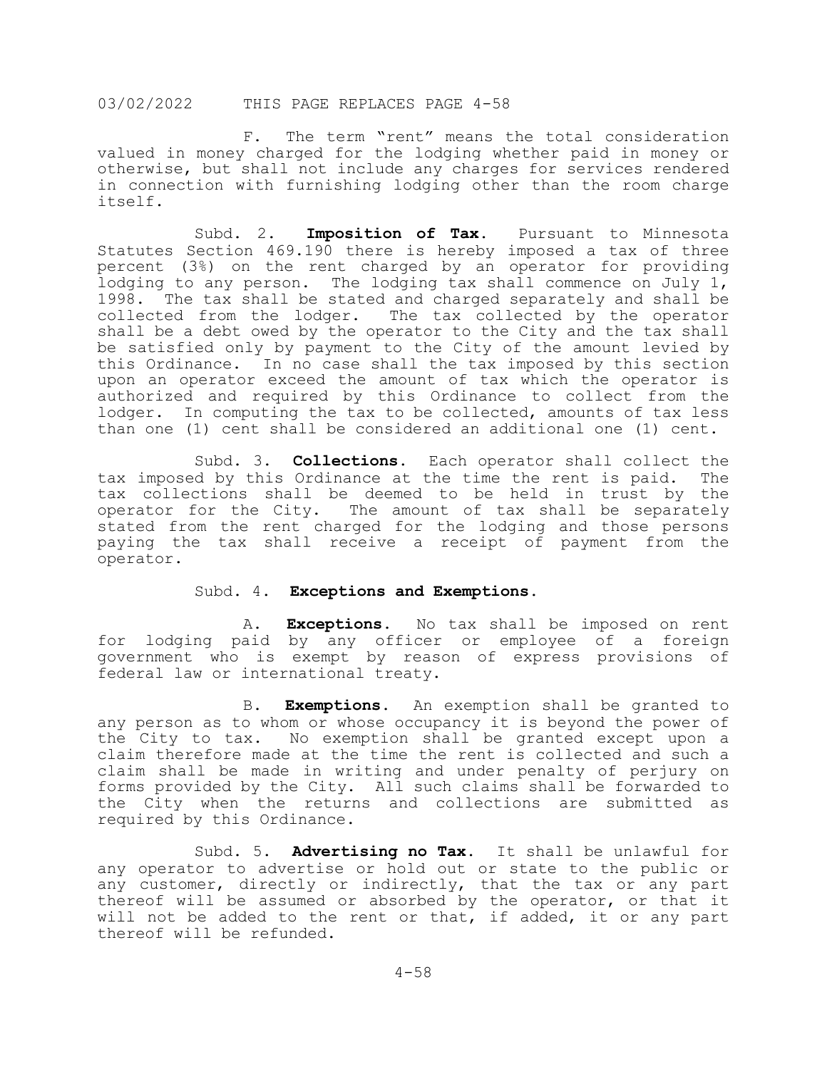F. The term "rent" means the total consideration valued in money charged for the lodging whether paid in money or otherwise, but shall not include any charges for services rendered in connection with furnishing lodging other than the room charge itself.

Subd. 2. **Imposition of Tax.** Pursuant to Minnesota Statutes Section 469.190 there is hereby imposed a tax of three percent (3%) on the rent charged by an operator for providing lodging to any person. The lodging tax shall commence on July 1, 1998. The tax shall be stated and charged separately and shall be collected from the lodger. The tax collected by the operator shall be a debt owed by the operator to the City and the tax shall be satisfied only by payment to the City of the amount levied by this Ordinance. In no case shall the tax imposed by this section upon an operator exceed the amount of tax which the operator is authorized and required by this Ordinance to collect from the lodger. In computing the tax to be collected, amounts of tax less than one (1) cent shall be considered an additional one (1) cent.

Subd. 3. **Collections.** Each operator shall collect the tax imposed by this Ordinance at the time the rent is paid. The tax collections shall be deemed to be held in trust by the operator for the City. The amount of tax shall be separately stated from the rent charged for the lodging and those persons paying the tax shall receive a receipt of payment from the operator.

Subd. 4. **Exceptions and Exemptions.**

A. **Exceptions.** No tax shall be imposed on rent for lodging paid by any officer or employee of a foreign government who is exempt by reason of express provisions of federal law or international treaty.

B. **Exemptions.** An exemption shall be granted to any person as to whom or whose occupancy it is beyond the power of the City to tax. No exemption shall be granted except upon a claim therefore made at the time the rent is collected and such a claim shall be made in writing and under penalty of perjury on forms provided by the City. All such claims shall be forwarded to the City when the returns and collections are submitted as required by this Ordinance.

Subd. 5. **Advertising no Tax.** It shall be unlawful for any operator to advertise or hold out or state to the public or any customer, directly or indirectly, that the tax or any part thereof will be assumed or absorbed by the operator, or that it will not be added to the rent or that, if added, it or any part thereof will be refunded.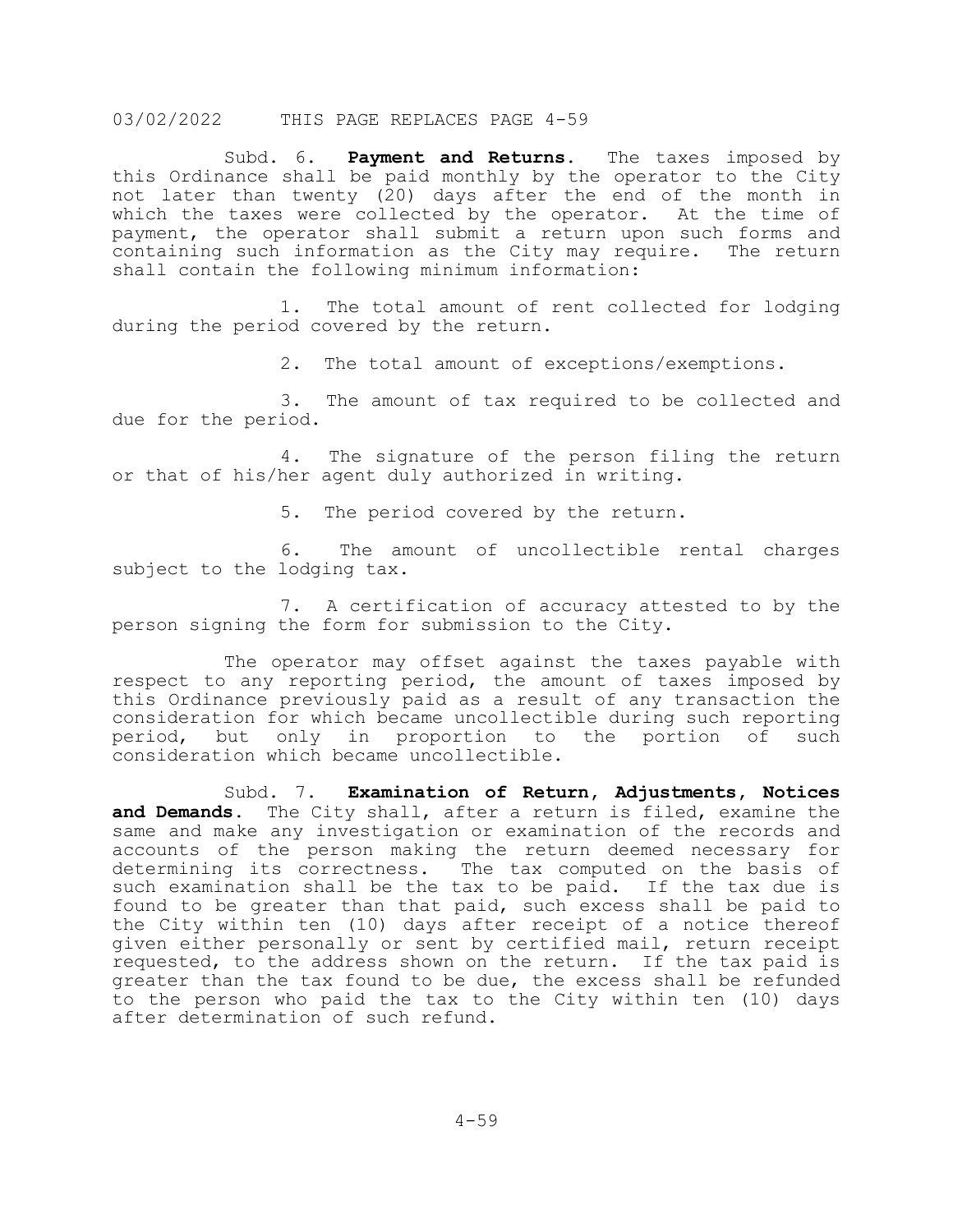Subd. 6. **Payment and Returns.** The taxes imposed by this Ordinance shall be paid monthly by the operator to the City not later than twenty (20) days after the end of the month in which the taxes were collected by the operator. At the time of payment, the operator shall submit a return upon such forms and containing such information as the City may require. The return shall contain the following minimum information:

1. The total amount of rent collected for lodging during the period covered by the return.

2. The total amount of exceptions/exemptions.

3. The amount of tax required to be collected and due for the period.

4. The signature of the person filing the return or that of his/her agent duly authorized in writing.

5. The period covered by the return.

6. The amount of uncollectible rental charges subject to the lodging tax.

7. A certification of accuracy attested to by the person signing the form for submission to the City.

The operator may offset against the taxes payable with respect to any reporting period, the amount of taxes imposed by this Ordinance previously paid as a result of any transaction the consideration for which became uncollectible during such reporting period, but only in proportion to the portion of such consideration which became uncollectible.

Subd. 7. **Examination of Return, Adjustments, Notices and Demands.** The City shall, after a return is filed, examine the same and make any investigation or examination of the records and accounts of the person making the return deemed necessary for determining its correctness. The tax computed on the basis of such examination shall be the tax to be paid. If the tax due is found to be greater than that paid, such excess shall be paid to the City within ten (10) days after receipt of a notice thereof given either personally or sent by certified mail, return receipt requested, to the address shown on the return. If the tax paid is greater than the tax found to be due, the excess shall be refunded to the person who paid the tax to the City within ten (10) days after determination of such refund.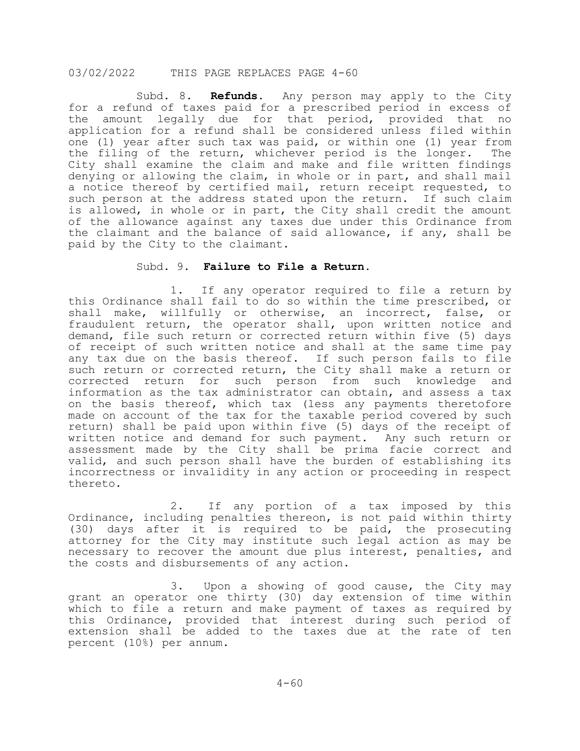Subd. 8. **Refunds**. Any person may apply to the City for a refund of taxes paid for a prescribed period in excess of the amount legally due for that period, provided that no application for a refund shall be considered unless filed within one (1) year after such tax was paid, or within one (1) year from the filing of the return, whichever period is the longer. The City shall examine the claim and make and file written findings denying or allowing the claim, in whole or in part, and shall mail a notice thereof by certified mail, return receipt requested, to such person at the address stated upon the return. If such claim is allowed, in whole or in part, the City shall credit the amount of the allowance against any taxes due under this Ordinance from the claimant and the balance of said allowance, if any, shall be paid by the City to the claimant.

Subd. 9. **Failure to File a Return**.

1. If any operator required to file a return by this Ordinance shall fail to do so within the time prescribed, or shall make, willfully or otherwise, an incorrect, false, or fraudulent return, the operator shall, upon written notice and demand, file such return or corrected return within five (5) days of receipt of such written notice and shall at the same time pay any tax due on the basis thereof. If such person fails to file such return or corrected return, the City shall make a return or corrected return for such person from such knowledge and information as the tax administrator can obtain, and assess a tax on the basis thereof, which tax (less any payments theretofore made on account of the tax for the taxable period covered by such return) shall be paid upon within five (5) days of the receipt of written notice and demand for such payment. Any such return or assessment made by the City shall be prima facie correct and valid, and such person shall have the burden of establishing its incorrectness or invalidity in any action or proceeding in respect thereto.

2. If any portion of a tax imposed by this Ordinance, including penalties thereon, is not paid within thirty (30) days after it is required to be paid, the prosecuting attorney for the City may institute such legal action as may be necessary to recover the amount due plus interest, penalties, and the costs and disbursements of any action.

3. Upon a showing of good cause, the City may grant an operator one thirty (30) day extension of time within which to file a return and make payment of taxes as required by this Ordinance, provided that interest during such period of extension shall be added to the taxes due at the rate of ten percent (10%) per annum.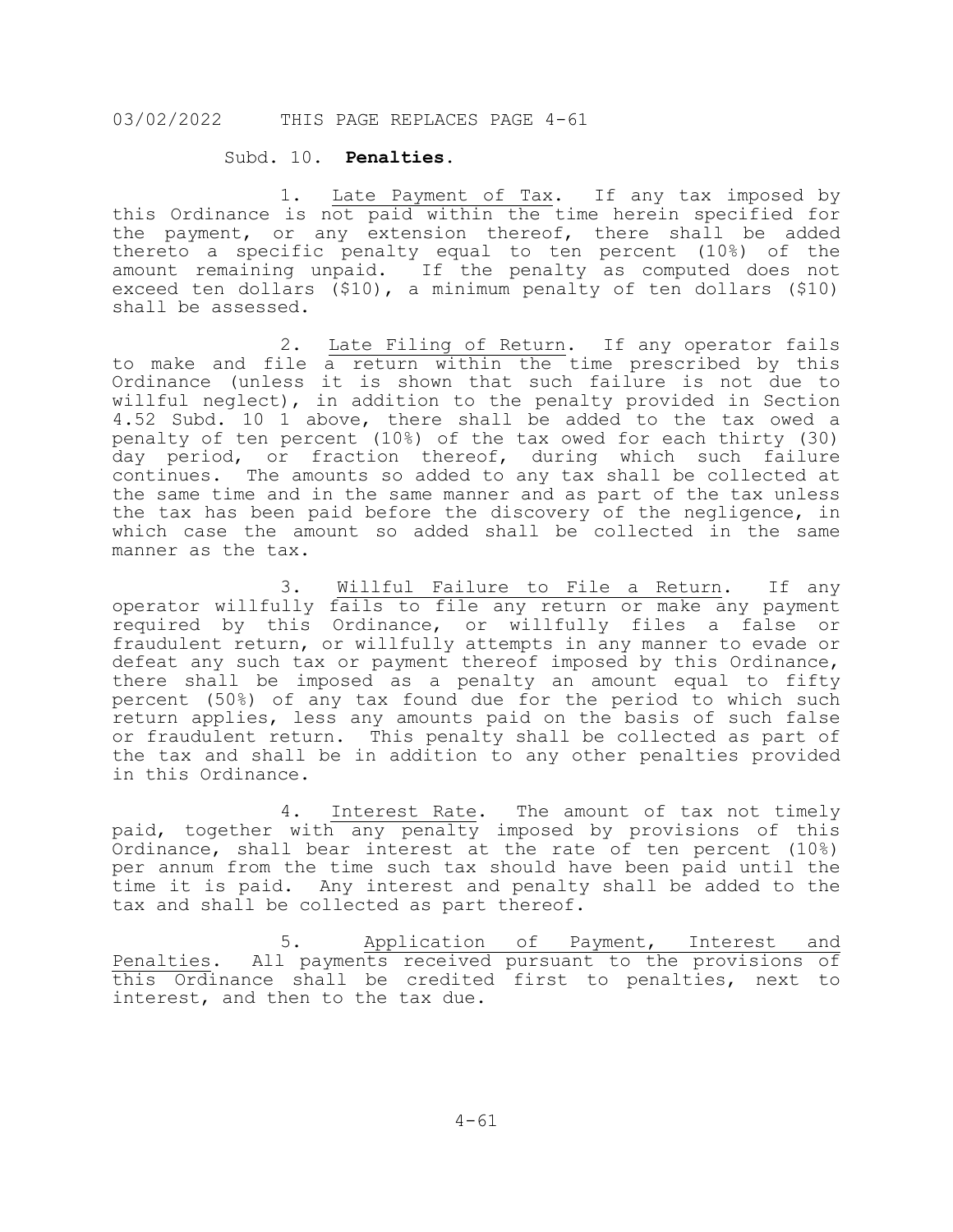03/02/2022 THIS PAGE REPLACES PAGE 4-61

Subd. 10. **Penalties**.

1. Late Payment of Tax. If any tax imposed by this Ordinance is not paid within the time herein specified for the payment, or any extension thereof, there shall be added thereto a specific penalty equal to ten percent (10%) of the amount remaining unpaid. If the penalty as computed does not exceed ten dollars ($10), a minimum penalty of ten dollars ($10) shall be assessed.

2. Late Filing of Return. If any operator fails to make and file a return within the time prescribed by this Ordinance (unless it is shown that such failure is not due to willful neglect), in addition to the penalty provided in Section 4.52 Subd. 10 1 above, there shall be added to the tax owed a penalty of ten percent (10%) of the tax owed for each thirty (30) day period, or fraction thereof, during which such failure continues. The amounts so added to any tax shall be collected at the same time and in the same manner and as part of the tax unless the tax has been paid before the discovery of the negligence, in which case the amount so added shall be collected in the same manner as the tax.

3. Willful Failure to File a Return. If any operator willfully fails to file any return or make any payment required by this Ordinance, or willfully files a false or fraudulent return, or willfully attempts in any manner to evade or defeat any such tax or payment thereof imposed by this Ordinance, there shall be imposed as a penalty an amount equal to fifty percent (50%) of any tax found due for the period to which such return applies, less any amounts paid on the basis of such false or fraudulent return. This penalty shall be collected as part of the tax and shall be in addition to any other penalties provided in this Ordinance.

4. Interest Rate. The amount of tax not timely paid, together with any penalty imposed by provisions of this Ordinance, shall bear interest at the rate of ten percent (10%) per annum from the time such tax should have been paid until the time it is paid. Any interest and penalty shall be added to the tax and shall be collected as part thereof.

5. Application of Payment, Interest and Penalties. All payments received pursuant to the provisions of this Ordinance shall be credited first to penalties, next to interest, and then to the tax due.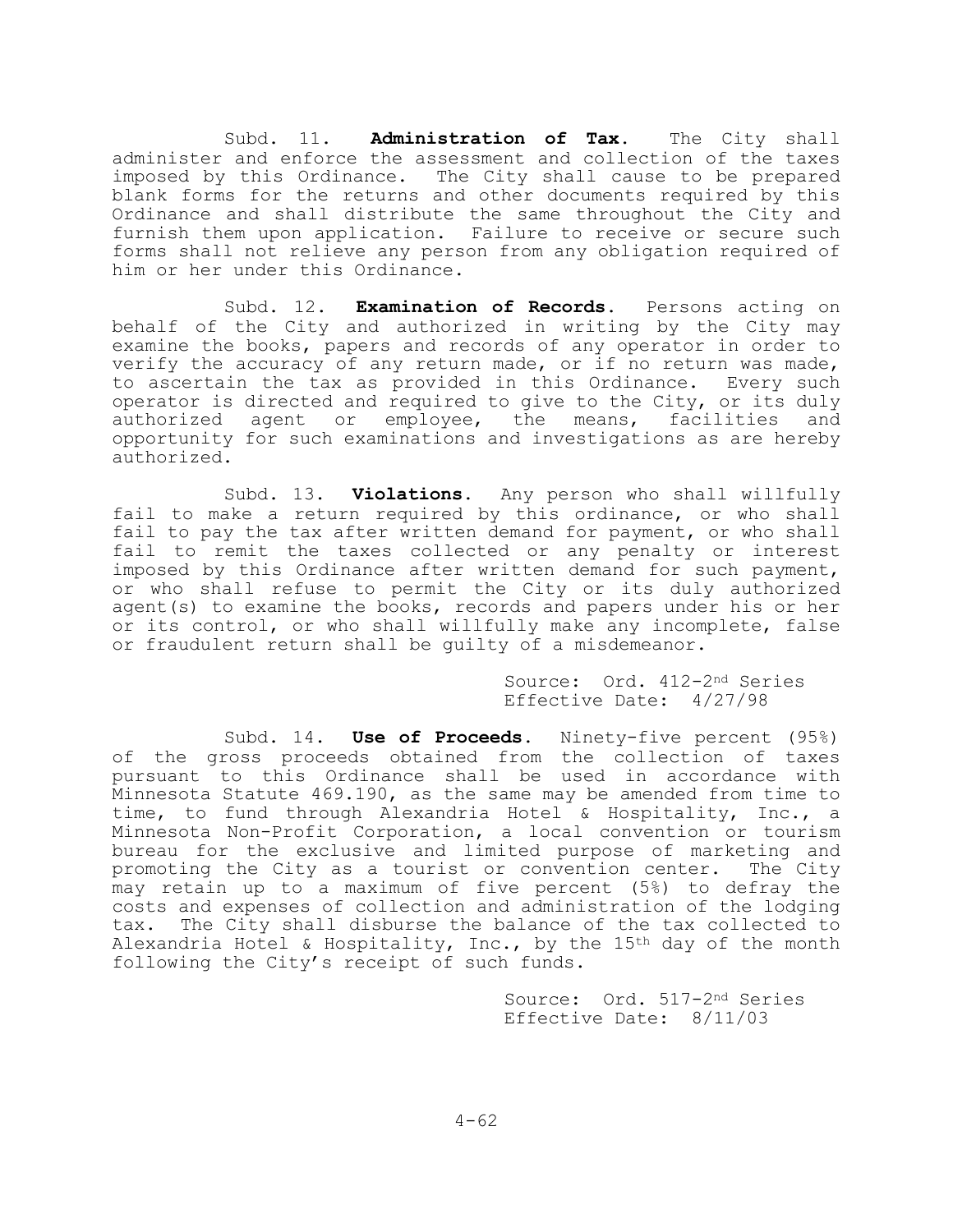Subd. 11. **Administration of Tax.** The City shall administer and enforce the assessment and collection of the taxes imposed by this Ordinance. The City shall cause to be prepared blank forms for the returns and other documents required by this Ordinance and shall distribute the same throughout the City and furnish them upon application. Failure to receive or secure such forms shall not relieve any person from any obligation required of him or her under this Ordinance.

Subd. 12. **Examination of Records.** Persons acting on behalf of the City and authorized in writing by the City may examine the books, papers and records of any operator in order to verify the accuracy of any return made, or if no return was made, to ascertain the tax as provided in this Ordinance. Every such operator is directed and required to give to the City, or its duly authorized agent or employee, the means, facilities and opportunity for such examinations and investigations as are hereby authorized.

Subd. 13. **Violations.** Any person who shall willfully fail to make a return required by this ordinance, or who shall fail to pay the tax after written demand for payment, or who shall fail to remit the taxes collected or any penalty or interest imposed by this Ordinance after written demand for such payment, or who shall refuse to permit the City or its duly authorized agent(s) to examine the books, records and papers under his or her or its control, or who shall willfully make any incomplete, false or fraudulent return shall be guilty of a misdemeanor.

Source: Ord. 412-2nd Series
Effective Date: 4/27/98

Subd. 14. **Use of Proceeds.** Ninety-five percent (95%) of the gross proceeds obtained from the collection of taxes pursuant to this Ordinance shall be used in accordance with Minnesota Statute 469.190, as the same may be amended from time to time, to fund through Alexandria Hotel & Hospitality, Inc., a Minnesota Non-Profit Corporation, a local convention or tourism bureau for the exclusive and limited purpose of marketing and promoting the City as a tourist or convention center. The City may retain up to a maximum of five percent (5%) to defray the costs and expenses of collection and administration of the lodging tax. The City shall disburse the balance of the tax collected to Alexandria Hotel & Hospitality, Inc., by the 15th day of the month following the City's receipt of such funds.

Source: Ord. 517-2nd Series
Effective Date: 8/11/03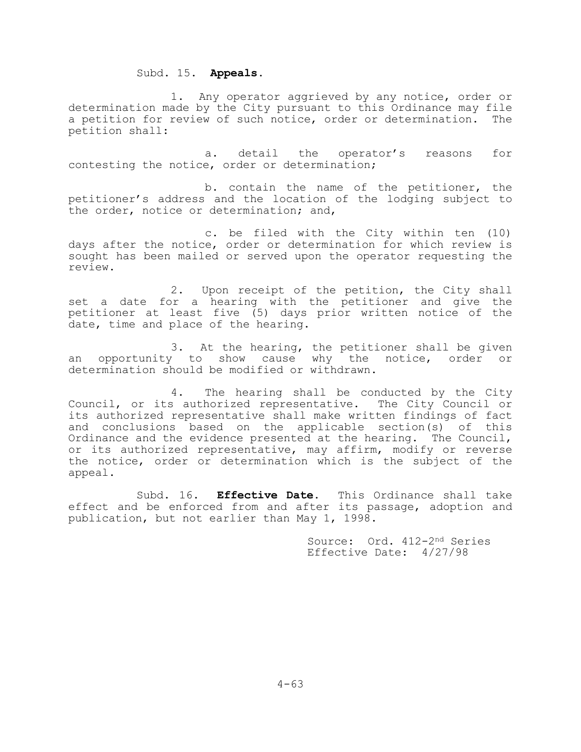Subd. 15. **Appeals.**

1. Any operator aggrieved by any notice, order or determination made by the City pursuant to this Ordinance may file a petition for review of such notice, order or determination. The petition shall:

a. detail the operator's reasons for contesting the notice, order or determination;

b. contain the name of the petitioner, the petitioner's address and the location of the lodging subject to the order, notice or determination; and,

c. be filed with the City within ten (10) days after the notice, order or determination for which review is sought has been mailed or served upon the operator requesting the review.

2. Upon receipt of the petition, the City shall set a date for a hearing with the petitioner and give the petitioner at least five (5) days prior written notice of the date, time and place of the hearing.

3. At the hearing, the petitioner shall be given an opportunity to show cause why the notice, order or determination should be modified or withdrawn.

4. The hearing shall be conducted by the City Council, or its authorized representative. The City Council or its authorized representative shall make written findings of fact and conclusions based on the applicable section(s) of this Ordinance and the evidence presented at the hearing. The Council, or its authorized representative, may affirm, modify or reverse the notice, order or determination which is the subject of the appeal.

Subd. 16. **Effective Date.** This Ordinance shall take effect and be enforced from and after its passage, adoption and publication, but not earlier than May 1, 1998.

Source: Ord. 412-2nd Series
Effective Date: 4/27/98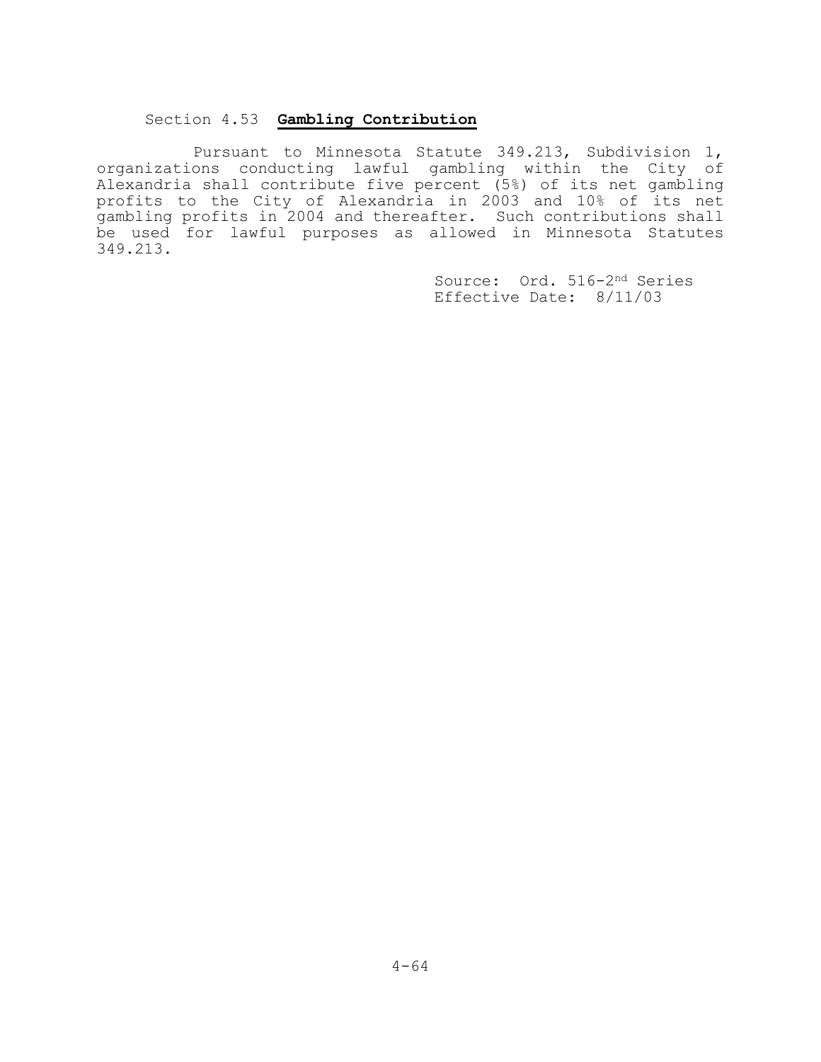## Section 4.53 **Gambling Contribution**

Pursuant to Minnesota Statute 349.213, Subdivision 1, organizations conducting lawful gambling within the City of Alexandria shall contribute five percent (5%) of its net gambling profits to the City of Alexandria in 2003 and 10% of its net gambling profits in 2004 and thereafter. Such contributions shall be used for lawful purposes as allowed in Minnesota Statutes 349.213.

Source: Ord. 516-2nd Series
Effective Date: 8/11/03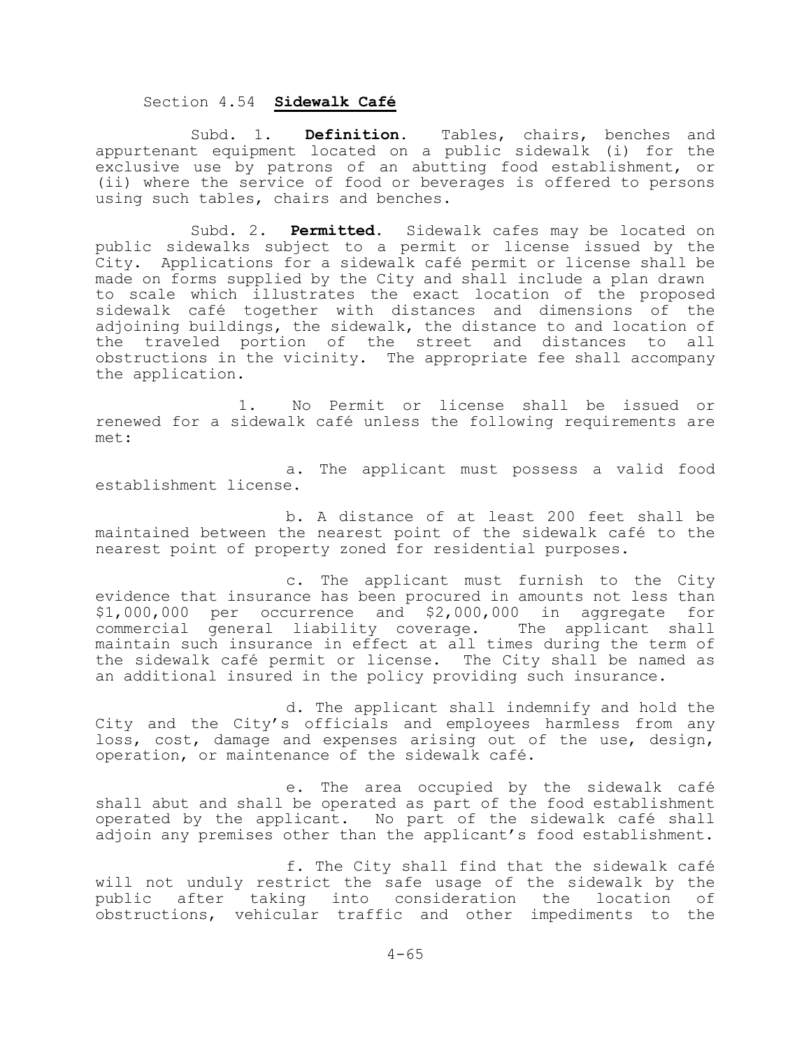## Section 4.54 **Sidewalk Café**

Subd. 1. **Definition.** Tables, chairs, benches and appurtenant equipment located on a public sidewalk (i) for the exclusive use by patrons of an abutting food establishment, or (ii) where the service of food or beverages is offered to persons using such tables, chairs and benches.

Subd. 2. **Permitted.** Sidewalk cafes may be located on public sidewalks subject to a permit or license issued by the City. Applications for a sidewalk café permit or license shall be made on forms supplied by the City and shall include a plan drawn to scale which illustrates the exact location of the proposed sidewalk café together with distances and dimensions of the adjoining buildings, the sidewalk, the distance to and location of the traveled portion of the street and distances to all obstructions in the vicinity. The appropriate fee shall accompany the application.

1. No Permit or license shall be issued or renewed for a sidewalk café unless the following requirements are met:

a. The applicant must possess a valid food establishment license.

b. A distance of at least 200 feet shall be maintained between the nearest point of the sidewalk café to the nearest point of property zoned for residential purposes.

c. The applicant must furnish to the City evidence that insurance has been procured in amounts not less than $1,000,000 per occurrence and $2,000,000 in aggregate for commercial general liability coverage. The applicant shall maintain such insurance in effect at all times during the term of the sidewalk café permit or license. The City shall be named as an additional insured in the policy providing such insurance.

d. The applicant shall indemnify and hold the City and the City's officials and employees harmless from any loss, cost, damage and expenses arising out of the use, design, operation, or maintenance of the sidewalk café.

e. The area occupied by the sidewalk café shall abut and shall be operated as part of the food establishment operated by the applicant. No part of the sidewalk café shall adjoin any premises other than the applicant's food establishment.

f. The City shall find that the sidewalk café will not unduly restrict the safe usage of the sidewalk by the public after taking into consideration the location of obstructions, vehicular traffic and other impediments to the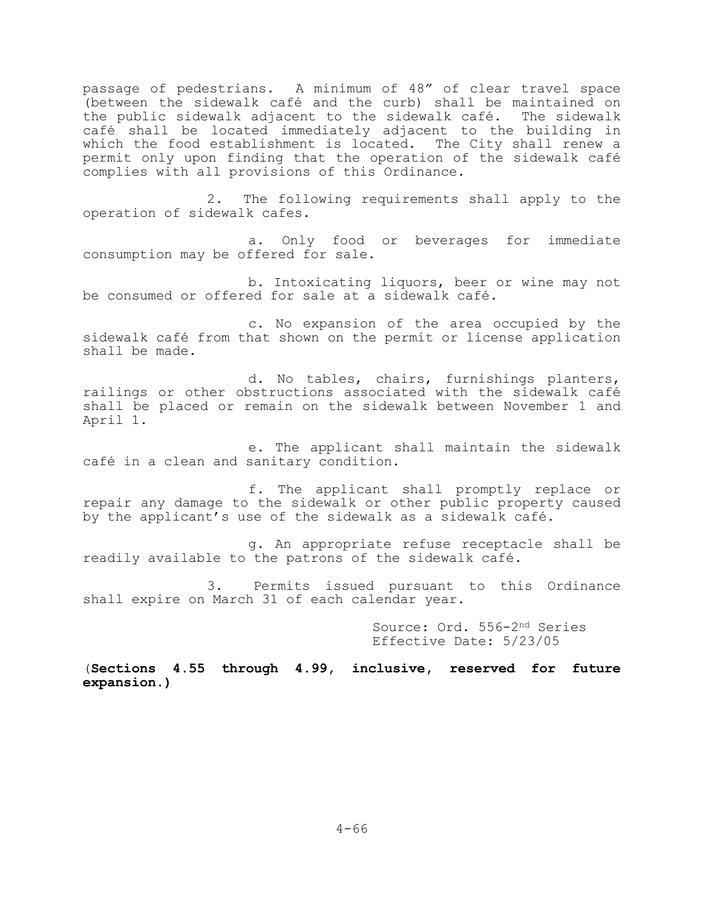passage of pedestrians. A minimum of 48" of clear travel space (between the sidewalk café and the curb) shall be maintained on the public sidewalk adjacent to the sidewalk café. The sidewalk café shall be located immediately adjacent to the building in which the food establishment is located. The City shall renew a permit only upon finding that the operation of the sidewalk café complies with all provisions of this Ordinance.

2. The following requirements shall apply to the operation of sidewalk cafes.

a. Only food or beverages for immediate consumption may be offered for sale.

b. Intoxicating liquors, beer or wine may not be consumed or offered for sale at a sidewalk café.

c. No expansion of the area occupied by the sidewalk café from that shown on the permit or license application shall be made.

d. No tables, chairs, furnishings planters, railings or other obstructions associated with the sidewalk café shall be placed or remain on the sidewalk between November 1 and April 1.

e. The applicant shall maintain the sidewalk café in a clean and sanitary condition.

f. The applicant shall promptly replace or repair any damage to the sidewalk or other public property caused by the applicant's use of the sidewalk as a sidewalk café.

g. An appropriate refuse receptacle shall be readily available to the patrons of the sidewalk café.

3. Permits issued pursuant to this Ordinance shall expire on March 31 of each calendar year.

Source: Ord. 556-2nd Series
Effective Date: 5/23/05

(**Sections 4.55 through 4.99, inclusive, reserved for future expansion.)**